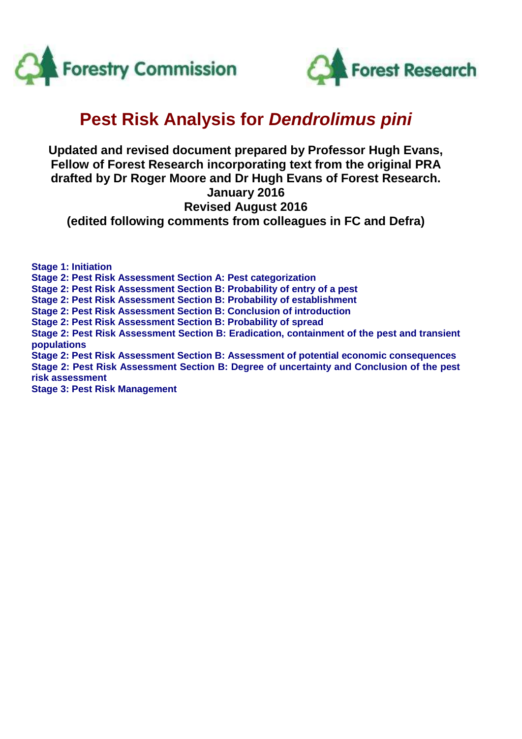Forestry Commission

Forest Research

# Pest Risk Analysis for *Dendrolimus pini*

**Updated and revised document prepared by Professor Hugh Evans, Fellow of Forest Research incorporating text from the original PRA drafted by Dr Roger Moore and Dr Hugh Evans of Forest Research.**
**January 2016**
**Revised August 2016**
**(edited following comments from colleagues in FC and Defra)**

**Stage 1: Initiation**
**Stage 2: Pest Risk Assessment Section A: Pest categorization**
**Stage 2: Pest Risk Assessment Section B: Probability of entry of a pest**
**Stage 2: Pest Risk Assessment Section B: Probability of establishment**
**Stage 2: Pest Risk Assessment Section B: Conclusion of introduction**
**Stage 2: Pest Risk Assessment Section B: Probability of spread**
**Stage 2: Pest Risk Assessment Section B: Eradication, containment of the pest and transient populations**
**Stage 2: Pest Risk Assessment Section B: Assessment of potential economic consequences**
**Stage 2: Pest Risk Assessment Section B: Degree of uncertainty and Conclusion of the pest risk assessment**
**Stage 3: Pest Risk Management**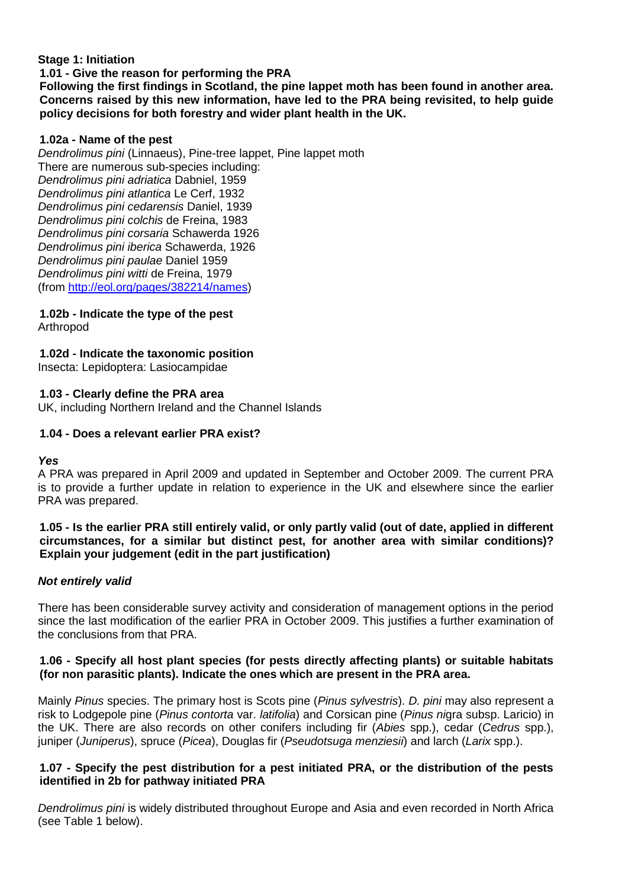**Stage 1: Initiation**

**1.01 - Give the reason for performing the PRA**

**Following the first findings in Scotland, the pine lappet moth has been found in another area. Concerns raised by this new information, have led to the PRA being revisited, to help guide policy decisions for both forestry and wider plant health in the UK.**

**1.02a - Name of the pest**

*Dendrolimus pini* (Linnaeus), Pine-tree lappet, Pine lappet moth
There are numerous sub-species including:
*Dendrolimus pini adriatica* Dabniel, 1959
*Dendrolimus pini atlantica* Le Cerf, 1932
*Dendrolimus pini cedarensis* Daniel, 1939
*Dendrolimus pini colchis* de Freina, 1983
*Dendrolimus pini corsaria* Schawerda 1926
*Dendrolimus pini iberica* Schawerda, 1926
*Dendrolimus pini paulae* Daniel 1959
*Dendrolimus pini witti* de Freina, 1979
(from http://eol.org/pages/382214/names)

**1.02b - Indicate the type of the pest**

Arthropod

**1.02d - Indicate the taxonomic position**

Insecta: Lepidoptera: Lasiocampidae

**1.03 - Clearly define the PRA area**

UK, including Northern Ireland and the Channel Islands

**1.04 - Does a relevant earlier PRA exist?**

***Yes***

A PRA was prepared in April 2009 and updated in September and October 2009. The current PRA is to provide a further update in relation to experience in the UK and elsewhere since the earlier PRA was prepared.

**1.05 - Is the earlier PRA still entirely valid, or only partly valid (out of date, applied in different circumstances, for a similar but distinct pest, for another area with similar conditions)? Explain your judgement (edit in the part justification)**

***Not entirely valid***

There has been considerable survey activity and consideration of management options in the period since the last modification of the earlier PRA in October 2009. This justifies a further examination of the conclusions from that PRA.

**1.06 - Specify all host plant species (for pests directly affecting plants) or suitable habitats (for non parasitic plants). Indicate the ones which are present in the PRA area.**

Mainly *Pinus* species. The primary host is Scots pine (*Pinus sylvestris*). *D. pini* may also represent a risk to Lodgepole pine (*Pinus contorta* var. *latifolia*) and Corsican pine (*Pinus ni*gra subsp. Laricio) in the UK. There are also records on other conifers including fir (*Abies* spp.), cedar (*Cedrus* spp.), juniper (*Juniperus*), spruce (*Picea*), Douglas fir (*Pseudotsuga menziesii*) and larch (*Larix* spp.).

**1.07 - Specify the pest distribution for a pest initiated PRA, or the distribution of the pests identified in 2b for pathway initiated PRA**

*Dendrolimus pini* is widely distributed throughout Europe and Asia and even recorded in North Africa (see Table 1 below).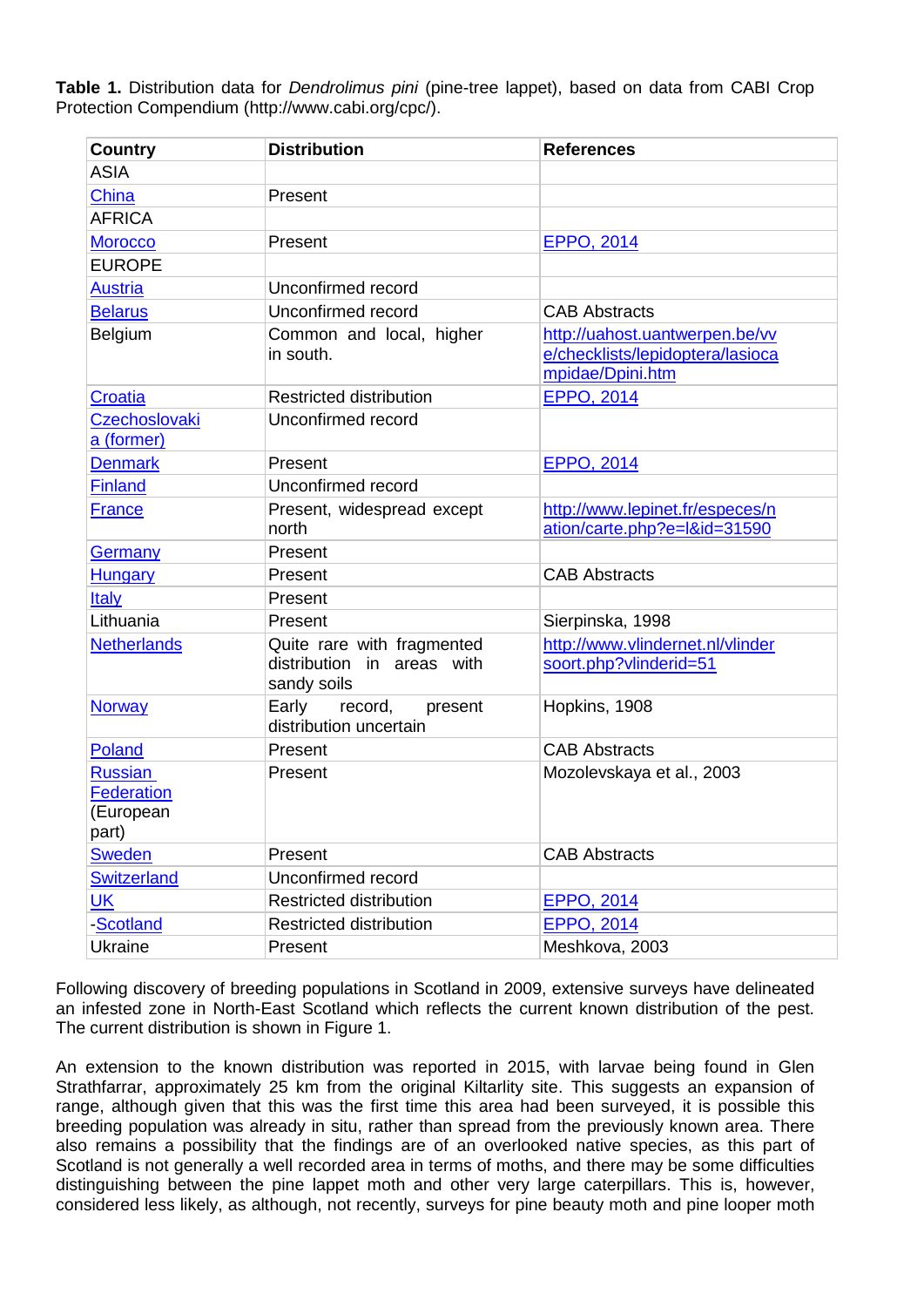**Table 1.** Distribution data for *Dendrolimus pini* (pine-tree lappet), based on data from CABI Crop Protection Compendium (http://www.cabi.org/cpc/).

| Country | Distribution | References |
|---|---|---|
| ASIA | | |
| China | Present | |
| AFRICA | | |
| Morocco | Present | EPPO, 2014 |
| EUROPE | | |
| Austria | Unconfirmed record | |
| Belarus | Unconfirmed record | CAB Abstracts |
| Belgium | Common and local, higher in south. | http://uahost.uantwerpen.be/vve/checklists/lepidoptera/lasiocampidae/Dpini.htm |
| Croatia | Restricted distribution | EPPO, 2014 |
| Czechoslovakia (former) | Unconfirmed record | |
| Denmark | Present | EPPO, 2014 |
| Finland | Unconfirmed record | |
| France | Present, widespread except north | http://www.lepinet.fr/especes/nation/carte.php?e=l&id=31590 |
| Germany | Present | |
| Hungary | Present | CAB Abstracts |
| Italy | Present | |
| Lithuania | Present | Sierpinska, 1998 |
| Netherlands | Quite rare with fragmented distribution in areas with sandy soils | http://www.vlindernet.nl/vlindersoort.php?vlinderid=51 |
| Norway | Early record, present distribution uncertain | Hopkins, 1908 |
| Poland | Present | CAB Abstracts |
| Russian Federation (European part) | Present | Mozolevskaya et al., 2003 |
| Sweden | Present | CAB Abstracts |
| Switzerland | Unconfirmed record | |
| UK | Restricted distribution | EPPO, 2014 |
| -Scotland | Restricted distribution | EPPO, 2014 |
| Ukraine | Present | Meshkova, 2003 |

Following discovery of breeding populations in Scotland in 2009, extensive surveys have delineated an infested zone in North-East Scotland which reflects the current known distribution of the pest. The current distribution is shown in Figure 1.

An extension to the known distribution was reported in 2015, with larvae being found in Glen Strathfarrar, approximately 25 km from the original Kiltarlity site. This suggests an expansion of range, although given that this was the first time this area had been surveyed, it is possible this breeding population was already in situ, rather than spread from the previously known area. There also remains a possibility that the findings are of an overlooked native species, as this part of Scotland is not generally a well recorded area in terms of moths, and there may be some difficulties distinguishing between the pine lappet moth and other very large caterpillars. This is, however, considered less likely, as although, not recently, surveys for pine beauty moth and pine looper moth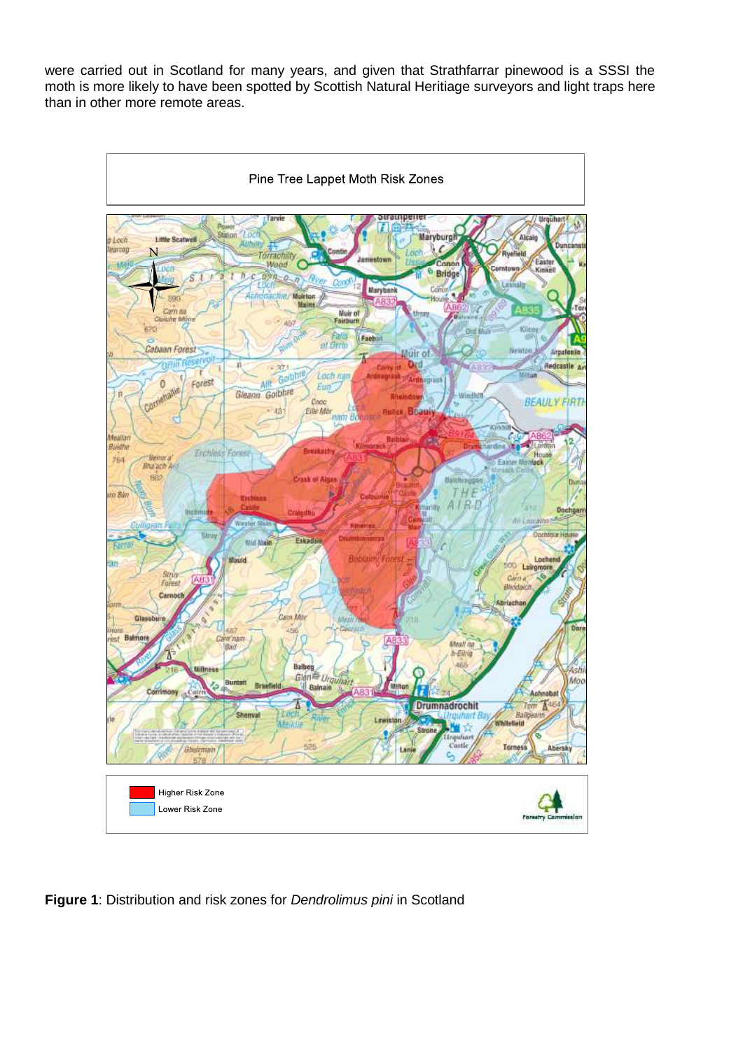were carried out in Scotland for many years, and given that Strathfarrar pinewood is a SSSI the moth is more likely to have been spotted by Scottish Natural Heritiage surveyors and light traps here than in other more remote areas.

Pine Tree Lappet Moth Risk Zones

Higher Risk Zone
Lower Risk Zone

**Figure 1**: Distribution and risk zones for *Dendrolimus pini* in Scotland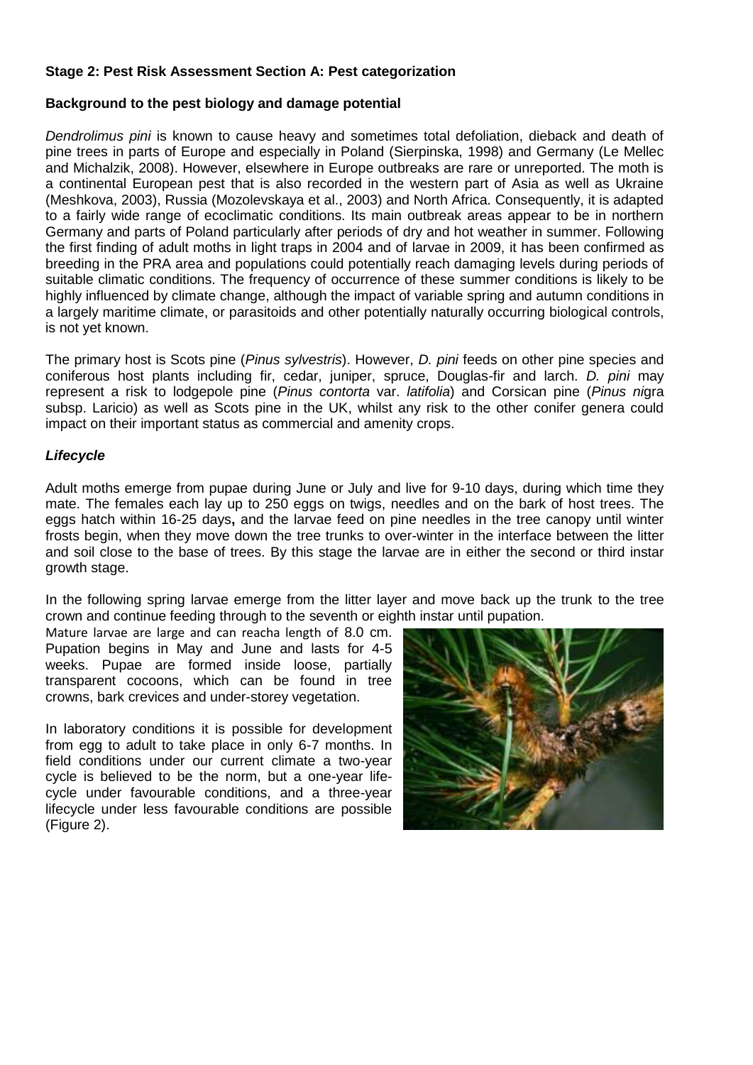**Stage 2: Pest Risk Assessment Section A: Pest categorization**

**Background to the pest biology and damage potential**

*Dendrolimus pini* is known to cause heavy and sometimes total defoliation, dieback and death of pine trees in parts of Europe and especially in Poland (Sierpinska, 1998) and Germany (Le Mellec and Michalzik, 2008). However, elsewhere in Europe outbreaks are rare or unreported. The moth is a continental European pest that is also recorded in the western part of Asia as well as Ukraine (Meshkova, 2003), Russia (Mozolevskaya et al., 2003) and North Africa. Consequently, it is adapted to a fairly wide range of ecoclimatic conditions. Its main outbreak areas appear to be in northern Germany and parts of Poland particularly after periods of dry and hot weather in summer. Following the first finding of adult moths in light traps in 2004 and of larvae in 2009, it has been confirmed as breeding in the PRA area and populations could potentially reach damaging levels during periods of suitable climatic conditions. The frequency of occurrence of these summer conditions is likely to be highly influenced by climate change, although the impact of variable spring and autumn conditions in a largely maritime climate, or parasitoids and other potentially naturally occurring biological controls, is not yet known.

The primary host is Scots pine (*Pinus sylvestris*). However, *D. pini* feeds on other pine species and coniferous host plants including fir, cedar, juniper, spruce, Douglas-fir and larch. *D. pini* may represent a risk to lodgepole pine (*Pinus contorta* var. *latifolia*) and Corsican pine (*Pinus ni*gra subsp. Laricio) as well as Scots pine in the UK, whilst any risk to the other conifer genera could impact on their important status as commercial and amenity crops.

***Lifecycle***

Adult moths emerge from pupae during June or July and live for 9-10 days, during which time they mate. The females each lay up to 250 eggs on twigs, needles and on the bark of host trees. The eggs hatch within 16-25 days**,** and the larvae feed on pine needles in the tree canopy until winter frosts begin, when they move down the tree trunks to over-winter in the interface between the litter and soil close to the base of trees. By this stage the larvae are in either the second or third instar growth stage.

In the following spring larvae emerge from the litter layer and move back up the trunk to the tree crown and continue feeding through to the seventh or eighth instar until pupation.

Mature larvae are large and can reacha length of 8.0 cm. Pupation begins in May and June and lasts for 4-5 weeks. Pupae are formed inside loose, partially transparent cocoons, which can be found in tree crowns, bark crevices and under-storey vegetation.

In laboratory conditions it is possible for development from egg to adult to take place in only 6-7 months. In field conditions under our current climate a two-year cycle is believed to be the norm, but a one-year life-cycle under favourable conditions, and a three-year lifecycle under less favourable conditions are possible (Figure 2).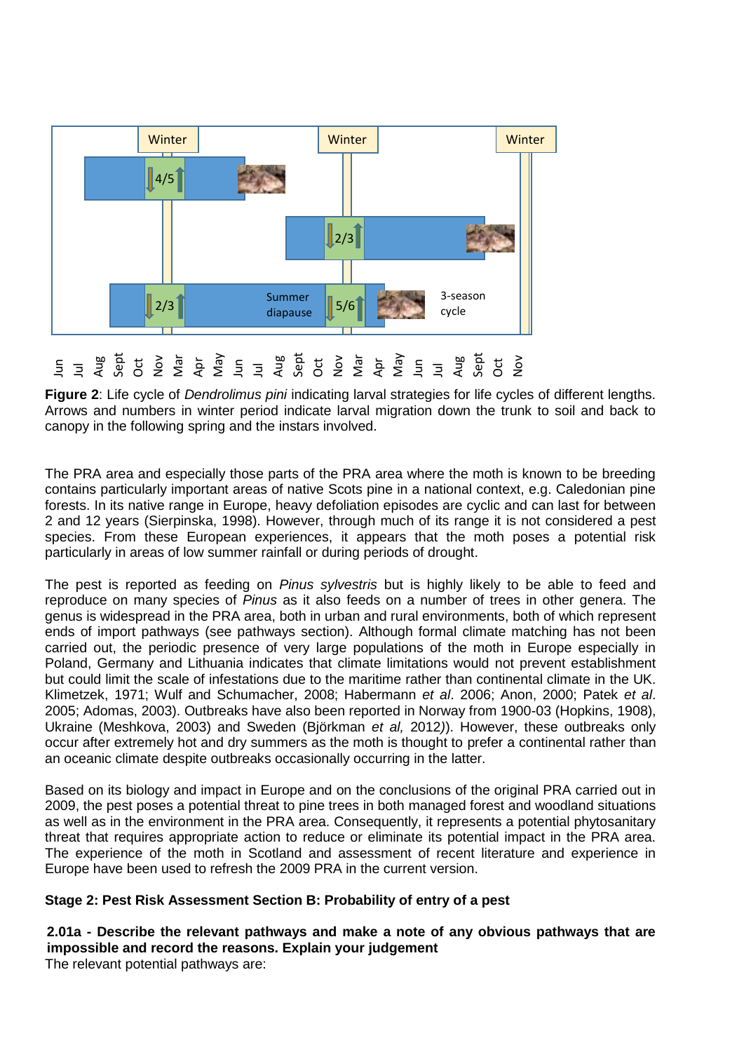**Figure 2**: Life cycle of *Dendrolimus pini* indicating larval strategies for life cycles of different lengths. Arrows and numbers in winter period indicate larval migration down the trunk to soil and back to canopy in the following spring and the instars involved.

The PRA area and especially those parts of the PRA area where the moth is known to be breeding contains particularly important areas of native Scots pine in a national context, e.g. Caledonian pine forests. In its native range in Europe, heavy defoliation episodes are cyclic and can last for between 2 and 12 years (Sierpinska, 1998). However, through much of its range it is not considered a pest species. From these European experiences, it appears that the moth poses a potential risk particularly in areas of low summer rainfall or during periods of drought.

The pest is reported as feeding on *Pinus sylvestris* but is highly likely to be able to feed and reproduce on many species of *Pinus* as it also feeds on a number of trees in other genera. The genus is widespread in the PRA area, both in urban and rural environments, both of which represent ends of import pathways (see pathways section). Although formal climate matching has not been carried out, the periodic presence of very large populations of the moth in Europe especially in Poland, Germany and Lithuania indicates that climate limitations would not prevent establishment but could limit the scale of infestations due to the maritime rather than continental climate in the UK. Klimetzek, 1971; Wulf and Schumacher, 2008; Habermann *et al*. 2006; Anon, 2000; Patek *et al*. 2005; Adomas, 2003). Outbreaks have also been reported in Norway from 1900-03 (Hopkins, 1908), Ukraine (Meshkova, 2003) and Sweden (Björkman *et al,* 2012)). However, these outbreaks only occur after extremely hot and dry summers as the moth is thought to prefer a continental rather than an oceanic climate despite outbreaks occasionally occurring in the latter.

Based on its biology and impact in Europe and on the conclusions of the original PRA carried out in 2009, the pest poses a potential threat to pine trees in both managed forest and woodland situations as well as in the environment in the PRA area. Consequently, it represents a potential phytosanitary threat that requires appropriate action to reduce or eliminate its potential impact in the PRA area. The experience of the moth in Scotland and assessment of recent literature and experience in Europe have been used to refresh the 2009 PRA in the current version.

**Stage 2: Pest Risk Assessment Section B: Probability of entry of a pest**

**2.01a - Describe the relevant pathways and make a note of any obvious pathways that are impossible and record the reasons. Explain your judgement**

The relevant potential pathways are: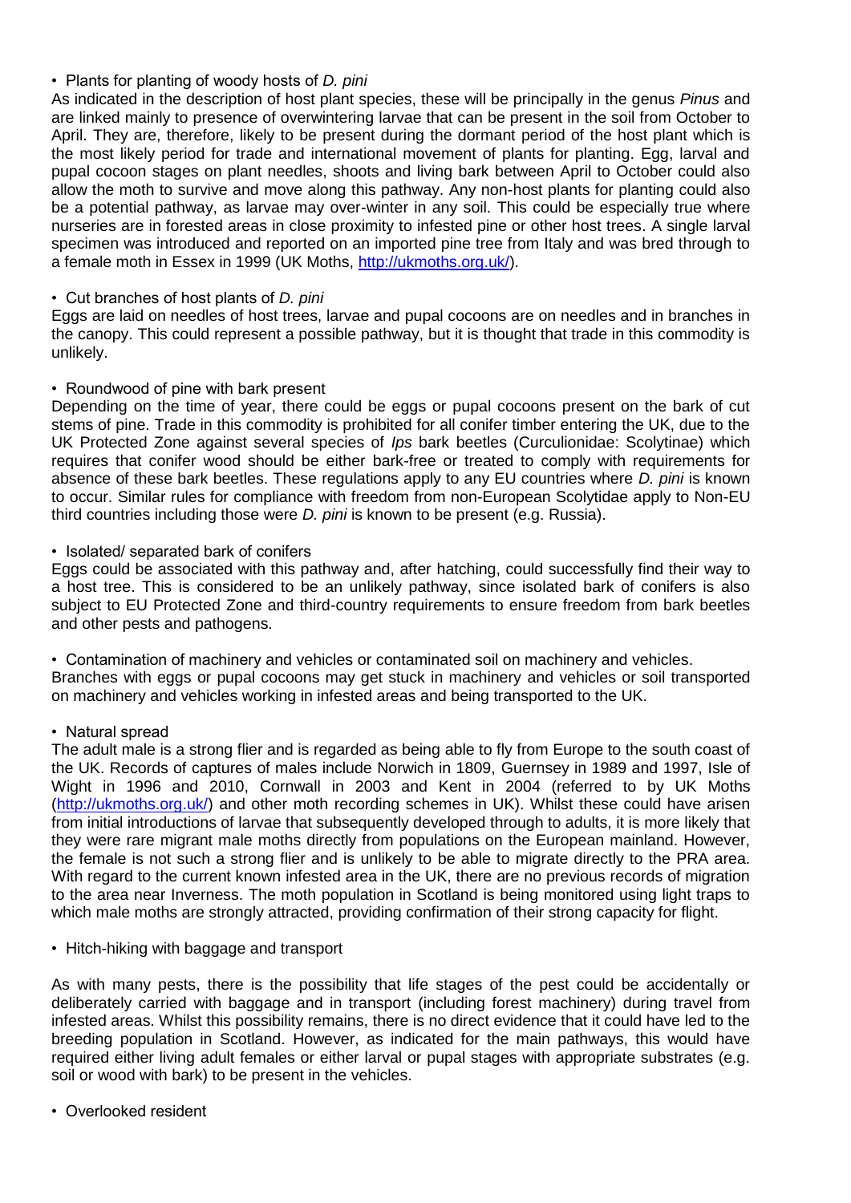• Plants for planting of woody hosts of *D. pini*

As indicated in the description of host plant species, these will be principally in the genus *Pinus* and are linked mainly to presence of overwintering larvae that can be present in the soil from October to April. They are, therefore, likely to be present during the dormant period of the host plant which is the most likely period for trade and international movement of plants for planting. Egg, larval and pupal cocoon stages on plant needles, shoots and living bark between April to October could also allow the moth to survive and move along this pathway. Any non-host plants for planting could also be a potential pathway, as larvae may over-winter in any soil. This could be especially true where nurseries are in forested areas in close proximity to infested pine or other host trees. A single larval specimen was introduced and reported on an imported pine tree from Italy and was bred through to a female moth in Essex in 1999 (UK Moths, http://ukmoths.org.uk/).

• Cut branches of host plants of *D. pini*

Eggs are laid on needles of host trees, larvae and pupal cocoons are on needles and in branches in the canopy. This could represent a possible pathway, but it is thought that trade in this commodity is unlikely.

• Roundwood of pine with bark present

Depending on the time of year, there could be eggs or pupal cocoons present on the bark of cut stems of pine. Trade in this commodity is prohibited for all conifer timber entering the UK, due to the UK Protected Zone against several species of *Ips* bark beetles (Curculionidae: Scolytinae) which requires that conifer wood should be either bark-free or treated to comply with requirements for absence of these bark beetles. These regulations apply to any EU countries where *D. pini* is known to occur. Similar rules for compliance with freedom from non-European Scolytidae apply to Non-EU third countries including those were *D. pini* is known to be present (e.g. Russia).

• Isolated/ separated bark of conifers

Eggs could be associated with this pathway and, after hatching, could successfully find their way to a host tree. This is considered to be an unlikely pathway, since isolated bark of conifers is also subject to EU Protected Zone and third-country requirements to ensure freedom from bark beetles and other pests and pathogens.

• Contamination of machinery and vehicles or contaminated soil on machinery and vehicles.

Branches with eggs or pupal cocoons may get stuck in machinery and vehicles or soil transported on machinery and vehicles working in infested areas and being transported to the UK.

• Natural spread

The adult male is a strong flier and is regarded as being able to fly from Europe to the south coast of the UK. Records of captures of males include Norwich in 1809, Guernsey in 1989 and 1997, Isle of Wight in 1996 and 2010, Cornwall in 2003 and Kent in 2004 (referred to by UK Moths (http://ukmoths.org.uk/) and other moth recording schemes in UK). Whilst these could have arisen from initial introductions of larvae that subsequently developed through to adults, it is more likely that they were rare migrant male moths directly from populations on the European mainland. However, the female is not such a strong flier and is unlikely to be able to migrate directly to the PRA area. With regard to the current known infested area in the UK, there are no previous records of migration to the area near Inverness. The moth population in Scotland is being monitored using light traps to which male moths are strongly attracted, providing confirmation of their strong capacity for flight.

• Hitch-hiking with baggage and transport

As with many pests, there is the possibility that life stages of the pest could be accidentally or deliberately carried with baggage and in transport (including forest machinery) during travel from infested areas. Whilst this possibility remains, there is no direct evidence that it could have led to the breeding population in Scotland. However, as indicated for the main pathways, this would have required either living adult females or either larval or pupal stages with appropriate substrates (e.g. soil or wood with bark) to be present in the vehicles.

• Overlooked resident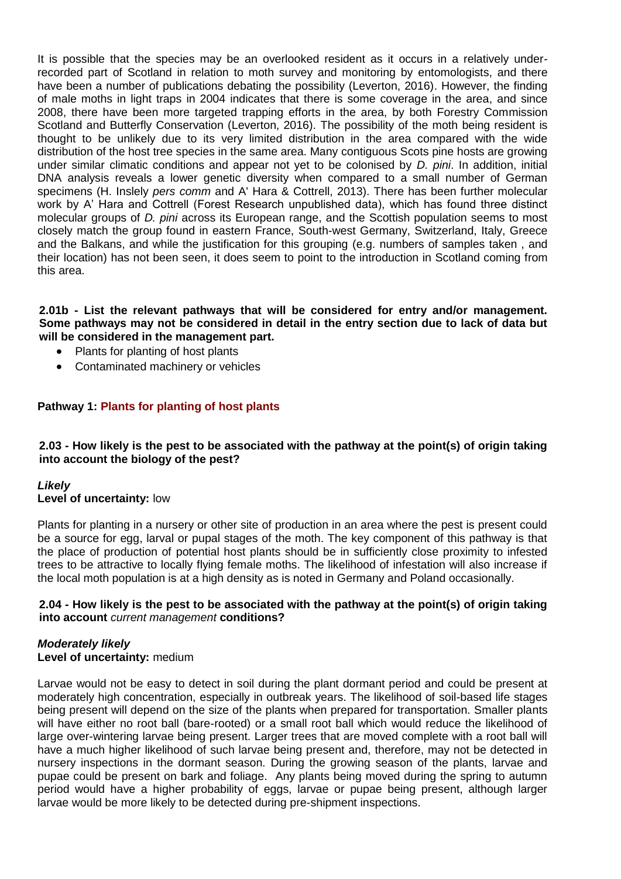It is possible that the species may be an overlooked resident as it occurs in a relatively under-recorded part of Scotland in relation to moth survey and monitoring by entomologists, and there have been a number of publications debating the possibility (Leverton, 2016). However, the finding of male moths in light traps in 2004 indicates that there is some coverage in the area, and since 2008, there have been more targeted trapping efforts in the area, by both Forestry Commission Scotland and Butterfly Conservation (Leverton, 2016). The possibility of the moth being resident is thought to be unlikely due to its very limited distribution in the area compared with the wide distribution of the host tree species in the same area. Many contiguous Scots pine hosts are growing under similar climatic conditions and appear not yet to be colonised by *D. pini*. In addition, initial DNA analysis reveals a lower genetic diversity when compared to a small number of German specimens (H. Inslely *pers comm* and A' Hara & Cottrell, 2013). There has been further molecular work by A' Hara and Cottrell (Forest Research unpublished data), which has found three distinct molecular groups of *D. pini* across its European range, and the Scottish population seems to most closely match the group found in eastern France, South-west Germany, Switzerland, Italy, Greece and the Balkans, and while the justification for this grouping (e.g. numbers of samples taken , and their location) has not been seen, it does seem to point to the introduction in Scotland coming from this area.

**2.01b - List the relevant pathways that will be considered for entry and/or management. Some pathways may not be considered in detail in the entry section due to lack of data but will be considered in the management part.**

- Plants for planting of host plants
- Contaminated machinery or vehicles

**Pathway 1: Plants for planting of host plants**

**2.03 - How likely is the pest to be associated with the pathway at the point(s) of origin taking into account the biology of the pest?**

***Likely***
**Level of uncertainty:** low

Plants for planting in a nursery or other site of production in an area where the pest is present could be a source for egg, larval or pupal stages of the moth. The key component of this pathway is that the place of production of potential host plants should be in sufficiently close proximity to infested trees to be attractive to locally flying female moths. The likelihood of infestation will also increase if the local moth population is at a high density as is noted in Germany and Poland occasionally.

**2.04 - How likely is the pest to be associated with the pathway at the point(s) of origin taking into account** *current management* **conditions?**

***Moderately likely***
**Level of uncertainty:** medium

Larvae would not be easy to detect in soil during the plant dormant period and could be present at moderately high concentration, especially in outbreak years. The likelihood of soil-based life stages being present will depend on the size of the plants when prepared for transportation. Smaller plants will have either no root ball (bare-rooted) or a small root ball which would reduce the likelihood of large over-wintering larvae being present. Larger trees that are moved complete with a root ball will have a much higher likelihood of such larvae being present and, therefore, may not be detected in nursery inspections in the dormant season. During the growing season of the plants, larvae and pupae could be present on bark and foliage. Any plants being moved during the spring to autumn period would have a higher probability of eggs, larvae or pupae being present, although larger larvae would be more likely to be detected during pre-shipment inspections.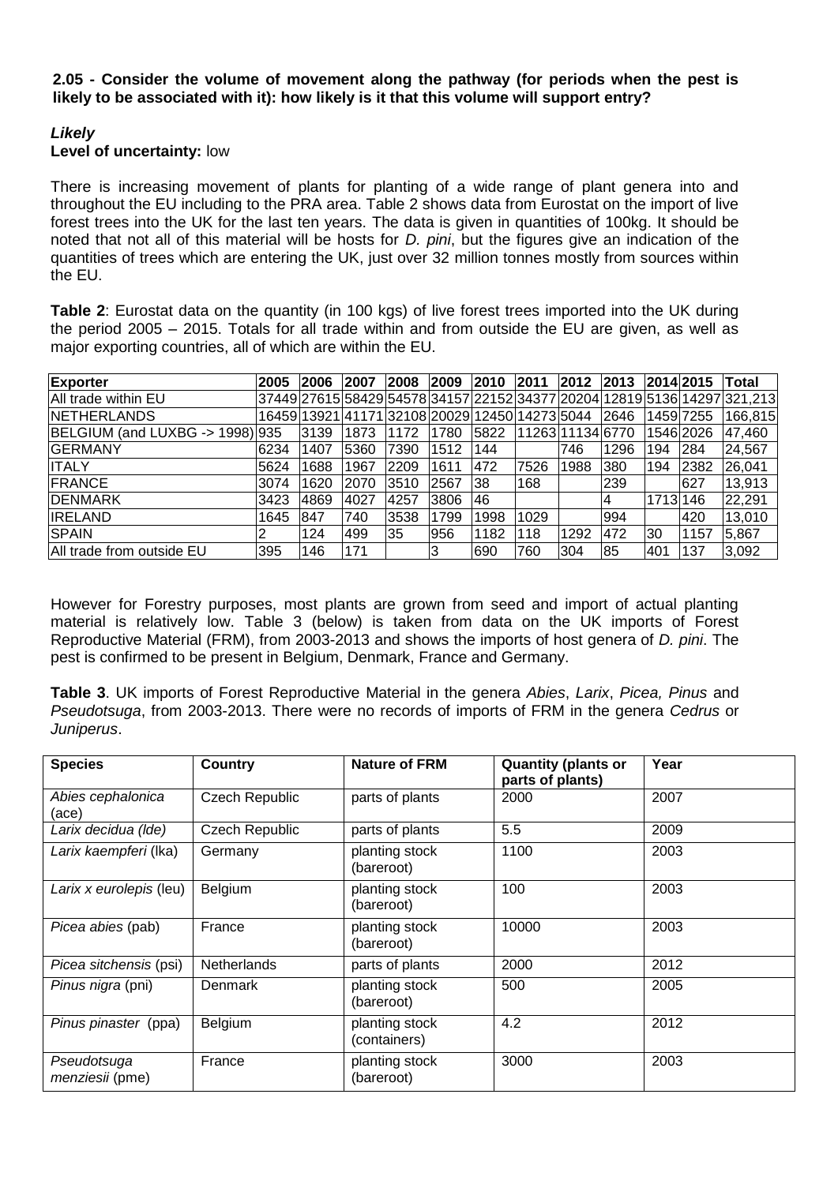**2.05 - Consider the volume of movement along the pathway (for periods when the pest is likely to be associated with it): how likely is it that this volume will support entry?**

***Likely***
**Level of uncertainty:** low

There is increasing movement of plants for planting of a wide range of plant genera into and throughout the EU including to the PRA area. Table 2 shows data from Eurostat on the import of live forest trees into the UK for the last ten years. The data is given in quantities of 100kg. It should be noted that not all of this material will be hosts for *D. pini*, but the figures give an indication of the quantities of trees which are entering the UK, just over 32 million tonnes mostly from sources within the EU.

**Table 2**: Eurostat data on the quantity (in 100 kgs) of live forest trees imported into the UK during the period 2005 – 2015. Totals for all trade within and from outside the EU are given, as well as major exporting countries, all of which are within the EU.

| Exporter | 2005 | 2006 | 2007 | 2008 | 2009 | 2010 | 2011 | 2012 | 2013 | 2014 | 2015 | Total |
|---|---|---|---|---|---|---|---|---|---|---|---|---|
| All trade within EU | 37449 | 27615 | 58429 | 54578 | 34157 | 22152 | 34377 | 20204 | 12819 | 5136 | 14297 | 321,213 |
| NETHERLANDS | 16459 | 13921 | 41171 | 32108 | 20029 | 12450 | 14273 | 5044 | 2646 | 1459 | 7255 | 166,815 |
| BELGIUM (and LUXBG -> 1998) | 935 | 3139 | 1873 | 1172 | 1780 | 5822 | 11263 | 11134 | 6770 | 1546 | 2026 | 47,460 |
| GERMANY | 6234 | 1407 | 5360 | 7390 | 1512 | 144 | | 746 | 1296 | 194 | 284 | 24,567 |
| ITALY | 5624 | 1688 | 1967 | 2209 | 1611 | 472 | 7526 | 1988 | 380 | 194 | 2382 | 26,041 |
| FRANCE | 3074 | 1620 | 2070 | 3510 | 2567 | 38 | 168 | | 239 | | 627 | 13,913 |
| DENMARK | 3423 | 4869 | 4027 | 4257 | 3806 | 46 | | | 4 | 1713 | 146 | 22,291 |
| IRELAND | 1645 | 847 | 740 | 3538 | 1799 | 1998 | 1029 | | 994 | | 420 | 13,010 |
| SPAIN | 2 | 124 | 499 | 35 | 956 | 1182 | 118 | 1292 | 472 | 30 | 1157 | 5,867 |
| All trade from outside EU | 395 | 146 | 171 | | 3 | 690 | 760 | 304 | 85 | 401 | 137 | 3,092 |

However for Forestry purposes, most plants are grown from seed and import of actual planting material is relatively low. Table 3 (below) is taken from data on the UK imports of Forest Reproductive Material (FRM), from 2003-2013 and shows the imports of host genera of *D. pini*. The pest is confirmed to be present in Belgium, Denmark, France and Germany.

**Table 3**. UK imports of Forest Reproductive Material in the genera *Abies*, *Larix*, *Picea, Pinus* and *Pseudotsuga*, from 2003-2013. There were no records of imports of FRM in the genera *Cedrus* or *Juniperus*.

| Species | Country | Nature of FRM | Quantity (plants or parts of plants) | Year |
|---|---|---|---|---|
| *Abies cephalonica* (ace) | Czech Republic | parts of plants | 2000 | 2007 |
| *Larix decidua (lde)* | Czech Republic | parts of plants | 5.5 | 2009 |
| *Larix kaempferi* (lka) | Germany | planting stock (bareroot) | 1100 | 2003 |
| *Larix x eurolepis* (leu) | Belgium | planting stock (bareroot) | 100 | 2003 |
| *Picea abies* (pab) | France | planting stock (bareroot) | 10000 | 2003 |
| *Picea sitchensis* (psi) | Netherlands | parts of plants | 2000 | 2012 |
| *Pinus nigra* (pni) | Denmark | planting stock (bareroot) | 500 | 2005 |
| *Pinus pinaster* (ppa) | Belgium | planting stock (containers) | 4.2 | 2012 |
| *Pseudotsuga menziesii* (pme) | France | planting stock (bareroot) | 3000 | 2003 |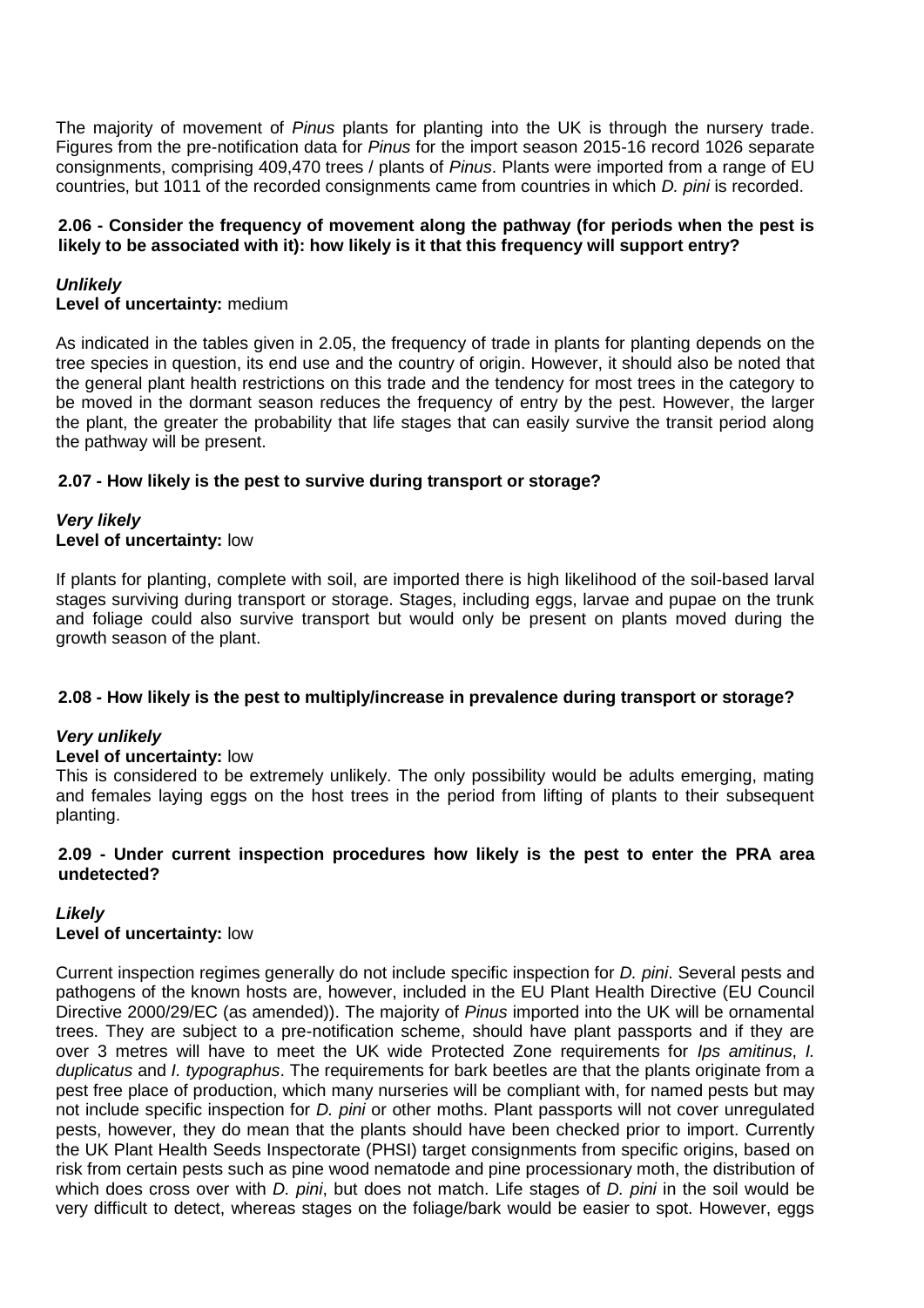The majority of movement of *Pinus* plants for planting into the UK is through the nursery trade. Figures from the pre-notification data for *Pinus* for the import season 2015-16 record 1026 separate consignments, comprising 409,470 trees / plants of *Pinus*. Plants were imported from a range of EU countries, but 1011 of the recorded consignments came from countries in which *D. pini* is recorded.

**2.06 - Consider the frequency of movement along the pathway (for periods when the pest is likely to be associated with it): how likely is it that this frequency will support entry?**

***Unlikely***
**Level of uncertainty:** medium

As indicated in the tables given in 2.05, the frequency of trade in plants for planting depends on the tree species in question, its end use and the country of origin. However, it should also be noted that the general plant health restrictions on this trade and the tendency for most trees in the category to be moved in the dormant season reduces the frequency of entry by the pest. However, the larger the plant, the greater the probability that life stages that can easily survive the transit period along the pathway will be present.

**2.07 - How likely is the pest to survive during transport or storage?**

***Very likely***
**Level of uncertainty:** low

If plants for planting, complete with soil, are imported there is high likelihood of the soil-based larval stages surviving during transport or storage. Stages, including eggs, larvae and pupae on the trunk and foliage could also survive transport but would only be present on plants moved during the growth season of the plant.

**2.08 - How likely is the pest to multiply/increase in prevalence during transport or storage?**

***Very unlikely***
**Level of uncertainty:** low

This is considered to be extremely unlikely. The only possibility would be adults emerging, mating and females laying eggs on the host trees in the period from lifting of plants to their subsequent planting.

**2.09 - Under current inspection procedures how likely is the pest to enter the PRA area undetected?**

***Likely***
**Level of uncertainty:** low

Current inspection regimes generally do not include specific inspection for *D. pini*. Several pests and pathogens of the known hosts are, however, included in the EU Plant Health Directive (EU Council Directive 2000/29/EC (as amended)). The majority of *Pinus* imported into the UK will be ornamental trees. They are subject to a pre-notification scheme, should have plant passports and if they are over 3 metres will have to meet the UK wide Protected Zone requirements for *Ips amitinus*, *I. duplicatus* and *I. typographus*. The requirements for bark beetles are that the plants originate from a pest free place of production, which many nurseries will be compliant with, for named pests but may not include specific inspection for *D. pini* or other moths. Plant passports will not cover unregulated pests, however, they do mean that the plants should have been checked prior to import. Currently the UK Plant Health Seeds Inspectorate (PHSI) target consignments from specific origins, based on risk from certain pests such as pine wood nematode and pine processionary moth, the distribution of which does cross over with *D. pini*, but does not match. Life stages of *D. pini* in the soil would be very difficult to detect, whereas stages on the foliage/bark would be easier to spot. However, eggs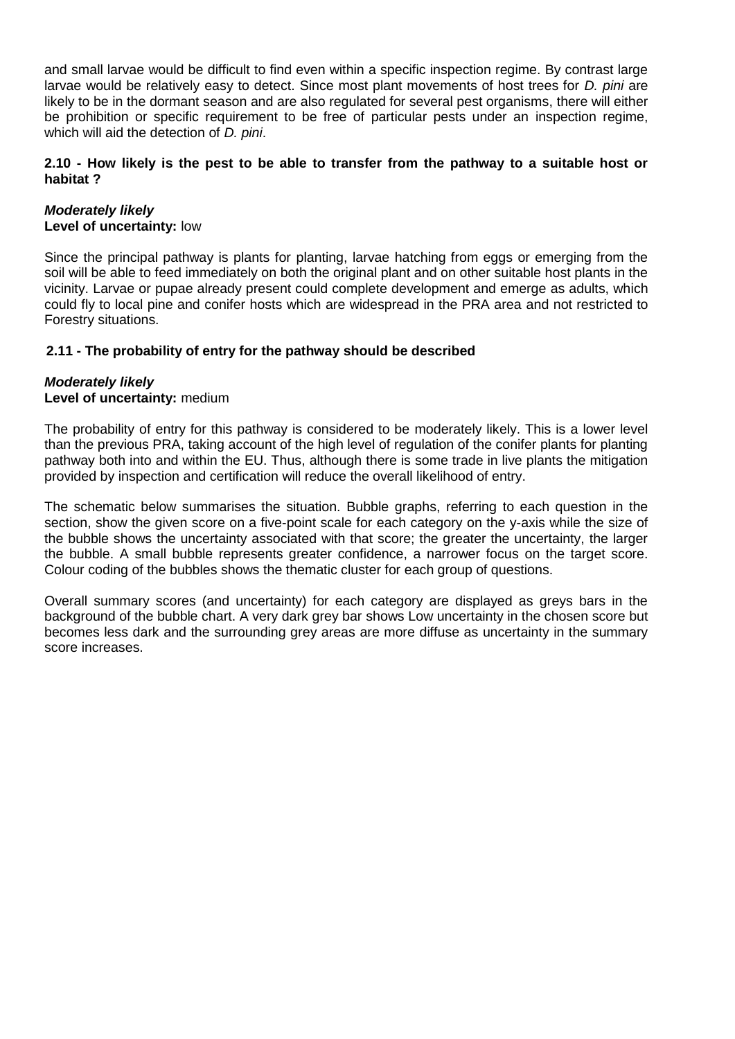and small larvae would be difficult to find even within a specific inspection regime. By contrast large larvae would be relatively easy to detect. Since most plant movements of host trees for *D. pini* are likely to be in the dormant season and are also regulated for several pest organisms, there will either be prohibition or specific requirement to be free of particular pests under an inspection regime, which will aid the detection of *D. pini*.

**2.10 - How likely is the pest to be able to transfer from the pathway to a suitable host or habitat ?**

***Moderately likely***
**Level of uncertainty:** low

Since the principal pathway is plants for planting, larvae hatching from eggs or emerging from the soil will be able to feed immediately on both the original plant and on other suitable host plants in the vicinity. Larvae or pupae already present could complete development and emerge as adults, which could fly to local pine and conifer hosts which are widespread in the PRA area and not restricted to Forestry situations.

**2.11 - The probability of entry for the pathway should be described**

***Moderately likely***
**Level of uncertainty:** medium

The probability of entry for this pathway is considered to be moderately likely. This is a lower level than the previous PRA, taking account of the high level of regulation of the conifer plants for planting pathway both into and within the EU. Thus, although there is some trade in live plants the mitigation provided by inspection and certification will reduce the overall likelihood of entry.

The schematic below summarises the situation. Bubble graphs, referring to each question in the section, show the given score on a five-point scale for each category on the y-axis while the size of the bubble shows the uncertainty associated with that score; the greater the uncertainty, the larger the bubble. A small bubble represents greater confidence, a narrower focus on the target score. Colour coding of the bubbles shows the thematic cluster for each group of questions.

Overall summary scores (and uncertainty) for each category are displayed as greys bars in the background of the bubble chart. A very dark grey bar shows Low uncertainty in the chosen score but becomes less dark and the surrounding grey areas are more diffuse as uncertainty in the summary score increases.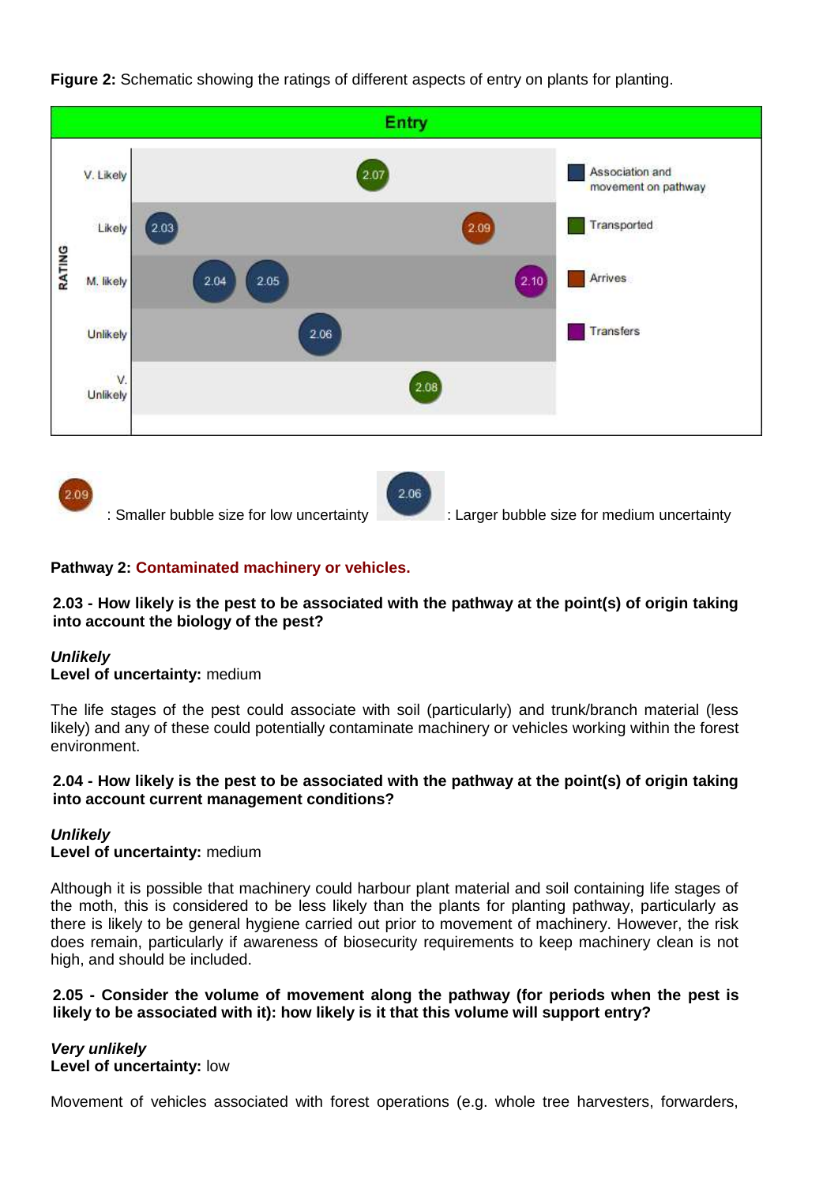**Figure 2:** Schematic showing the ratings of different aspects of entry on plants for planting.

| RATING | Association and movement on pathway | Transported | Arrives | Transfers |
|---|---|---|---|---|
| V. Likely | | 2.07 | | |
| Likely | 2.03 | | 2.09 | |
| M. likely | 2.04, 2.05 | | | 2.10 |
| Unlikely | 2.06 | | | |
| V. Unlikely | | 2.08 | | |

2.09 : Smaller bubble size for low uncertainty 2.06 : Larger bubble size for medium uncertainty

**Pathway 2: Contaminated machinery or vehicles.**

**2.03 - How likely is the pest to be associated with the pathway at the point(s) of origin taking into account the biology of the pest?**

***Unlikely***
**Level of uncertainty:** medium

The life stages of the pest could associate with soil (particularly) and trunk/branch material (less likely) and any of these could potentially contaminate machinery or vehicles working within the forest environment.

**2.04 - How likely is the pest to be associated with the pathway at the point(s) of origin taking into account current management conditions?**

***Unlikely***
**Level of uncertainty:** medium

Although it is possible that machinery could harbour plant material and soil containing life stages of the moth, this is considered to be less likely than the plants for planting pathway, particularly as there is likely to be general hygiene carried out prior to movement of machinery. However, the risk does remain, particularly if awareness of biosecurity requirements to keep machinery clean is not high, and should be included.

**2.05 - Consider the volume of movement along the pathway (for periods when the pest is likely to be associated with it): how likely is it that this volume will support entry?**

***Very unlikely***
**Level of uncertainty:** low

Movement of vehicles associated with forest operations (e.g. whole tree harvesters, forwarders,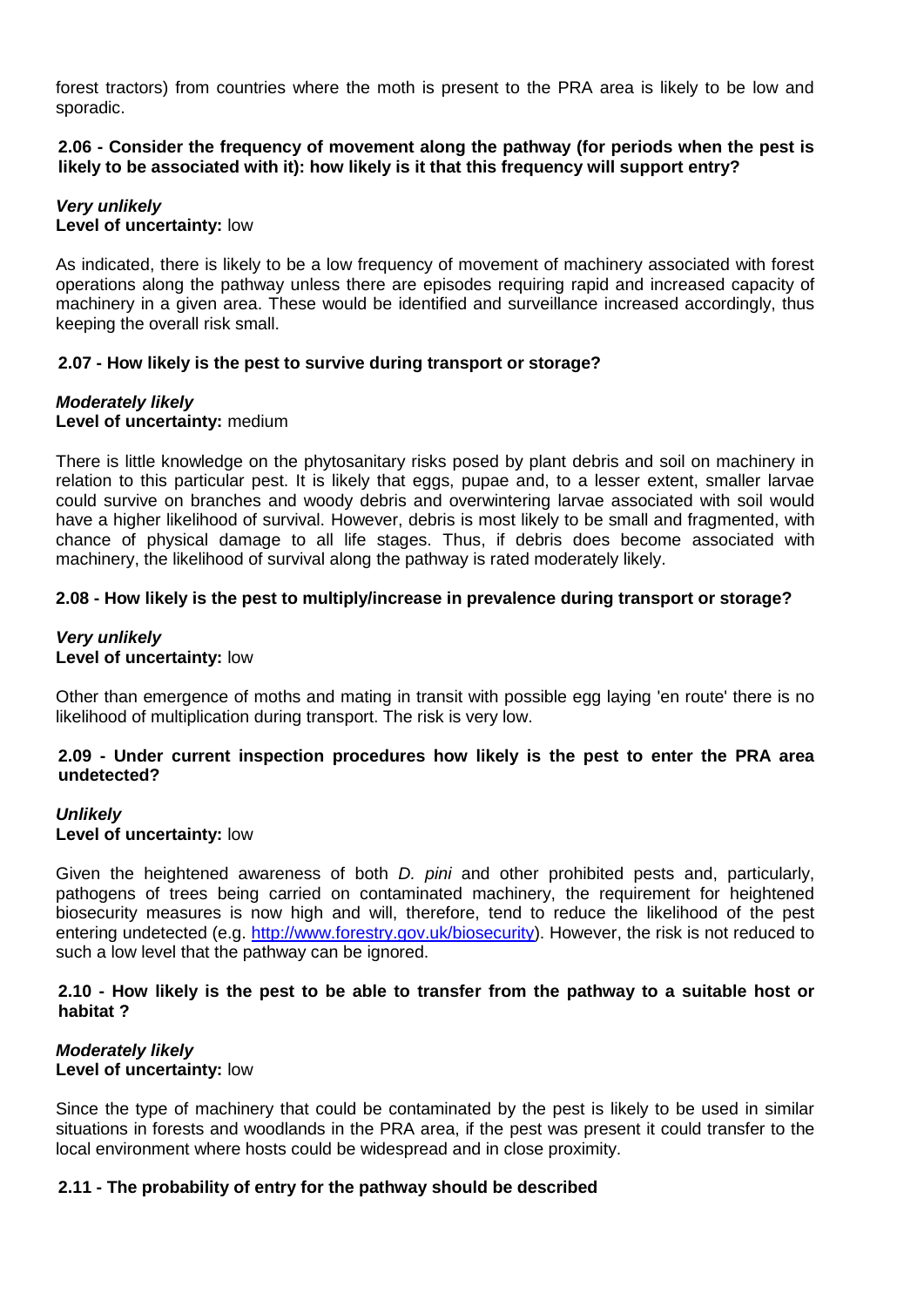forest tractors) from countries where the moth is present to the PRA area is likely to be low and sporadic.

**2.06 - Consider the frequency of movement along the pathway (for periods when the pest is likely to be associated with it): how likely is it that this frequency will support entry?**

***Very unlikely***
**Level of uncertainty:** low

As indicated, there is likely to be a low frequency of movement of machinery associated with forest operations along the pathway unless there are episodes requiring rapid and increased capacity of machinery in a given area. These would be identified and surveillance increased accordingly, thus keeping the overall risk small.

**2.07 - How likely is the pest to survive during transport or storage?**

***Moderately likely***
**Level of uncertainty:** medium

There is little knowledge on the phytosanitary risks posed by plant debris and soil on machinery in relation to this particular pest. It is likely that eggs, pupae and, to a lesser extent, smaller larvae could survive on branches and woody debris and overwintering larvae associated with soil would have a higher likelihood of survival. However, debris is most likely to be small and fragmented, with chance of physical damage to all life stages. Thus, if debris does become associated with machinery, the likelihood of survival along the pathway is rated moderately likely.

**2.08 - How likely is the pest to multiply/increase in prevalence during transport or storage?**

***Very unlikely***
**Level of uncertainty:** low

Other than emergence of moths and mating in transit with possible egg laying 'en route' there is no likelihood of multiplication during transport. The risk is very low.

**2.09 - Under current inspection procedures how likely is the pest to enter the PRA area undetected?**

***Unlikely***
**Level of uncertainty:** low

Given the heightened awareness of both *D. pini* and other prohibited pests and, particularly, pathogens of trees being carried on contaminated machinery, the requirement for heightened biosecurity measures is now high and will, therefore, tend to reduce the likelihood of the pest entering undetected (e.g. http://www.forestry.gov.uk/biosecurity). However, the risk is not reduced to such a low level that the pathway can be ignored.

**2.10 - How likely is the pest to be able to transfer from the pathway to a suitable host or habitat ?**

***Moderately likely***
**Level of uncertainty:** low

Since the type of machinery that could be contaminated by the pest is likely to be used in similar situations in forests and woodlands in the PRA area, if the pest was present it could transfer to the local environment where hosts could be widespread and in close proximity.

**2.11 - The probability of entry for the pathway should be described**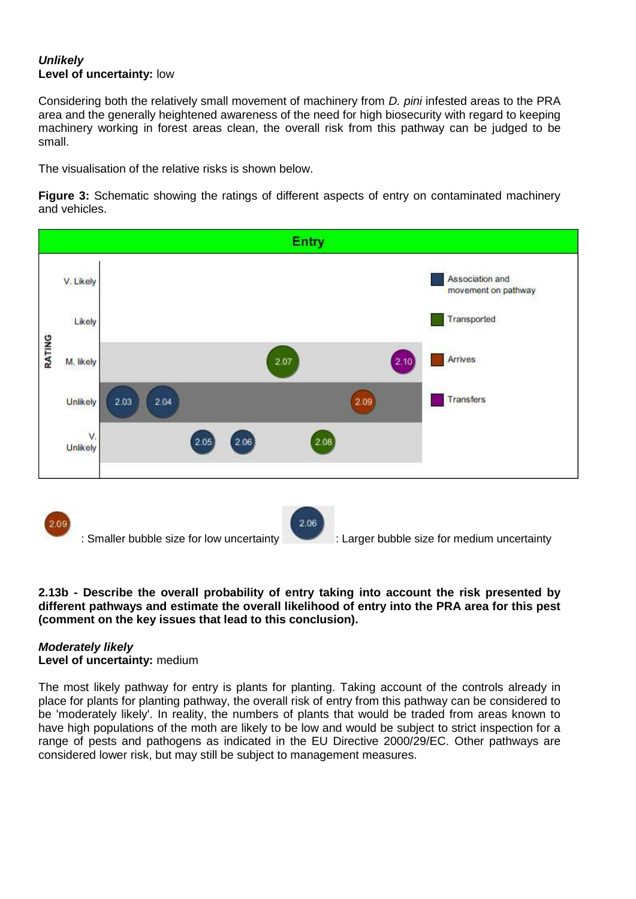***Unlikely***
**Level of uncertainty:** low

Considering both the relatively small movement of machinery from *D. pini* infested areas to the PRA area and the generally heightened awareness of the need for high biosecurity with regard to keeping machinery working in forest areas clean, the overall risk from this pathway can be judged to be small.

The visualisation of the relative risks is shown below.

**Figure 3:** Schematic showing the ratings of different aspects of entry on contaminated machinery and vehicles.

Entry

| RATING | | | | | | | |
|---|---|---|---|---|---|---|---|
| V. Likely | | | | | | | |
| Likely | | | | | | | |
| M. likely | | | | 2.07 | | 2.10 | |
| Unlikely | 2.03 | 2.04 | | | | 2.09 | |
| V. Unlikely | | | 2.05 | 2.06 | 2.08 | | |

Legend: Association and movement on pathway (2.03, 2.04, 2.05, 2.06); Transported (2.07, 2.08); Arrives (2.09); Transfers (2.10)

2.09 : Smaller bubble size for low uncertainty 2.06 : Larger bubble size for medium uncertainty

**2.13b - Describe the overall probability of entry taking into account the risk presented by different pathways and estimate the overall likelihood of entry into the PRA area for this pest (comment on the key issues that lead to this conclusion).**

***Moderately likely***
**Level of uncertainty:** medium

The most likely pathway for entry is plants for planting. Taking account of the controls already in place for plants for planting pathway, the overall risk of entry from this pathway can be considered to be 'moderately likely'. In reality, the numbers of plants that would be traded from areas known to have high populations of the moth are likely to be low and would be subject to strict inspection for a range of pests and pathogens as indicated in the EU Directive 2000/29/EC. Other pathways are considered lower risk, but may still be subject to management measures.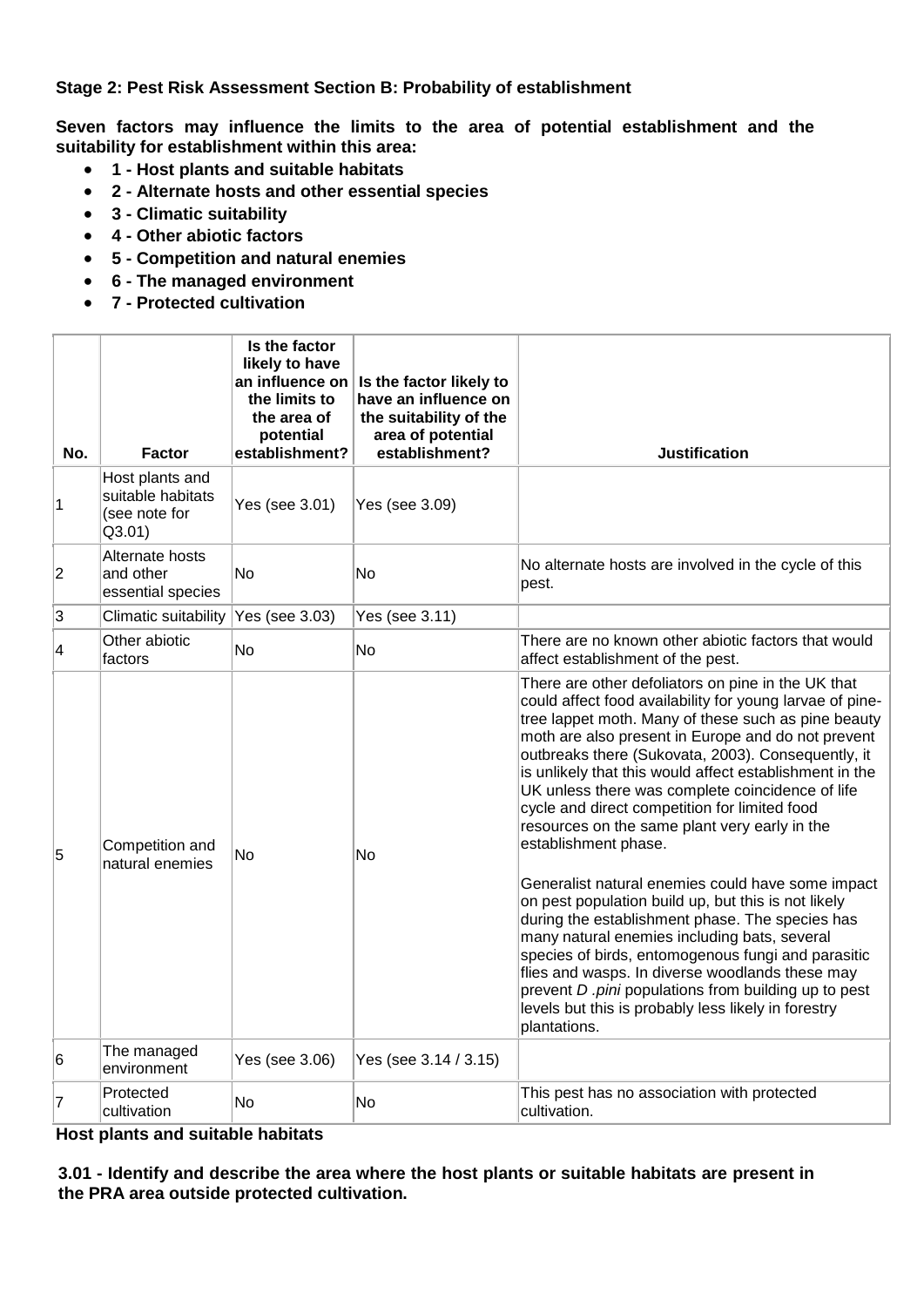**Stage 2: Pest Risk Assessment Section B: Probability of establishment**

**Seven factors may influence the limits to the area of potential establishment and the suitability for establishment within this area:**

- **1 - Host plants and suitable habitats**
- **2 - Alternate hosts and other essential species**
- **3 - Climatic suitability**
- **4 - Other abiotic factors**
- **5 - Competition and natural enemies**
- **6 - The managed environment**
- **7 - Protected cultivation**

| No. | Factor | Is the factor likely to have an influence on the limits to the area of potential establishment? | Is the factor likely to have an influence on the suitability of the area of potential establishment? | Justification |
|---|---|---|---|---|
| 1 | Host plants and suitable habitats (see note for Q3.01) | Yes (see 3.01) | Yes (see 3.09) | |
| 2 | Alternate hosts and other essential species | No | No | No alternate hosts are involved in the cycle of this pest. |
| 3 | Climatic suitability | Yes (see 3.03) | Yes (see 3.11) | |
| 4 | Other abiotic factors | No | No | There are no known other abiotic factors that would affect establishment of the pest. |
| 5 | Competition and natural enemies | No | No | There are other defoliators on pine in the UK that could affect food availability for young larvae of pine-tree lappet moth. Many of these such as pine beauty moth are also present in Europe and do not prevent outbreaks there (Sukovata, 2003). Consequently, it is unlikely that this would affect establishment in the UK unless there was complete coincidence of life cycle and direct competition for limited food resources on the same plant very early in the establishment phase.<br><br>Generalist natural enemies could have some impact on pest population build up, but this is not likely during the establishment phase. The species has many natural enemies including bats, several species of birds, entomogenous fungi and parasitic flies and wasps. In diverse woodlands these may prevent *D .pini* populations from building up to pest levels but this is probably less likely in forestry plantations. |
| 6 | The managed environment | Yes (see 3.06) | Yes (see 3.14 / 3.15) | |
| 7 | Protected cultivation | No | No | This pest has no association with protected cultivation. |

**Host plants and suitable habitats**

**3.01 - Identify and describe the area where the host plants or suitable habitats are present in the PRA area outside protected cultivation.**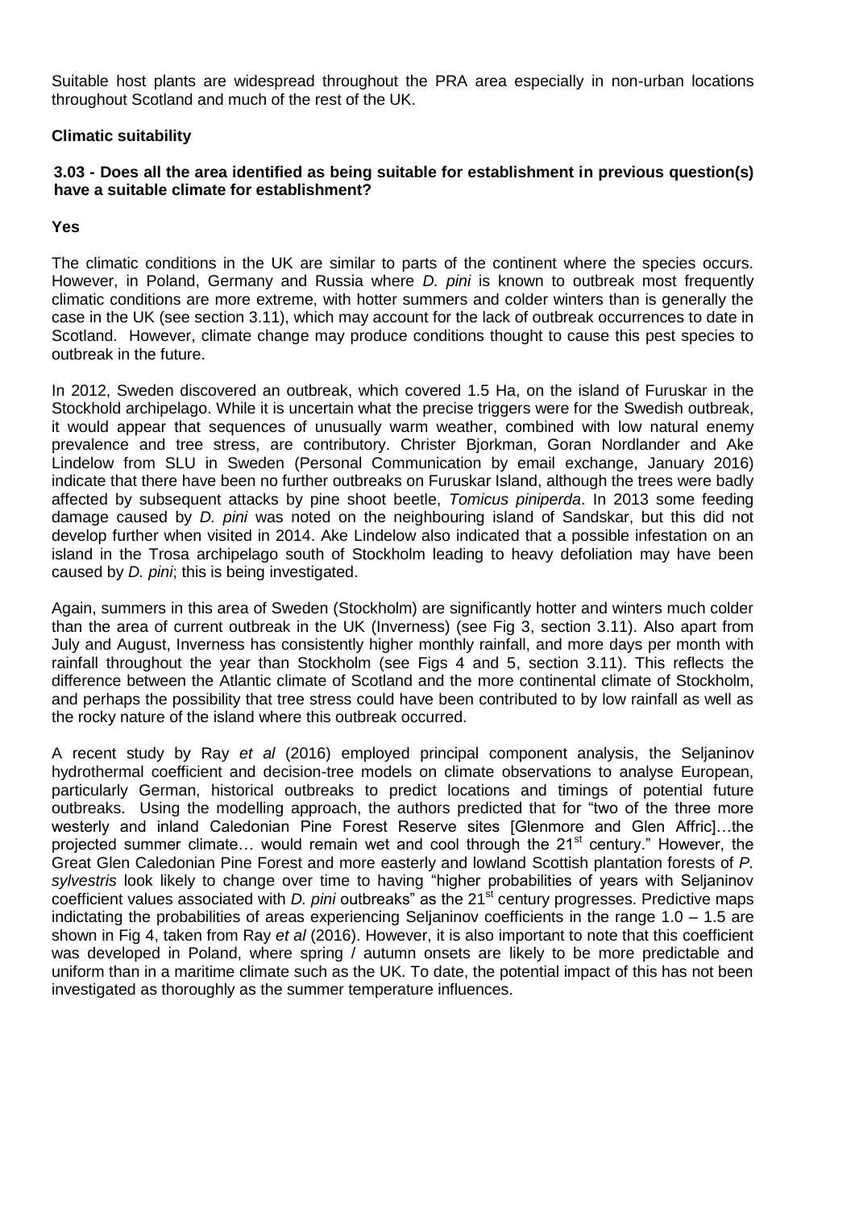Suitable host plants are widespread throughout the PRA area especially in non-urban locations throughout Scotland and much of the rest of the UK.

**Climatic suitability**

**3.03 - Does all the area identified as being suitable for establishment in previous question(s) have a suitable climate for establishment?**

**Yes**

The climatic conditions in the UK are similar to parts of the continent where the species occurs. However, in Poland, Germany and Russia where *D. pini* is known to outbreak most frequently climatic conditions are more extreme, with hotter summers and colder winters than is generally the case in the UK (see section 3.11), which may account for the lack of outbreak occurrences to date in Scotland. However, climate change may produce conditions thought to cause this pest species to outbreak in the future.

In 2012, Sweden discovered an outbreak, which covered 1.5 Ha, on the island of Furuskar in the Stockhold archipelago. While it is uncertain what the precise triggers were for the Swedish outbreak, it would appear that sequences of unusually warm weather, combined with low natural enemy prevalence and tree stress, are contributory. Christer Bjorkman, Goran Nordlander and Ake Lindelow from SLU in Sweden (Personal Communication by email exchange, January 2016) indicate that there have been no further outbreaks on Furuskar Island, although the trees were badly affected by subsequent attacks by pine shoot beetle, *Tomicus piniperda*. In 2013 some feeding damage caused by *D. pini* was noted on the neighbouring island of Sandskar, but this did not develop further when visited in 2014. Ake Lindelow also indicated that a possible infestation on an island in the Trosa archipelago south of Stockholm leading to heavy defoliation may have been caused by *D. pini*; this is being investigated.

Again, summers in this area of Sweden (Stockholm) are significantly hotter and winters much colder than the area of current outbreak in the UK (Inverness) (see Fig 3, section 3.11). Also apart from July and August, Inverness has consistently higher monthly rainfall, and more days per month with rainfall throughout the year than Stockholm (see Figs 4 and 5, section 3.11). This reflects the difference between the Atlantic climate of Scotland and the more continental climate of Stockholm, and perhaps the possibility that tree stress could have been contributed to by low rainfall as well as the rocky nature of the island where this outbreak occurred.

A recent study by Ray *et al* (2016) employed principal component analysis, the Seljaninov hydrothermal coefficient and decision-tree models on climate observations to analyse European, particularly German, historical outbreaks to predict locations and timings of potential future outbreaks. Using the modelling approach, the authors predicted that for "two of the three more westerly and inland Caledonian Pine Forest Reserve sites [Glenmore and Glen Affric]…the projected summer climate… would remain wet and cool through the 21st century." However, the Great Glen Caledonian Pine Forest and more easterly and lowland Scottish plantation forests of *P. sylvestris* look likely to change over time to having "higher probabilities of years with Seljaninov coefficient values associated with *D. pini* outbreaks" as the 21st century progresses. Predictive maps indictating the probabilities of areas experiencing Seljaninov coefficients in the range 1.0 – 1.5 are shown in Fig 4, taken from Ray *et al* (2016). However, it is also important to note that this coefficient was developed in Poland, where spring / autumn onsets are likely to be more predictable and uniform than in a maritime climate such as the UK. To date, the potential impact of this has not been investigated as thoroughly as the summer temperature influences.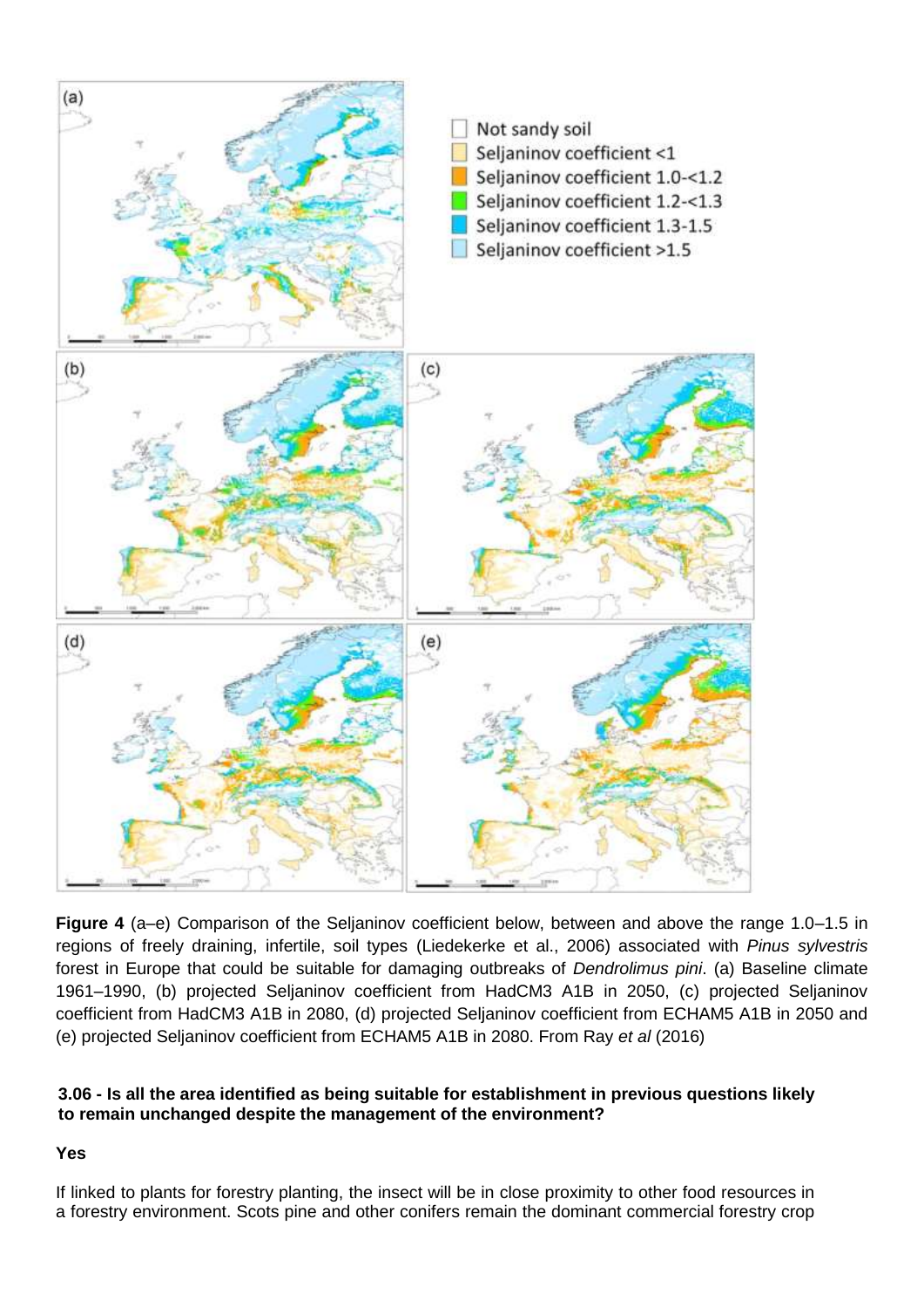**Figure 4** (a–e) Comparison of the Seljaninov coefficient below, between and above the range 1.0–1.5 in regions of freely draining, infertile, soil types (Liedekerke et al., 2006) associated with *Pinus sylvestris* forest in Europe that could be suitable for damaging outbreaks of *Dendrolimus pini*. (a) Baseline climate 1961–1990, (b) projected Seljaninov coefficient from HadCM3 A1B in 2050, (c) projected Seljaninov coefficient from HadCM3 A1B in 2080, (d) projected Seljaninov coefficient from ECHAM5 A1B in 2050 and (e) projected Seljaninov coefficient from ECHAM5 A1B in 2080. From Ray *et al* (2016)

**3.06 - Is all the area identified as being suitable for establishment in previous questions likely to remain unchanged despite the management of the environment?**

**Yes**

If linked to plants for forestry planting, the insect will be in close proximity to other food resources in a forestry environment. Scots pine and other conifers remain the dominant commercial forestry crop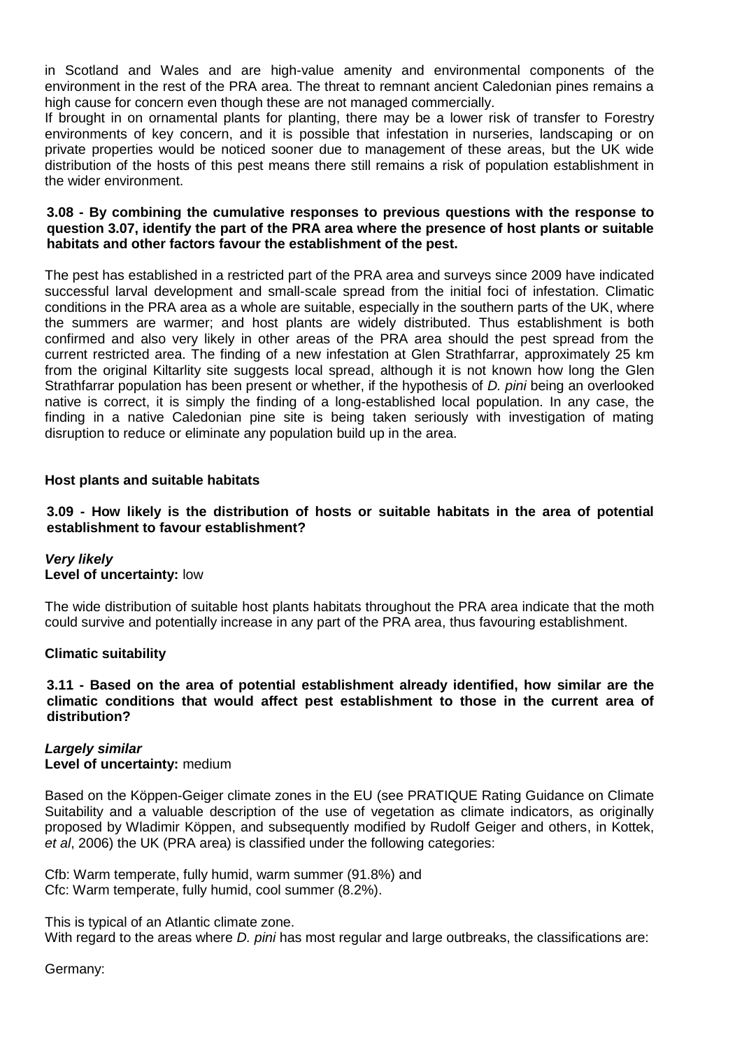in Scotland and Wales and are high-value amenity and environmental components of the environment in the rest of the PRA area. The threat to remnant ancient Caledonian pines remains a high cause for concern even though these are not managed commercially.

If brought in on ornamental plants for planting, there may be a lower risk of transfer to Forestry environments of key concern, and it is possible that infestation in nurseries, landscaping or on private properties would be noticed sooner due to management of these areas, but the UK wide distribution of the hosts of this pest means there still remains a risk of population establishment in the wider environment.

**3.08 - By combining the cumulative responses to previous questions with the response to question 3.07, identify the part of the PRA area where the presence of host plants or suitable habitats and other factors favour the establishment of the pest.**

The pest has established in a restricted part of the PRA area and surveys since 2009 have indicated successful larval development and small-scale spread from the initial foci of infestation. Climatic conditions in the PRA area as a whole are suitable, especially in the southern parts of the UK, where the summers are warmer; and host plants are widely distributed. Thus establishment is both confirmed and also very likely in other areas of the PRA area should the pest spread from the current restricted area. The finding of a new infestation at Glen Strathfarrar, approximately 25 km from the original Kiltarlity site suggests local spread, although it is not known how long the Glen Strathfarrar population has been present or whether, if the hypothesis of *D. pini* being an overlooked native is correct, it is simply the finding of a long-established local population. In any case, the finding in a native Caledonian pine site is being taken seriously with investigation of mating disruption to reduce or eliminate any population build up in the area.

**Host plants and suitable habitats**

**3.09 - How likely is the distribution of hosts or suitable habitats in the area of potential establishment to favour establishment?**

***Very likely***
**Level of uncertainty:** low

The wide distribution of suitable host plants habitats throughout the PRA area indicate that the moth could survive and potentially increase in any part of the PRA area, thus favouring establishment.

**Climatic suitability**

**3.11 - Based on the area of potential establishment already identified, how similar are the climatic conditions that would affect pest establishment to those in the current area of distribution?**

***Largely similar***
**Level of uncertainty:** medium

Based on the Köppen-Geiger climate zones in the EU (see PRATIQUE Rating Guidance on Climate Suitability and a valuable description of the use of vegetation as climate indicators, as originally proposed by Wladimir Köppen, and subsequently modified by Rudolf Geiger and others, in Kottek, *et al*, 2006) the UK (PRA area) is classified under the following categories:

Cfb: Warm temperate, fully humid, warm summer (91.8%) and
Cfc: Warm temperate, fully humid, cool summer (8.2%).

This is typical of an Atlantic climate zone.
With regard to the areas where *D. pini* has most regular and large outbreaks, the classifications are:

Germany: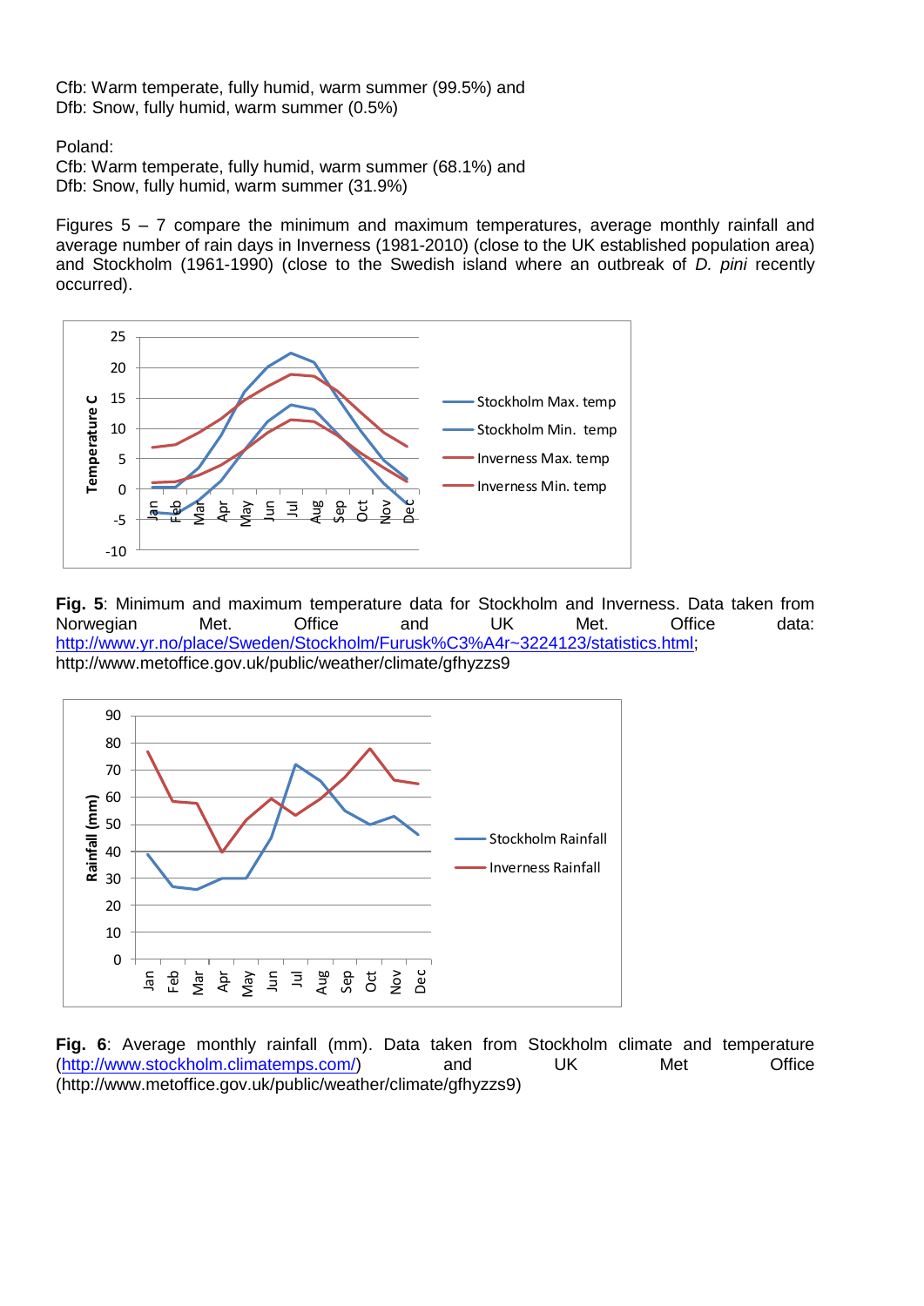Cfb: Warm temperate, fully humid, warm summer (99.5%) and
Dfb: Snow, fully humid, warm summer (0.5%)

Poland:
Cfb: Warm temperate, fully humid, warm summer (68.1%) and
Dfb: Snow, fully humid, warm summer (31.9%)

Figures 5 – 7 compare the minimum and maximum temperatures, average monthly rainfall and average number of rain days in Inverness (1981-2010) (close to the UK established population area) and Stockholm (1961-1990) (close to the Swedish island where an outbreak of *D. pini* recently occurred).

**Fig. 5**: Minimum and maximum temperature data for Stockholm and Inverness. Data taken from Norwegian Met. Office and UK Met. Office data: http://www.yr.no/place/Sweden/Stockholm/Furusk%C3%A4r~3224123/statistics.html; http://www.metoffice.gov.uk/public/weather/climate/gfhyzzs9

**Fig. 6**: Average monthly rainfall (mm). Data taken from Stockholm climate and temperature (http://www.stockholm.climatemps.com/) and UK Met Office (http://www.metoffice.gov.uk/public/weather/climate/gfhyzzs9)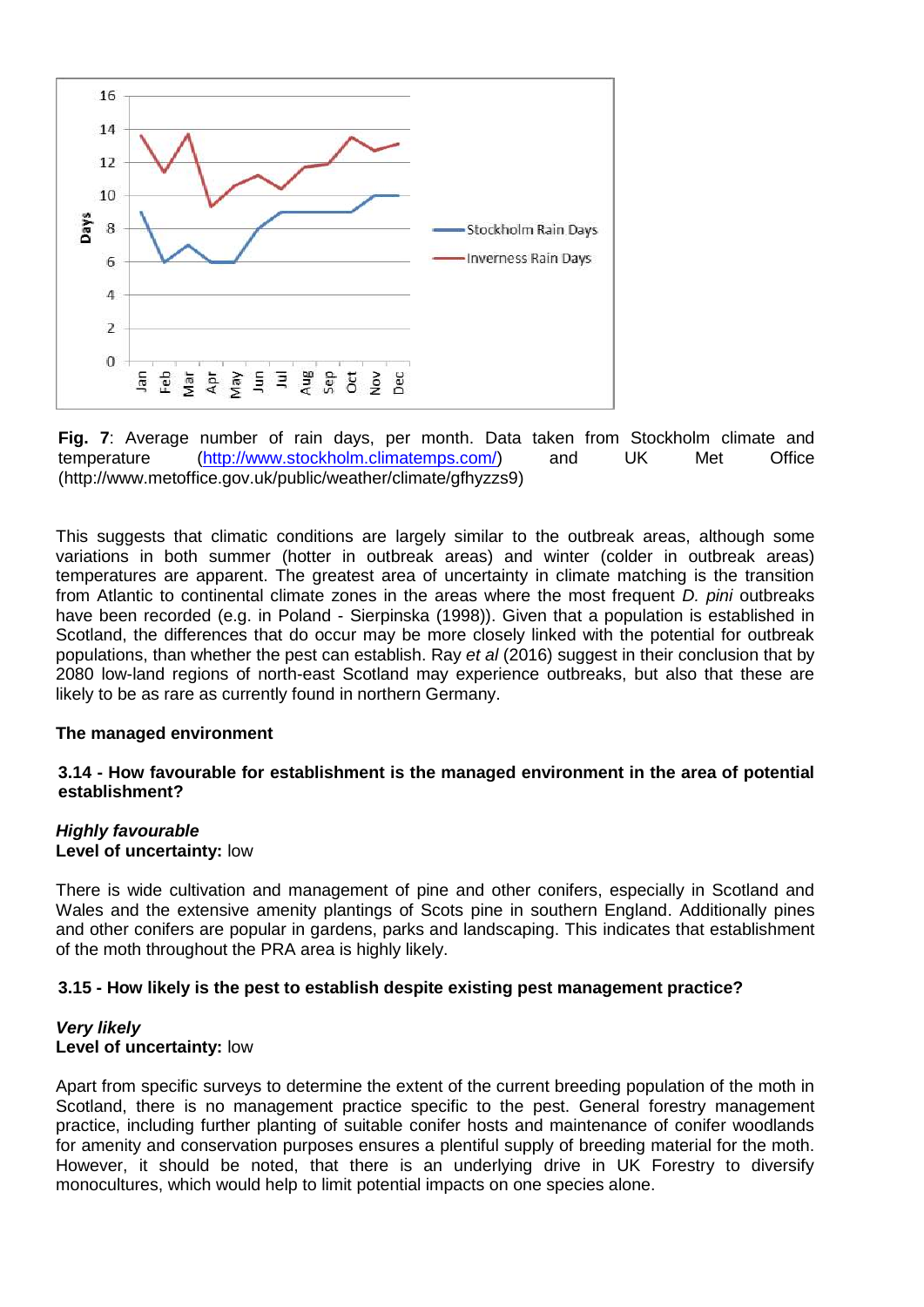**Fig. 7**: Average number of rain days, per month. Data taken from Stockholm climate and temperature (http://www.stockholm.climatemps.com/) and UK Met Office (http://www.metoffice.gov.uk/public/weather/climate/gfhyzzs9)

This suggests that climatic conditions are largely similar to the outbreak areas, although some variations in both summer (hotter in outbreak areas) and winter (colder in outbreak areas) temperatures are apparent. The greatest area of uncertainty in climate matching is the transition from Atlantic to continental climate zones in the areas where the most frequent *D. pini* outbreaks have been recorded (e.g. in Poland - Sierpinska (1998)). Given that a population is established in Scotland, the differences that do occur may be more closely linked with the potential for outbreak populations, than whether the pest can establish. Ray *et al* (2016) suggest in their conclusion that by 2080 low-land regions of north-east Scotland may experience outbreaks, but also that these are likely to be as rare as currently found in northern Germany.

**The managed environment**

**3.14 - How favourable for establishment is the managed environment in the area of potential establishment?**

***Highly favourable***
**Level of uncertainty:** low

There is wide cultivation and management of pine and other conifers, especially in Scotland and Wales and the extensive amenity plantings of Scots pine in southern England. Additionally pines and other conifers are popular in gardens, parks and landscaping. This indicates that establishment of the moth throughout the PRA area is highly likely.

**3.15 - How likely is the pest to establish despite existing pest management practice?**

***Very likely***
**Level of uncertainty:** low

Apart from specific surveys to determine the extent of the current breeding population of the moth in Scotland, there is no management practice specific to the pest. General forestry management practice, including further planting of suitable conifer hosts and maintenance of conifer woodlands for amenity and conservation purposes ensures a plentiful supply of breeding material for the moth. However, it should be noted, that there is an underlying drive in UK Forestry to diversify monocultures, which would help to limit potential impacts on one species alone.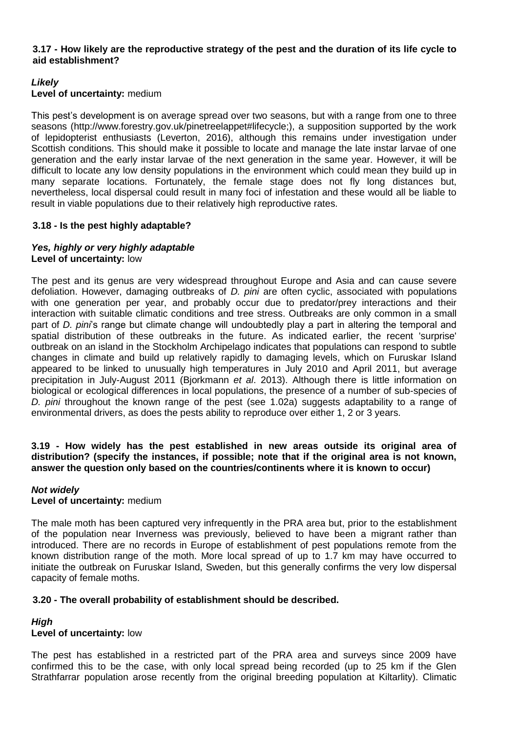**3.17 - How likely are the reproductive strategy of the pest and the duration of its life cycle to aid establishment?**

***Likely***
**Level of uncertainty:** medium

This pest's development is on average spread over two seasons, but with a range from one to three seasons (http://www.forestry.gov.uk/pinetreelappet#lifecycle;), a supposition supported by the work of lepidopterist enthusiasts (Leverton, 2016), although this remains under investigation under Scottish conditions. This should make it possible to locate and manage the late instar larvae of one generation and the early instar larvae of the next generation in the same year. However, it will be difficult to locate any low density populations in the environment which could mean they build up in many separate locations. Fortunately, the female stage does not fly long distances but, nevertheless, local dispersal could result in many foci of infestation and these would all be liable to result in viable populations due to their relatively high reproductive rates.

**3.18 - Is the pest highly adaptable?**

***Yes, highly or very highly adaptable***
**Level of uncertainty:** low

The pest and its genus are very widespread throughout Europe and Asia and can cause severe defoliation. However, damaging outbreaks of *D. pini* are often cyclic, associated with populations with one generation per year, and probably occur due to predator/prey interactions and their interaction with suitable climatic conditions and tree stress. Outbreaks are only common in a small part of *D. pini*'s range but climate change will undoubtedly play a part in altering the temporal and spatial distribution of these outbreaks in the future. As indicated earlier, the recent 'surprise' outbreak on an island in the Stockholm Archipelago indicates that populations can respond to subtle changes in climate and build up relatively rapidly to damaging levels, which on Furuskar Island appeared to be linked to unusually high temperatures in July 2010 and April 2011, but average precipitation in July-August 2011 (Bjorkmann *et al*. 2013). Although there is little information on biological or ecological differences in local populations, the presence of a number of sub-species of *D. pini* throughout the known range of the pest (see 1.02a) suggests adaptability to a range of environmental drivers, as does the pests ability to reproduce over either 1, 2 or 3 years.

**3.19 - How widely has the pest established in new areas outside its original area of distribution? (specify the instances, if possible; note that if the original area is not known, answer the question only based on the countries/continents where it is known to occur)**

***Not widely***
**Level of uncertainty:** medium

The male moth has been captured very infrequently in the PRA area but, prior to the establishment of the population near Inverness was previously, believed to have been a migrant rather than introduced. There are no records in Europe of establishment of pest populations remote from the known distribution range of the moth. More local spread of up to 1.7 km may have occurred to initiate the outbreak on Furuskar Island, Sweden, but this generally confirms the very low dispersal capacity of female moths.

**3.20 - The overall probability of establishment should be described.**

***High***
**Level of uncertainty:** low

The pest has established in a restricted part of the PRA area and surveys since 2009 have confirmed this to be the case, with only local spread being recorded (up to 25 km if the Glen Strathfarrar population arose recently from the original breeding population at Kiltarlity). Climatic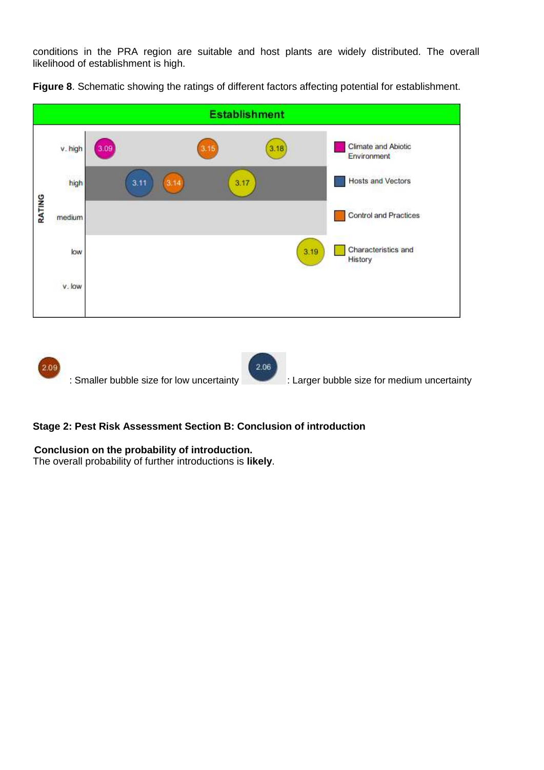conditions in the PRA region are suitable and host plants are widely distributed. The overall likelihood of establishment is high.

**Figure 8**. Schematic showing the ratings of different factors affecting potential for establishment.

**Establishment**

| RATING | Climate and Abiotic Environment | Hosts and Vectors | Control and Practices | Characteristics and History |
|---|---|---|---|---|
| v. high | 3.09 | | 3.15 | 3.18 |
| high | | 3.11 | 3.14 | 3.17 |
| medium | | | | |
| low | | | | 3.19 |
| v. low | | | | |

2.09 : Smaller bubble size for low uncertainty 2.06 : Larger bubble size for medium uncertainty

**Stage 2: Pest Risk Assessment Section B: Conclusion of introduction**

**Conclusion on the probability of introduction.**
The overall probability of further introductions is **likely**.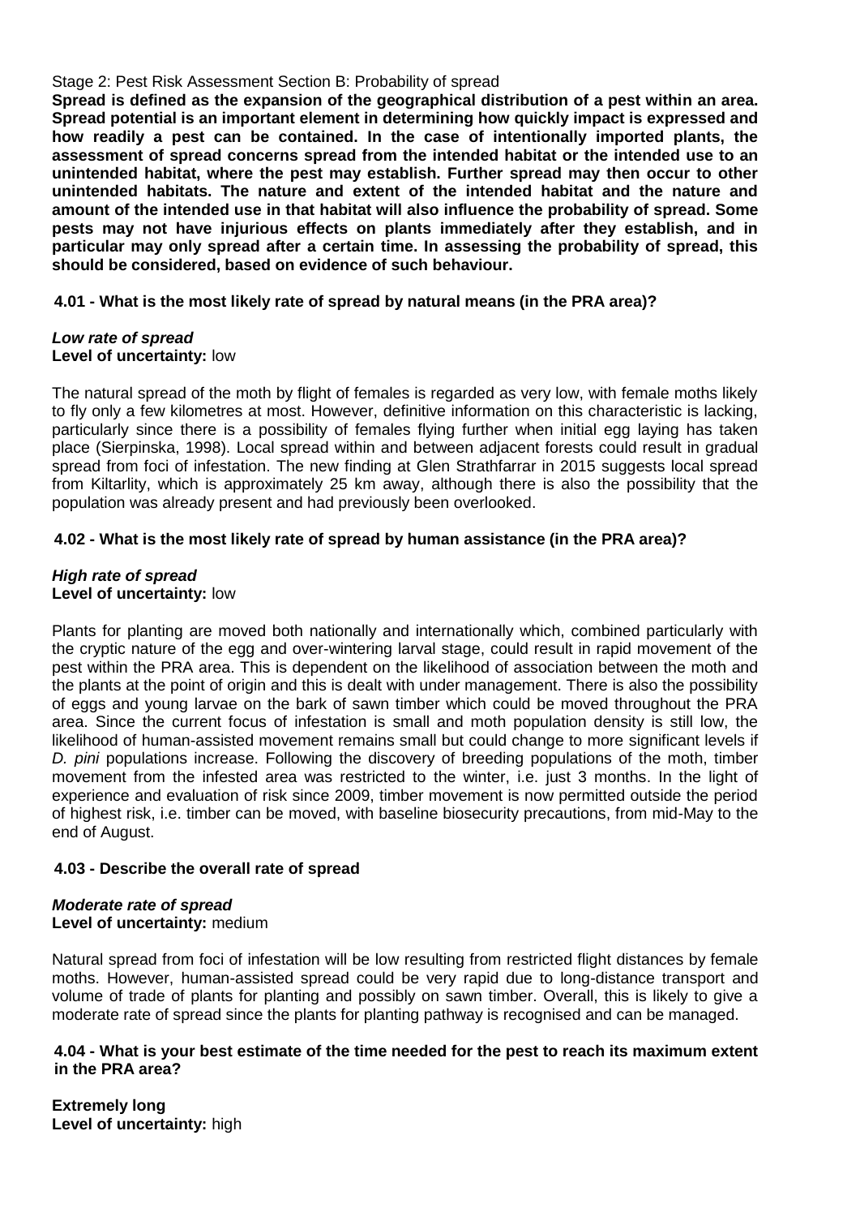Stage 2: Pest Risk Assessment Section B: Probability of spread

**Spread is defined as the expansion of the geographical distribution of a pest within an area. Spread potential is an important element in determining how quickly impact is expressed and how readily a pest can be contained. In the case of intentionally imported plants, the assessment of spread concerns spread from the intended habitat or the intended use to an unintended habitat, where the pest may establish. Further spread may then occur to other unintended habitats. The nature and extent of the intended habitat and the nature and amount of the intended use in that habitat will also influence the probability of spread. Some pests may not have injurious effects on plants immediately after they establish, and in particular may only spread after a certain time. In assessing the probability of spread, this should be considered, based on evidence of such behaviour.**

**4.01 - What is the most likely rate of spread by natural means (in the PRA area)?**

***Low rate of spread***
**Level of uncertainty:** low

The natural spread of the moth by flight of females is regarded as very low, with female moths likely to fly only a few kilometres at most. However, definitive information on this characteristic is lacking, particularly since there is a possibility of females flying further when initial egg laying has taken place (Sierpinska, 1998). Local spread within and between adjacent forests could result in gradual spread from foci of infestation. The new finding at Glen Strathfarrar in 2015 suggests local spread from Kiltarlity, which is approximately 25 km away, although there is also the possibility that the population was already present and had previously been overlooked.

**4.02 - What is the most likely rate of spread by human assistance (in the PRA area)?**

***High rate of spread***
**Level of uncertainty:** low

Plants for planting are moved both nationally and internationally which, combined particularly with the cryptic nature of the egg and over-wintering larval stage, could result in rapid movement of the pest within the PRA area. This is dependent on the likelihood of association between the moth and the plants at the point of origin and this is dealt with under management. There is also the possibility of eggs and young larvae on the bark of sawn timber which could be moved throughout the PRA area. Since the current focus of infestation is small and moth population density is still low, the likelihood of human-assisted movement remains small but could change to more significant levels if *D. pini* populations increase. Following the discovery of breeding populations of the moth, timber movement from the infested area was restricted to the winter, i.e. just 3 months. In the light of experience and evaluation of risk since 2009, timber movement is now permitted outside the period of highest risk, i.e. timber can be moved, with baseline biosecurity precautions, from mid-May to the end of August.

**4.03 - Describe the overall rate of spread**

***Moderate rate of spread***
**Level of uncertainty:** medium

Natural spread from foci of infestation will be low resulting from restricted flight distances by female moths. However, human-assisted spread could be very rapid due to long-distance transport and volume of trade of plants for planting and possibly on sawn timber. Overall, this is likely to give a moderate rate of spread since the plants for planting pathway is recognised and can be managed.

**4.04 - What is your best estimate of the time needed for the pest to reach its maximum extent in the PRA area?**

**Extremely long**
**Level of uncertainty:** high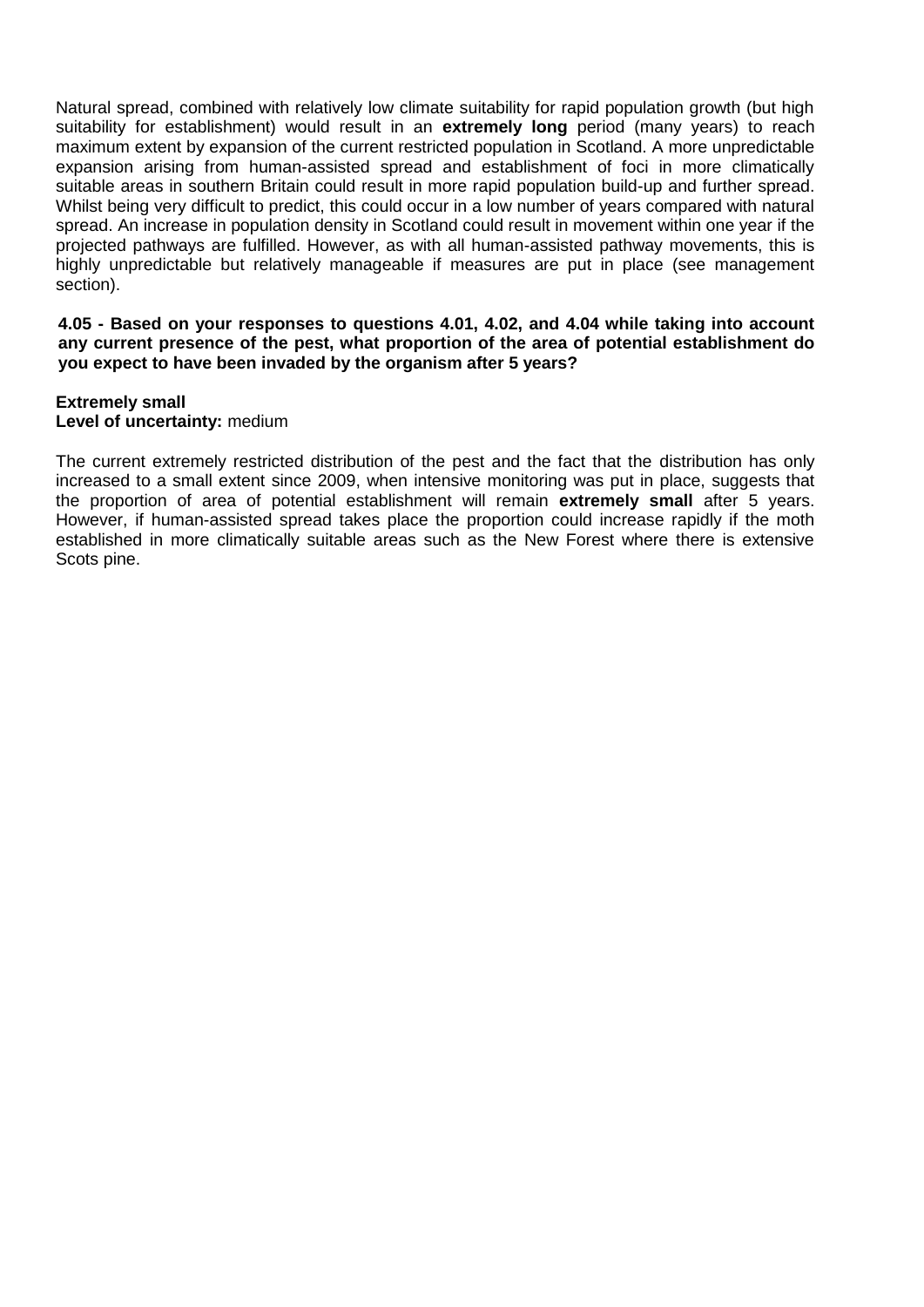Natural spread, combined with relatively low climate suitability for rapid population growth (but high suitability for establishment) would result in an **extremely long** period (many years) to reach maximum extent by expansion of the current restricted population in Scotland. A more unpredictable expansion arising from human-assisted spread and establishment of foci in more climatically suitable areas in southern Britain could result in more rapid population build-up and further spread. Whilst being very difficult to predict, this could occur in a low number of years compared with natural spread. An increase in population density in Scotland could result in movement within one year if the projected pathways are fulfilled. However, as with all human-assisted pathway movements, this is highly unpredictable but relatively manageable if measures are put in place (see management section).

**4.05 - Based on your responses to questions 4.01, 4.02, and 4.04 while taking into account any current presence of the pest, what proportion of the area of potential establishment do you expect to have been invaded by the organism after 5 years?**

**Extremely small**
**Level of uncertainty:** medium

The current extremely restricted distribution of the pest and the fact that the distribution has only increased to a small extent since 2009, when intensive monitoring was put in place, suggests that the proportion of area of potential establishment will remain **extremely small** after 5 years. However, if human-assisted spread takes place the proportion could increase rapidly if the moth established in more climatically suitable areas such as the New Forest where there is extensive Scots pine.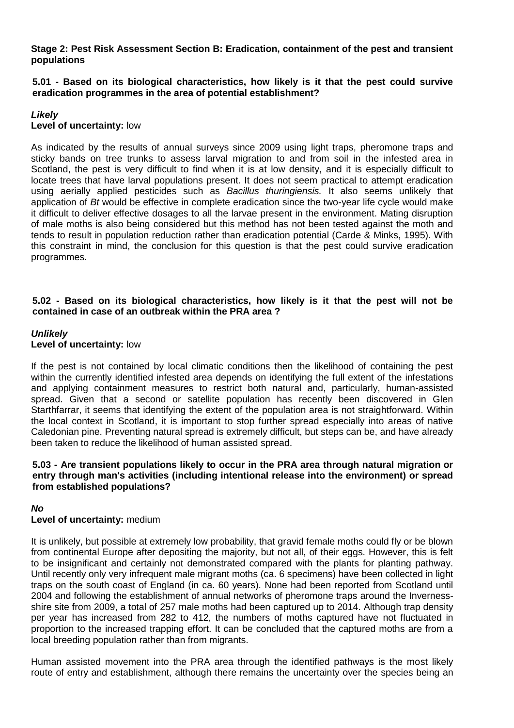**Stage 2: Pest Risk Assessment Section B: Eradication, containment of the pest and transient populations**

**5.01 - Based on its biological characteristics, how likely is it that the pest could survive eradication programmes in the area of potential establishment?**

***Likely***
**Level of uncertainty:** low

As indicated by the results of annual surveys since 2009 using light traps, pheromone traps and sticky bands on tree trunks to assess larval migration to and from soil in the infested area in Scotland, the pest is very difficult to find when it is at low density, and it is especially difficult to locate trees that have larval populations present. It does not seem practical to attempt eradication using aerially applied pesticides such as *Bacillus thuringiensis.* It also seems unlikely that application of *Bt* would be effective in complete eradication since the two-year life cycle would make it difficult to deliver effective dosages to all the larvae present in the environment. Mating disruption of male moths is also being considered but this method has not been tested against the moth and tends to result in population reduction rather than eradication potential (Carde & Minks, 1995). With this constraint in mind, the conclusion for this question is that the pest could survive eradication programmes.

**5.02 - Based on its biological characteristics, how likely is it that the pest will not be contained in case of an outbreak within the PRA area ?**

***Unlikely***
**Level of uncertainty:** low

If the pest is not contained by local climatic conditions then the likelihood of containing the pest within the currently identified infested area depends on identifying the full extent of the infestations and applying containment measures to restrict both natural and, particularly, human-assisted spread. Given that a second or satellite population has recently been discovered in Glen Starthfarrar, it seems that identifying the extent of the population area is not straightforward. Within the local context in Scotland, it is important to stop further spread especially into areas of native Caledonian pine. Preventing natural spread is extremely difficult, but steps can be, and have already been taken to reduce the likelihood of human assisted spread.

**5.03 - Are transient populations likely to occur in the PRA area through natural migration or entry through man's activities (including intentional release into the environment) or spread from established populations?**

***No***
**Level of uncertainty:** medium

It is unlikely, but possible at extremely low probability, that gravid female moths could fly or be blown from continental Europe after depositing the majority, but not all, of their eggs. However, this is felt to be insignificant and certainly not demonstrated compared with the plants for planting pathway. Until recently only very infrequent male migrant moths (ca. 6 specimens) have been collected in light traps on the south coast of England (in ca. 60 years). None had been reported from Scotland until 2004 and following the establishment of annual networks of pheromone traps around the Inverness-shire site from 2009, a total of 257 male moths had been captured up to 2014. Although trap density per year has increased from 282 to 412, the numbers of moths captured have not fluctuated in proportion to the increased trapping effort. It can be concluded that the captured moths are from a local breeding population rather than from migrants.

Human assisted movement into the PRA area through the identified pathways is the most likely route of entry and establishment, although there remains the uncertainty over the species being an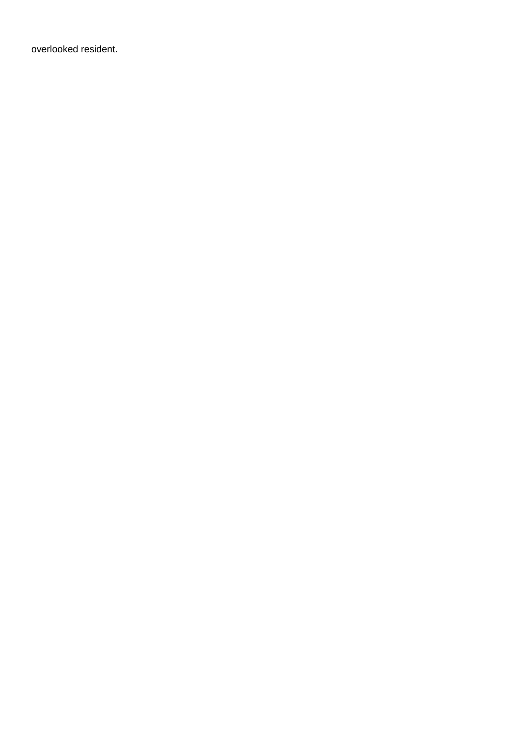overlooked resident.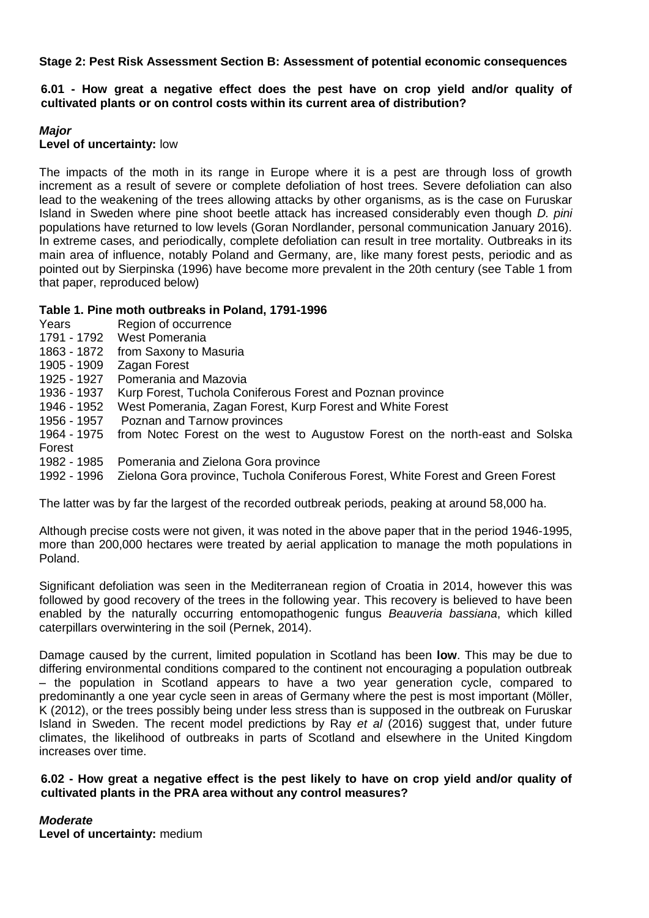**Stage 2: Pest Risk Assessment Section B: Assessment of potential economic consequences**

**6.01 - How great a negative effect does the pest have on crop yield and/or quality of cultivated plants or on control costs within its current area of distribution?**

***Major***
**Level of uncertainty:** low

The impacts of the moth in its range in Europe where it is a pest are through loss of growth increment as a result of severe or complete defoliation of host trees. Severe defoliation can also lead to the weakening of the trees allowing attacks by other organisms, as is the case on Furuskar Island in Sweden where pine shoot beetle attack has increased considerably even though *D. pini* populations have returned to low levels (Goran Nordlander, personal communication January 2016). In extreme cases, and periodically, complete defoliation can result in tree mortality. Outbreaks in its main area of influence, notably Poland and Germany, are, like many forest pests, periodic and as pointed out by Sierpinska (1996) have become more prevalent in the 20th century (see Table 1 from that paper, reproduced below)

**Table 1. Pine moth outbreaks in Poland, 1791-1996**

| Years | Region of occurrence |
|---|---|
| 1791 - 1792 | West Pomerania |
| 1863 - 1872 | from Saxony to Masuria |
| 1905 - 1909 | Zagan Forest |
| 1925 - 1927 | Pomerania and Mazovia |
| 1936 - 1937 | Kurp Forest, Tuchola Coniferous Forest and Poznan province |
| 1946 - 1952 | West Pomerania, Zagan Forest, Kurp Forest and White Forest |
| 1956 - 1957 | Poznan and Tarnow provinces |
| 1964 - 1975 | from Notec Forest on the west to Augustow Forest on the north-east and Solska Forest |
| 1982 - 1985 | Pomerania and Zielona Gora province |
| 1992 - 1996 | Zielona Gora province, Tuchola Coniferous Forest, White Forest and Green Forest |

The latter was by far the largest of the recorded outbreak periods, peaking at around 58,000 ha.

Although precise costs were not given, it was noted in the above paper that in the period 1946-1995, more than 200,000 hectares were treated by aerial application to manage the moth populations in Poland.

Significant defoliation was seen in the Mediterranean region of Croatia in 2014, however this was followed by good recovery of the trees in the following year. This recovery is believed to have been enabled by the naturally occurring entomopathogenic fungus *Beauveria bassiana*, which killed caterpillars overwintering in the soil (Pernek, 2014).

Damage caused by the current, limited population in Scotland has been **low**. This may be due to differing environmental conditions compared to the continent not encouraging a population outbreak – the population in Scotland appears to have a two year generation cycle, compared to predominantly a one year cycle seen in areas of Germany where the pest is most important (Möller, K (2012), or the trees possibly being under less stress than is supposed in the outbreak on Furuskar Island in Sweden. The recent model predictions by Ray *et al* (2016) suggest that, under future climates, the likelihood of outbreaks in parts of Scotland and elsewhere in the United Kingdom increases over time.

**6.02 - How great a negative effect is the pest likely to have on crop yield and/or quality of cultivated plants in the PRA area without any control measures?**

***Moderate***
**Level of uncertainty:** medium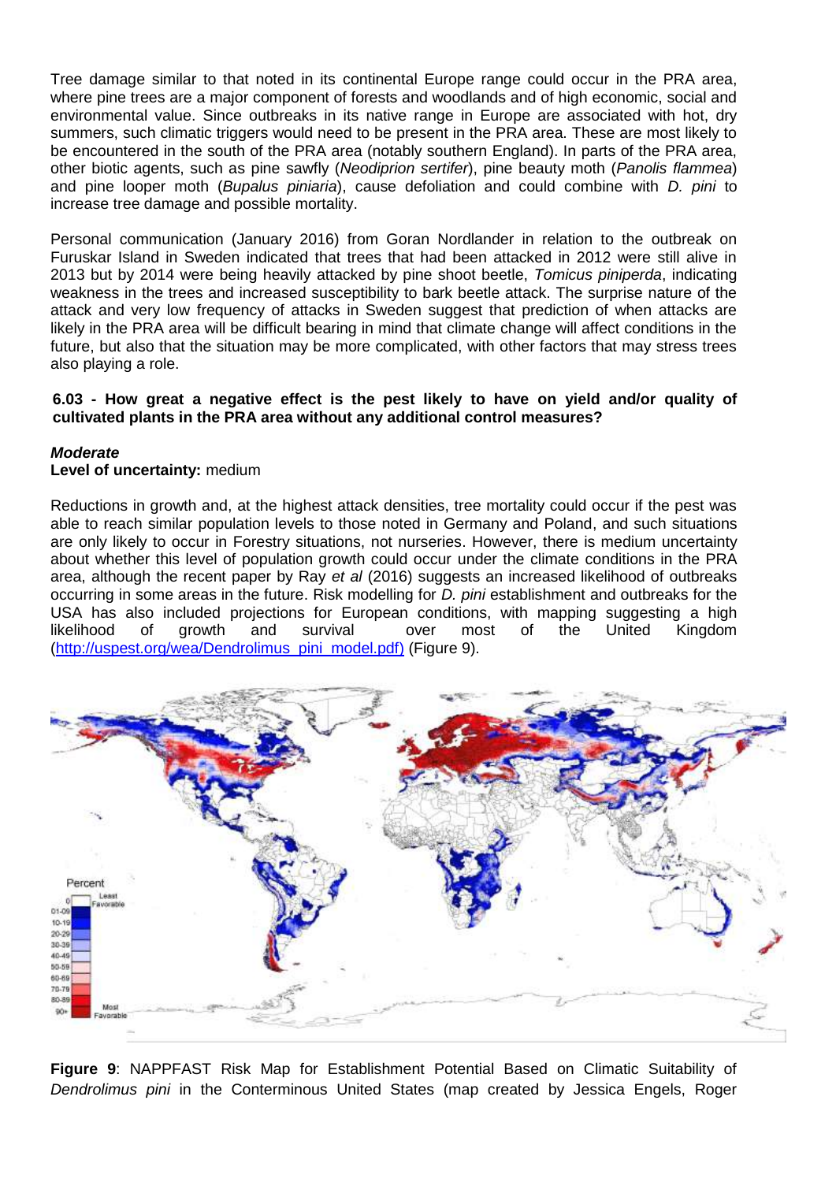Tree damage similar to that noted in its continental Europe range could occur in the PRA area, where pine trees are a major component of forests and woodlands and of high economic, social and environmental value. Since outbreaks in its native range in Europe are associated with hot, dry summers, such climatic triggers would need to be present in the PRA area. These are most likely to be encountered in the south of the PRA area (notably southern England). In parts of the PRA area, other biotic agents, such as pine sawfly (*Neodiprion sertifer*), pine beauty moth (*Panolis flammea*) and pine looper moth (*Bupalus piniaria*), cause defoliation and could combine with *D. pini* to increase tree damage and possible mortality.

Personal communication (January 2016) from Goran Nordlander in relation to the outbreak on Furuskar Island in Sweden indicated that trees that had been attacked in 2012 were still alive in 2013 but by 2014 were being heavily attacked by pine shoot beetle, *Tomicus piniperda*, indicating weakness in the trees and increased susceptibility to bark beetle attack. The surprise nature of the attack and very low frequency of attacks in Sweden suggest that prediction of when attacks are likely in the PRA area will be difficult bearing in mind that climate change will affect conditions in the future, but also that the situation may be more complicated, with other factors that may stress trees also playing a role.

**6.03 - How great a negative effect is the pest likely to have on yield and/or quality of cultivated plants in the PRA area without any additional control measures?**

***Moderate***
**Level of uncertainty:** medium

Reductions in growth and, at the highest attack densities, tree mortality could occur if the pest was able to reach similar population levels to those noted in Germany and Poland, and such situations are only likely to occur in Forestry situations, not nurseries. However, there is medium uncertainty about whether this level of population growth could occur under the climate conditions in the PRA area, although the recent paper by Ray *et al* (2016) suggests an increased likelihood of outbreaks occurring in some areas in the future. Risk modelling for *D. pini* establishment and outbreaks for the USA has also included projections for European conditions, with mapping suggesting a high likelihood of growth and survival over most of the United Kingdom (http://uspest.org/wea/Dendrolimus_pini_model.pdf) (Figure 9).

**Figure 9**: NAPPFAST Risk Map for Establishment Potential Based on Climatic Suitability of *Dendrolimus pini* in the Conterminous United States (map created by Jessica Engels, Roger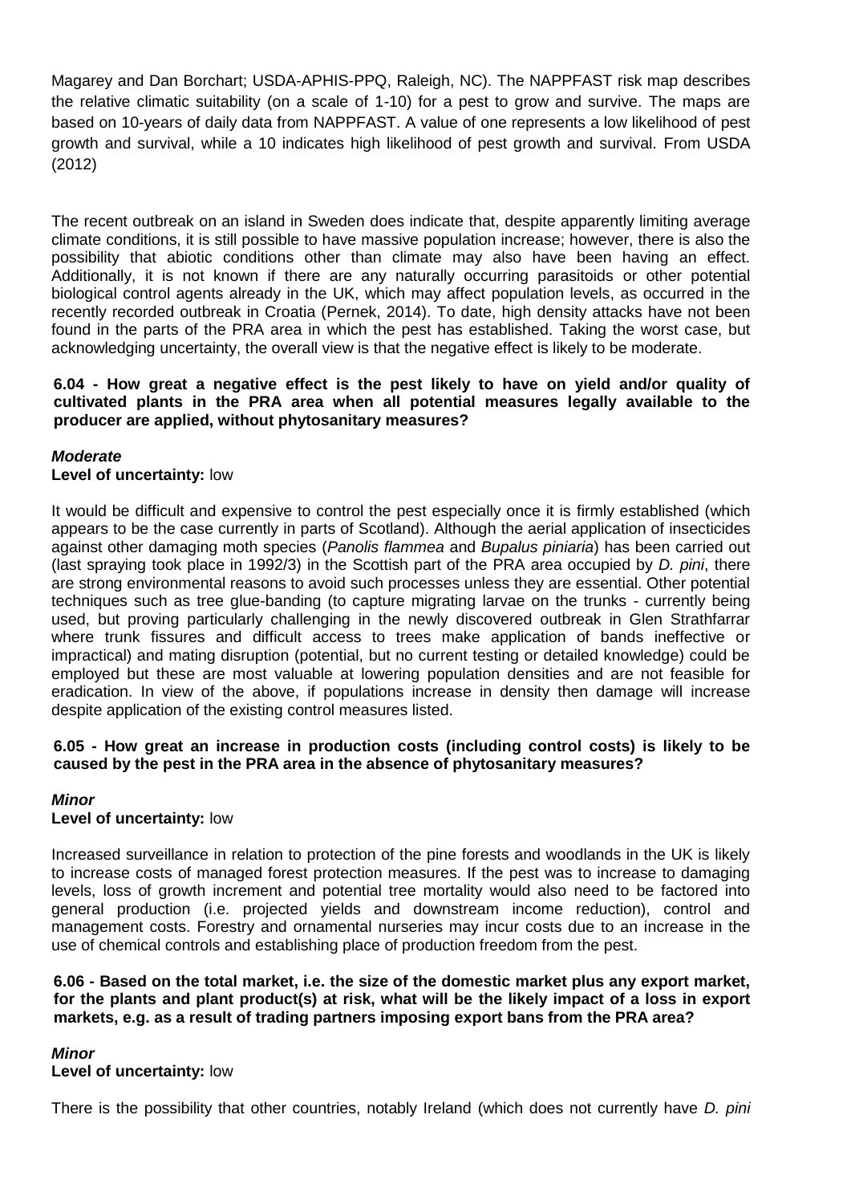Magarey and Dan Borchart; USDA-APHIS-PPQ, Raleigh, NC). The NAPPFAST risk map describes the relative climatic suitability (on a scale of 1-10) for a pest to grow and survive. The maps are based on 10-years of daily data from NAPPFAST. A value of one represents a low likelihood of pest growth and survival, while a 10 indicates high likelihood of pest growth and survival. From USDA (2012)

The recent outbreak on an island in Sweden does indicate that, despite apparently limiting average climate conditions, it is still possible to have massive population increase; however, there is also the possibility that abiotic conditions other than climate may also have been having an effect. Additionally, it is not known if there are any naturally occurring parasitoids or other potential biological control agents already in the UK, which may affect population levels, as occurred in the recently recorded outbreak in Croatia (Pernek, 2014). To date, high density attacks have not been found in the parts of the PRA area in which the pest has established. Taking the worst case, but acknowledging uncertainty, the overall view is that the negative effect is likely to be moderate.

**6.04 - How great a negative effect is the pest likely to have on yield and/or quality of cultivated plants in the PRA area when all potential measures legally available to the producer are applied, without phytosanitary measures?**

***Moderate***
**Level of uncertainty:** low

It would be difficult and expensive to control the pest especially once it is firmly established (which appears to be the case currently in parts of Scotland). Although the aerial application of insecticides against other damaging moth species (*Panolis flammea* and *Bupalus piniaria*) has been carried out (last spraying took place in 1992/3) in the Scottish part of the PRA area occupied by *D. pini*, there are strong environmental reasons to avoid such processes unless they are essential. Other potential techniques such as tree glue-banding (to capture migrating larvae on the trunks - currently being used, but proving particularly challenging in the newly discovered outbreak in Glen Strathfarrar where trunk fissures and difficult access to trees make application of bands ineffective or impractical) and mating disruption (potential, but no current testing or detailed knowledge) could be employed but these are most valuable at lowering population densities and are not feasible for eradication. In view of the above, if populations increase in density then damage will increase despite application of the existing control measures listed.

**6.05 - How great an increase in production costs (including control costs) is likely to be caused by the pest in the PRA area in the absence of phytosanitary measures?**

***Minor***
**Level of uncertainty:** low

Increased surveillance in relation to protection of the pine forests and woodlands in the UK is likely to increase costs of managed forest protection measures. If the pest was to increase to damaging levels, loss of growth increment and potential tree mortality would also need to be factored into general production (i.e. projected yields and downstream income reduction), control and management costs. Forestry and ornamental nurseries may incur costs due to an increase in the use of chemical controls and establishing place of production freedom from the pest.

**6.06 - Based on the total market, i.e. the size of the domestic market plus any export market, for the plants and plant product(s) at risk, what will be the likely impact of a loss in export markets, e.g. as a result of trading partners imposing export bans from the PRA area?**

***Minor***
**Level of uncertainty:** low

There is the possibility that other countries, notably Ireland (which does not currently have *D. pini*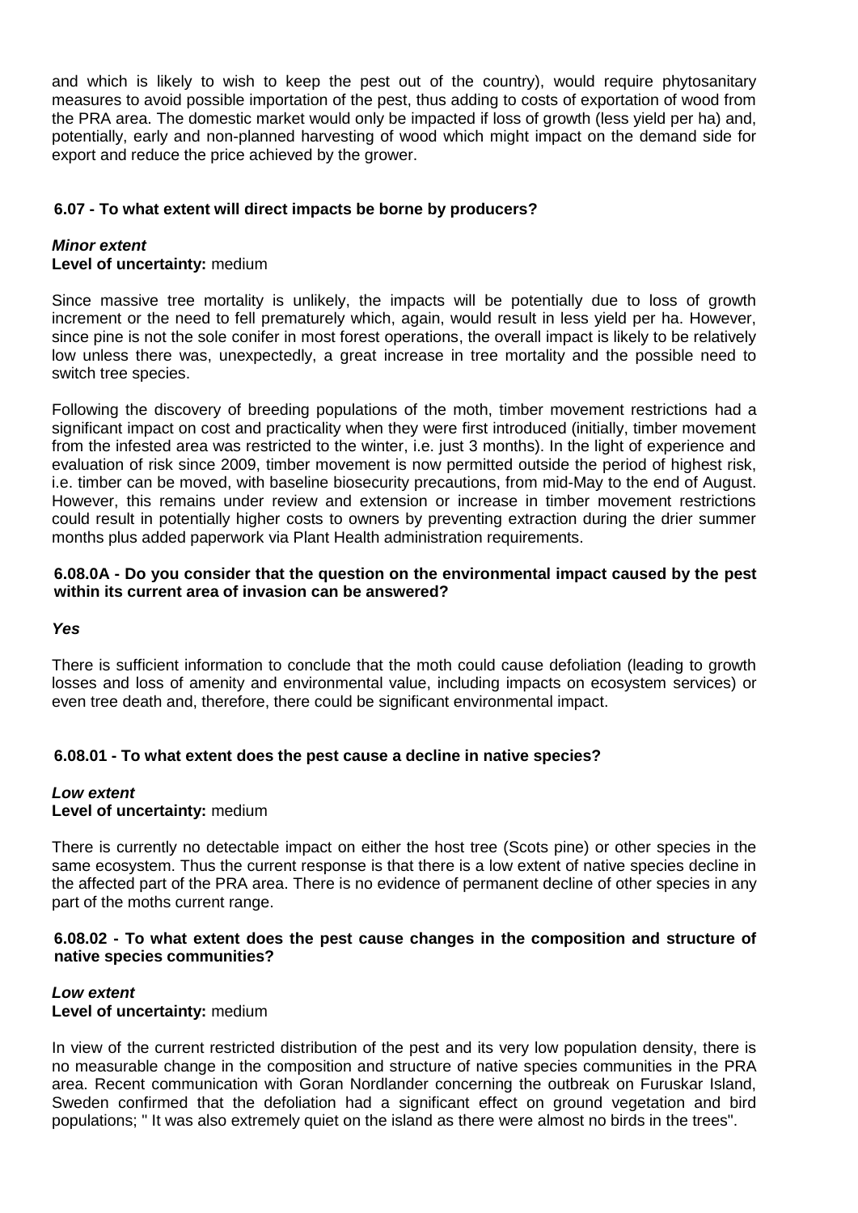and which is likely to wish to keep the pest out of the country), would require phytosanitary measures to avoid possible importation of the pest, thus adding to costs of exportation of wood from the PRA area. The domestic market would only be impacted if loss of growth (less yield per ha) and, potentially, early and non-planned harvesting of wood which might impact on the demand side for export and reduce the price achieved by the grower.

### 6.07 - To what extent will direct impacts be borne by producers?

***Minor extent***
**Level of uncertainty:** medium

Since massive tree mortality is unlikely, the impacts will be potentially due to loss of growth increment or the need to fell prematurely which, again, would result in less yield per ha. However, since pine is not the sole conifer in most forest operations, the overall impact is likely to be relatively low unless there was, unexpectedly, a great increase in tree mortality and the possible need to switch tree species.

Following the discovery of breeding populations of the moth, timber movement restrictions had a significant impact on cost and practicality when they were first introduced (initially, timber movement from the infested area was restricted to the winter, i.e. just 3 months). In the light of experience and evaluation of risk since 2009, timber movement is now permitted outside the period of highest risk, i.e. timber can be moved, with baseline biosecurity precautions, from mid-May to the end of August. However, this remains under review and extension or increase in timber movement restrictions could result in potentially higher costs to owners by preventing extraction during the drier summer months plus added paperwork via Plant Health administration requirements.

### 6.08.0A - Do you consider that the question on the environmental impact caused by the pest within its current area of invasion can be answered?

***Yes***

There is sufficient information to conclude that the moth could cause defoliation (leading to growth losses and loss of amenity and environmental value, including impacts on ecosystem services) or even tree death and, therefore, there could be significant environmental impact.

### 6.08.01 - To what extent does the pest cause a decline in native species?

***Low extent***
**Level of uncertainty:** medium

There is currently no detectable impact on either the host tree (Scots pine) or other species in the same ecosystem. Thus the current response is that there is a low extent of native species decline in the affected part of the PRA area. There is no evidence of permanent decline of other species in any part of the moths current range.

### 6.08.02 - To what extent does the pest cause changes in the composition and structure of native species communities?

***Low extent***
**Level of uncertainty:** medium

In view of the current restricted distribution of the pest and its very low population density, there is no measurable change in the composition and structure of native species communities in the PRA area. Recent communication with Goran Nordlander concerning the outbreak on Furuskar Island, Sweden confirmed that the defoliation had a significant effect on ground vegetation and bird populations; " It was also extremely quiet on the island as there were almost no birds in the trees".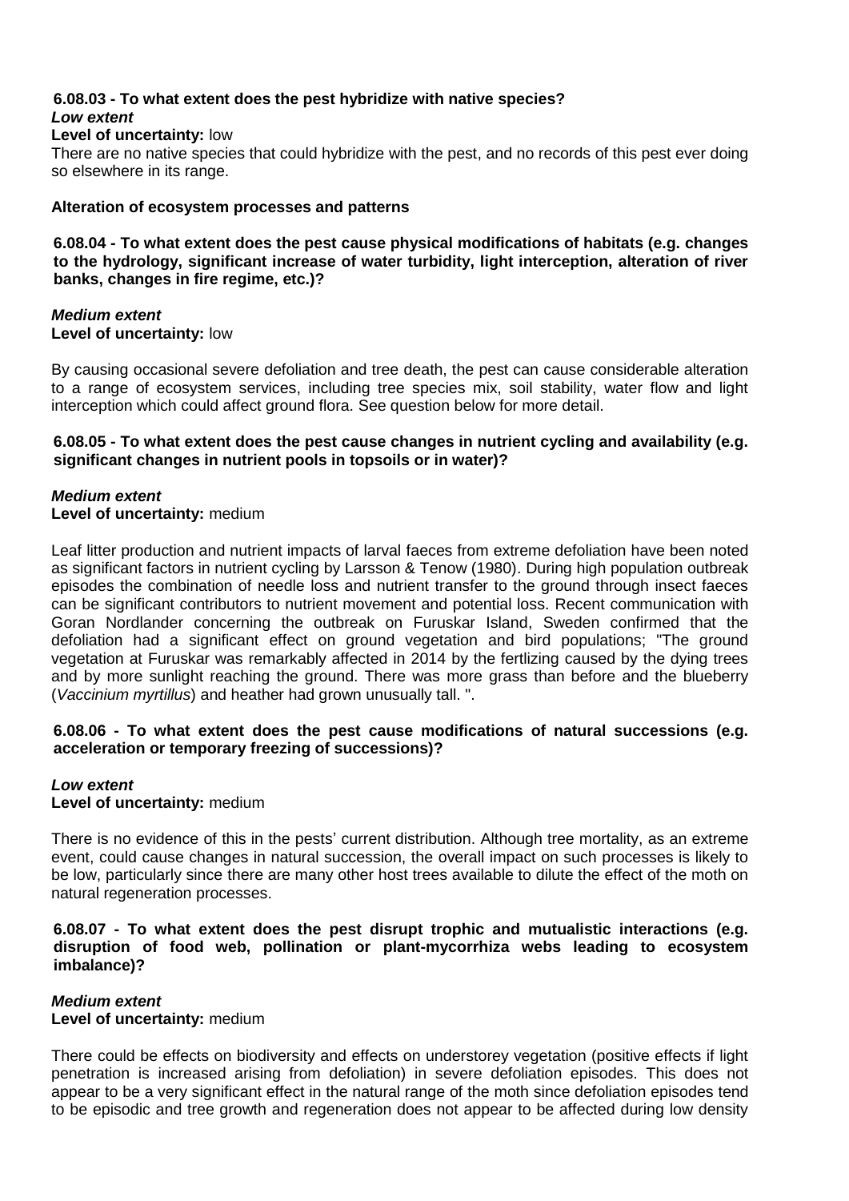**6.08.03 - To what extent does the pest hybridize with native species?**
***Low extent***
**Level of uncertainty:** low
There are no native species that could hybridize with the pest, and no records of this pest ever doing so elsewhere in its range.

**Alteration of ecosystem processes and patterns**

**6.08.04 - To what extent does the pest cause physical modifications of habitats (e.g. changes to the hydrology, significant increase of water turbidity, light interception, alteration of river banks, changes in fire regime, etc.)?**

***Medium extent***
**Level of uncertainty:** low

By causing occasional severe defoliation and tree death, the pest can cause considerable alteration to a range of ecosystem services, including tree species mix, soil stability, water flow and light interception which could affect ground flora. See question below for more detail.

**6.08.05 - To what extent does the pest cause changes in nutrient cycling and availability (e.g. significant changes in nutrient pools in topsoils or in water)?**

***Medium extent***
**Level of uncertainty:** medium

Leaf litter production and nutrient impacts of larval faeces from extreme defoliation have been noted as significant factors in nutrient cycling by Larsson & Tenow (1980). During high population outbreak episodes the combination of needle loss and nutrient transfer to the ground through insect faeces can be significant contributors to nutrient movement and potential loss. Recent communication with Goran Nordlander concerning the outbreak on Furuskar Island, Sweden confirmed that the defoliation had a significant effect on ground vegetation and bird populations; "The ground vegetation at Furuskar was remarkably affected in 2014 by the fertlizing caused by the dying trees and by more sunlight reaching the ground. There was more grass than before and the blueberry (*Vaccinium myrtillus*) and heather had grown unusually tall. ".

**6.08.06 - To what extent does the pest cause modifications of natural successions (e.g. acceleration or temporary freezing of successions)?**

***Low extent***
**Level of uncertainty:** medium

There is no evidence of this in the pests' current distribution. Although tree mortality, as an extreme event, could cause changes in natural succession, the overall impact on such processes is likely to be low, particularly since there are many other host trees available to dilute the effect of the moth on natural regeneration processes.

**6.08.07 - To what extent does the pest disrupt trophic and mutualistic interactions (e.g. disruption of food web, pollination or plant-mycorrhiza webs leading to ecosystem imbalance)?**

***Medium extent***
**Level of uncertainty:** medium

There could be effects on biodiversity and effects on understorey vegetation (positive effects if light penetration is increased arising from defoliation) in severe defoliation episodes. This does not appear to be a very significant effect in the natural range of the moth since defoliation episodes tend to be episodic and tree growth and regeneration does not appear to be affected during low density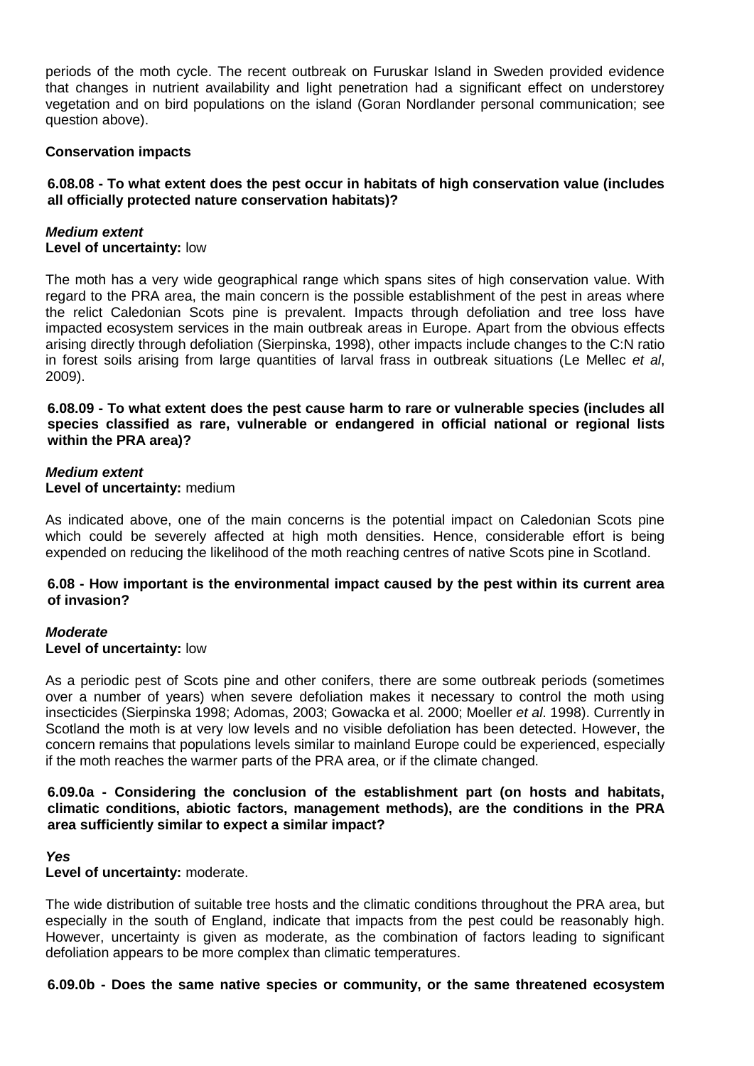periods of the moth cycle. The recent outbreak on Furuskar Island in Sweden provided evidence that changes in nutrient availability and light penetration had a significant effect on understorey vegetation and on bird populations on the island (Goran Nordlander personal communication; see question above).

**Conservation impacts**

**6.08.08 - To what extent does the pest occur in habitats of high conservation value (includes all officially protected nature conservation habitats)?**

***Medium extent***
**Level of uncertainty:** low

The moth has a very wide geographical range which spans sites of high conservation value. With regard to the PRA area, the main concern is the possible establishment of the pest in areas where the relict Caledonian Scots pine is prevalent. Impacts through defoliation and tree loss have impacted ecosystem services in the main outbreak areas in Europe. Apart from the obvious effects arising directly through defoliation (Sierpinska, 1998), other impacts include changes to the C:N ratio in forest soils arising from large quantities of larval frass in outbreak situations (Le Mellec *et al*, 2009).

**6.08.09 - To what extent does the pest cause harm to rare or vulnerable species (includes all species classified as rare, vulnerable or endangered in official national or regional lists within the PRA area)?**

***Medium extent***
**Level of uncertainty:** medium

As indicated above, one of the main concerns is the potential impact on Caledonian Scots pine which could be severely affected at high moth densities. Hence, considerable effort is being expended on reducing the likelihood of the moth reaching centres of native Scots pine in Scotland.

**6.08 - How important is the environmental impact caused by the pest within its current area of invasion?**

***Moderate***
**Level of uncertainty:** low

As a periodic pest of Scots pine and other conifers, there are some outbreak periods (sometimes over a number of years) when severe defoliation makes it necessary to control the moth using insecticides (Sierpinska 1998; Adomas, 2003; Gowacka et al. 2000; Moeller *et al*. 1998). Currently in Scotland the moth is at very low levels and no visible defoliation has been detected. However, the concern remains that populations levels similar to mainland Europe could be experienced, especially if the moth reaches the warmer parts of the PRA area, or if the climate changed.

**6.09.0a - Considering the conclusion of the establishment part (on hosts and habitats, climatic conditions, abiotic factors, management methods), are the conditions in the PRA area sufficiently similar to expect a similar impact?**

***Yes***
**Level of uncertainty:** moderate.

The wide distribution of suitable tree hosts and the climatic conditions throughout the PRA area, but especially in the south of England, indicate that impacts from the pest could be reasonably high. However, uncertainty is given as moderate, as the combination of factors leading to significant defoliation appears to be more complex than climatic temperatures.

**6.09.0b - Does the same native species or community, or the same threatened ecosystem**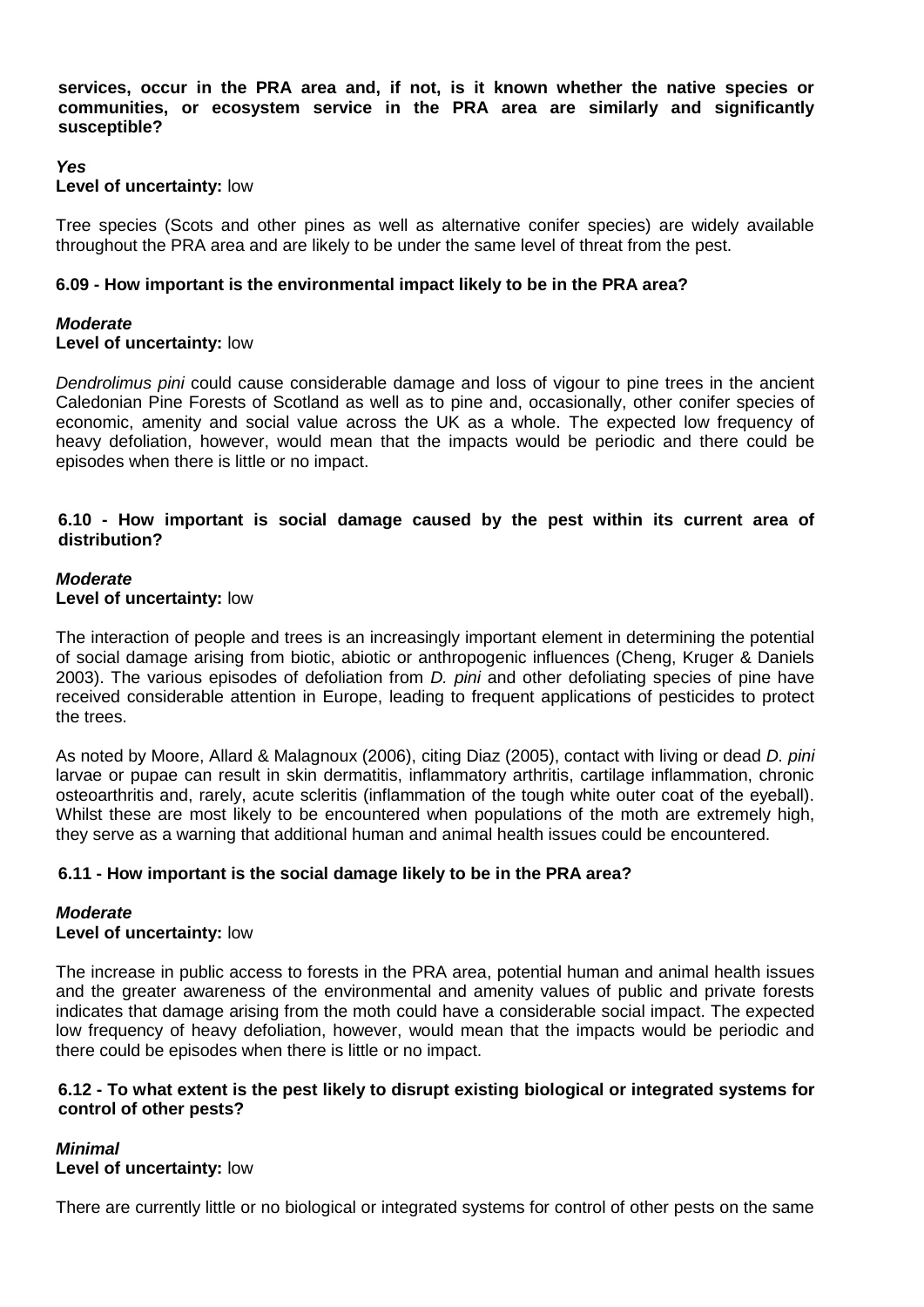**services, occur in the PRA area and, if not, is it known whether the native species or communities, or ecosystem service in the PRA area are similarly and significantly susceptible?**

***Yes***
**Level of uncertainty:** low

Tree species (Scots and other pines as well as alternative conifer species) are widely available throughout the PRA area and are likely to be under the same level of threat from the pest.

**6.09 - How important is the environmental impact likely to be in the PRA area?**

***Moderate***
**Level of uncertainty:** low

*Dendrolimus pini* could cause considerable damage and loss of vigour to pine trees in the ancient Caledonian Pine Forests of Scotland as well as to pine and, occasionally, other conifer species of economic, amenity and social value across the UK as a whole. The expected low frequency of heavy defoliation, however, would mean that the impacts would be periodic and there could be episodes when there is little or no impact.

**6.10 - How important is social damage caused by the pest within its current area of distribution?**

***Moderate***
**Level of uncertainty:** low

The interaction of people and trees is an increasingly important element in determining the potential of social damage arising from biotic, abiotic or anthropogenic influences (Cheng, Kruger & Daniels 2003). The various episodes of defoliation from *D. pini* and other defoliating species of pine have received considerable attention in Europe, leading to frequent applications of pesticides to protect the trees.

As noted by Moore, Allard & Malagnoux (2006), citing Diaz (2005), contact with living or dead *D. pini* larvae or pupae can result in skin dermatitis, inflammatory arthritis, cartilage inflammation, chronic osteoarthritis and, rarely, acute scleritis (inflammation of the tough white outer coat of the eyeball). Whilst these are most likely to be encountered when populations of the moth are extremely high, they serve as a warning that additional human and animal health issues could be encountered.

**6.11 - How important is the social damage likely to be in the PRA area?**

***Moderate***
**Level of uncertainty:** low

The increase in public access to forests in the PRA area, potential human and animal health issues and the greater awareness of the environmental and amenity values of public and private forests indicates that damage arising from the moth could have a considerable social impact. The expected low frequency of heavy defoliation, however, would mean that the impacts would be periodic and there could be episodes when there is little or no impact.

**6.12 - To what extent is the pest likely to disrupt existing biological or integrated systems for control of other pests?**

***Minimal***
**Level of uncertainty:** low

There are currently little or no biological or integrated systems for control of other pests on the same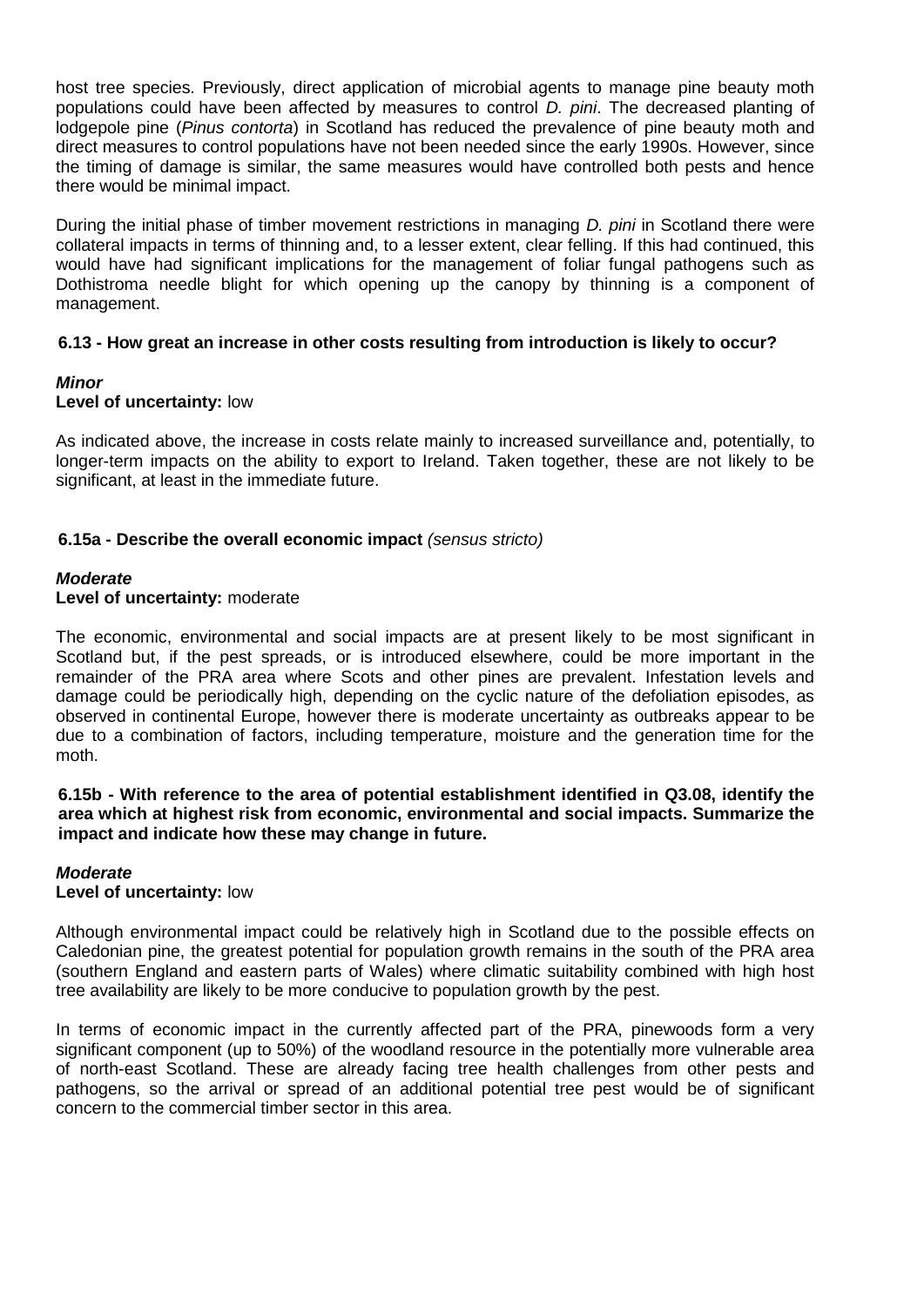host tree species. Previously, direct application of microbial agents to manage pine beauty moth populations could have been affected by measures to control *D. pini*. The decreased planting of lodgepole pine (*Pinus contorta*) in Scotland has reduced the prevalence of pine beauty moth and direct measures to control populations have not been needed since the early 1990s. However, since the timing of damage is similar, the same measures would have controlled both pests and hence there would be minimal impact.

During the initial phase of timber movement restrictions in managing *D. pini* in Scotland there were collateral impacts in terms of thinning and, to a lesser extent, clear felling. If this had continued, this would have had significant implications for the management of foliar fungal pathogens such as Dothistroma needle blight for which opening up the canopy by thinning is a component of management.

**6.13 - How great an increase in other costs resulting from introduction is likely to occur?**

***Minor***
**Level of uncertainty:** low

As indicated above, the increase in costs relate mainly to increased surveillance and, potentially, to longer-term impacts on the ability to export to Ireland. Taken together, these are not likely to be significant, at least in the immediate future.

**6.15a - Describe the overall economic impact** *(sensus stricto)*

***Moderate***
**Level of uncertainty:** moderate

The economic, environmental and social impacts are at present likely to be most significant in Scotland but, if the pest spreads, or is introduced elsewhere, could be more important in the remainder of the PRA area where Scots and other pines are prevalent. Infestation levels and damage could be periodically high, depending on the cyclic nature of the defoliation episodes, as observed in continental Europe, however there is moderate uncertainty as outbreaks appear to be due to a combination of factors, including temperature, moisture and the generation time for the moth.

**6.15b - With reference to the area of potential establishment identified in Q3.08, identify the area which at highest risk from economic, environmental and social impacts. Summarize the impact and indicate how these may change in future.**

***Moderate***
**Level of uncertainty:** low

Although environmental impact could be relatively high in Scotland due to the possible effects on Caledonian pine, the greatest potential for population growth remains in the south of the PRA area (southern England and eastern parts of Wales) where climatic suitability combined with high host tree availability are likely to be more conducive to population growth by the pest.

In terms of economic impact in the currently affected part of the PRA, pinewoods form a very significant component (up to 50%) of the woodland resource in the potentially more vulnerable area of north-east Scotland. These are already facing tree health challenges from other pests and pathogens, so the arrival or spread of an additional potential tree pest would be of significant concern to the commercial timber sector in this area.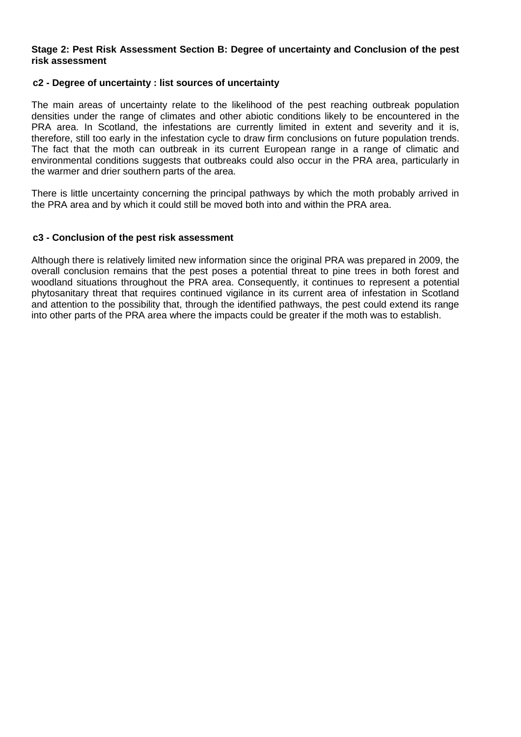**Stage 2: Pest Risk Assessment Section B: Degree of uncertainty and Conclusion of the pest risk assessment**

**c2 - Degree of uncertainty : list sources of uncertainty**

The main areas of uncertainty relate to the likelihood of the pest reaching outbreak population densities under the range of climates and other abiotic conditions likely to be encountered in the PRA area. In Scotland, the infestations are currently limited in extent and severity and it is, therefore, still too early in the infestation cycle to draw firm conclusions on future population trends. The fact that the moth can outbreak in its current European range in a range of climatic and environmental conditions suggests that outbreaks could also occur in the PRA area, particularly in the warmer and drier southern parts of the area.

There is little uncertainty concerning the principal pathways by which the moth probably arrived in the PRA area and by which it could still be moved both into and within the PRA area.

**c3 - Conclusion of the pest risk assessment**

Although there is relatively limited new information since the original PRA was prepared in 2009, the overall conclusion remains that the pest poses a potential threat to pine trees in both forest and woodland situations throughout the PRA area. Consequently, it continues to represent a potential phytosanitary threat that requires continued vigilance in its current area of infestation in Scotland and attention to the possibility that, through the identified pathways, the pest could extend its range into other parts of the PRA area where the impacts could be greater if the moth was to establish.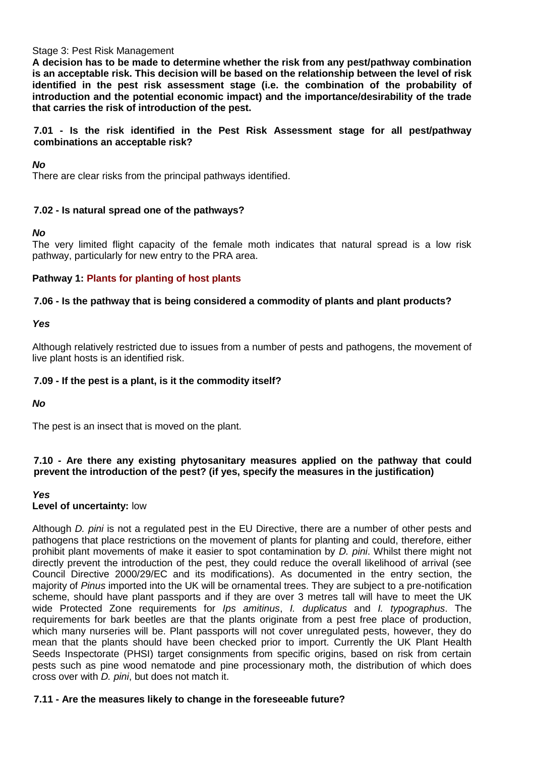Stage 3: Pest Risk Management

**A decision has to be made to determine whether the risk from any pest/pathway combination is an acceptable risk. This decision will be based on the relationship between the level of risk identified in the pest risk assessment stage (i.e. the combination of the probability of introduction and the potential economic impact) and the importance/desirability of the trade that carries the risk of introduction of the pest.**

**7.01 - Is the risk identified in the Pest Risk Assessment stage for all pest/pathway combinations an acceptable risk?**

***No***

There are clear risks from the principal pathways identified.

**7.02 - Is natural spread one of the pathways?**

***No***

The very limited flight capacity of the female moth indicates that natural spread is a low risk pathway, particularly for new entry to the PRA area.

**Pathway 1: Plants for planting of host plants**

**7.06 - Is the pathway that is being considered a commodity of plants and plant products?**

***Yes***

Although relatively restricted due to issues from a number of pests and pathogens, the movement of live plant hosts is an identified risk.

**7.09 - If the pest is a plant, is it the commodity itself?**

***No***

The pest is an insect that is moved on the plant.

**7.10 - Are there any existing phytosanitary measures applied on the pathway that could prevent the introduction of the pest? (if yes, specify the measures in the justification)**

***Yes***

**Level of uncertainty:** low

Although *D. pini* is not a regulated pest in the EU Directive, there are a number of other pests and pathogens that place restrictions on the movement of plants for planting and could, therefore, either prohibit plant movements of make it easier to spot contamination by *D. pini*. Whilst there might not directly prevent the introduction of the pest, they could reduce the overall likelihood of arrival (see Council Directive 2000/29/EC and its modifications). As documented in the entry section, the majority of *Pinus* imported into the UK will be ornamental trees. They are subject to a pre-notification scheme, should have plant passports and if they are over 3 metres tall will have to meet the UK wide Protected Zone requirements for *Ips amitinus*, *I. duplicatus* and *I. typographus*. The requirements for bark beetles are that the plants originate from a pest free place of production, which many nurseries will be. Plant passports will not cover unregulated pests, however, they do mean that the plants should have been checked prior to import. Currently the UK Plant Health Seeds Inspectorate (PHSI) target consignments from specific origins, based on risk from certain pests such as pine wood nematode and pine processionary moth, the distribution of which does cross over with *D. pini*, but does not match it.

**7.11 - Are the measures likely to change in the foreseeable future?**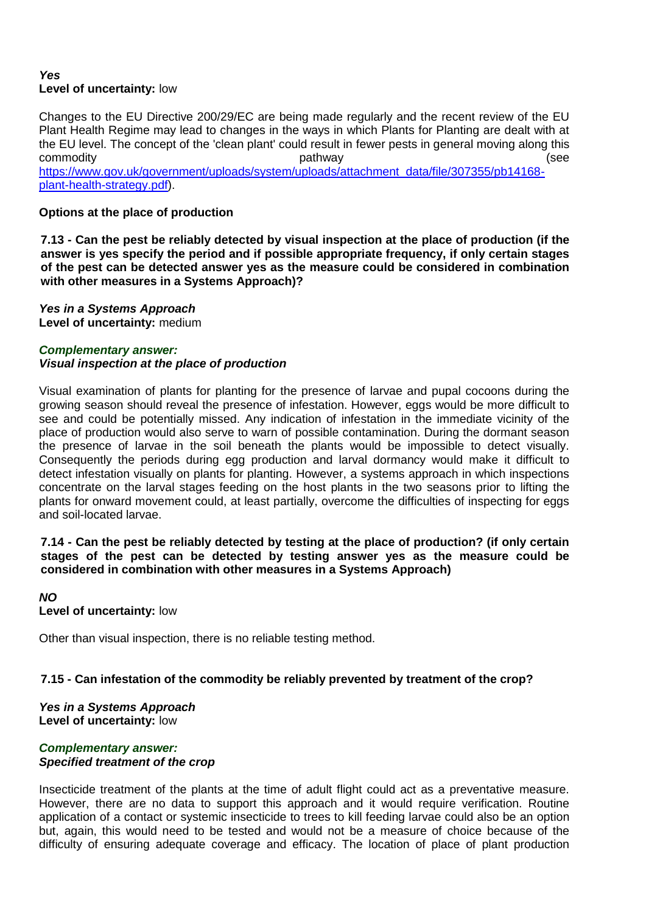***Yes***
**Level of uncertainty:** low

Changes to the EU Directive 200/29/EC are being made regularly and the recent review of the EU Plant Health Regime may lead to changes in the ways in which Plants for Planting are dealt with at the EU level. The concept of the 'clean plant' could result in fewer pests in general moving along this commodity pathway (see https://www.gov.uk/government/uploads/system/uploads/attachment_data/file/307355/pb14168-plant-health-strategy.pdf).

**Options at the place of production**

**7.13 - Can the pest be reliably detected by visual inspection at the place of production (if the answer is yes specify the period and if possible appropriate frequency, if only certain stages of the pest can be detected answer yes as the measure could be considered in combination with other measures in a Systems Approach)?**

***Yes in a Systems Approach***
**Level of uncertainty:** medium

***Complementary answer:***
***Visual inspection at the place of production***

Visual examination of plants for planting for the presence of larvae and pupal cocoons during the growing season should reveal the presence of infestation. However, eggs would be more difficult to see and could be potentially missed. Any indication of infestation in the immediate vicinity of the place of production would also serve to warn of possible contamination. During the dormant season the presence of larvae in the soil beneath the plants would be impossible to detect visually. Consequently the periods during egg production and larval dormancy would make it difficult to detect infestation visually on plants for planting. However, a systems approach in which inspections concentrate on the larval stages feeding on the host plants in the two seasons prior to lifting the plants for onward movement could, at least partially, overcome the difficulties of inspecting for eggs and soil-located larvae.

**7.14 - Can the pest be reliably detected by testing at the place of production? (if only certain stages of the pest can be detected by testing answer yes as the measure could be considered in combination with other measures in a Systems Approach)**

***NO***
**Level of uncertainty:** low

Other than visual inspection, there is no reliable testing method.

**7.15 - Can infestation of the commodity be reliably prevented by treatment of the crop?**

***Yes in a Systems Approach***
**Level of uncertainty:** low

***Complementary answer:***
***Specified treatment of the crop***

Insecticide treatment of the plants at the time of adult flight could act as a preventative measure. However, there are no data to support this approach and it would require verification. Routine application of a contact or systemic insecticide to trees to kill feeding larvae could also be an option but, again, this would need to be tested and would not be a measure of choice because of the difficulty of ensuring adequate coverage and efficacy. The location of place of plant production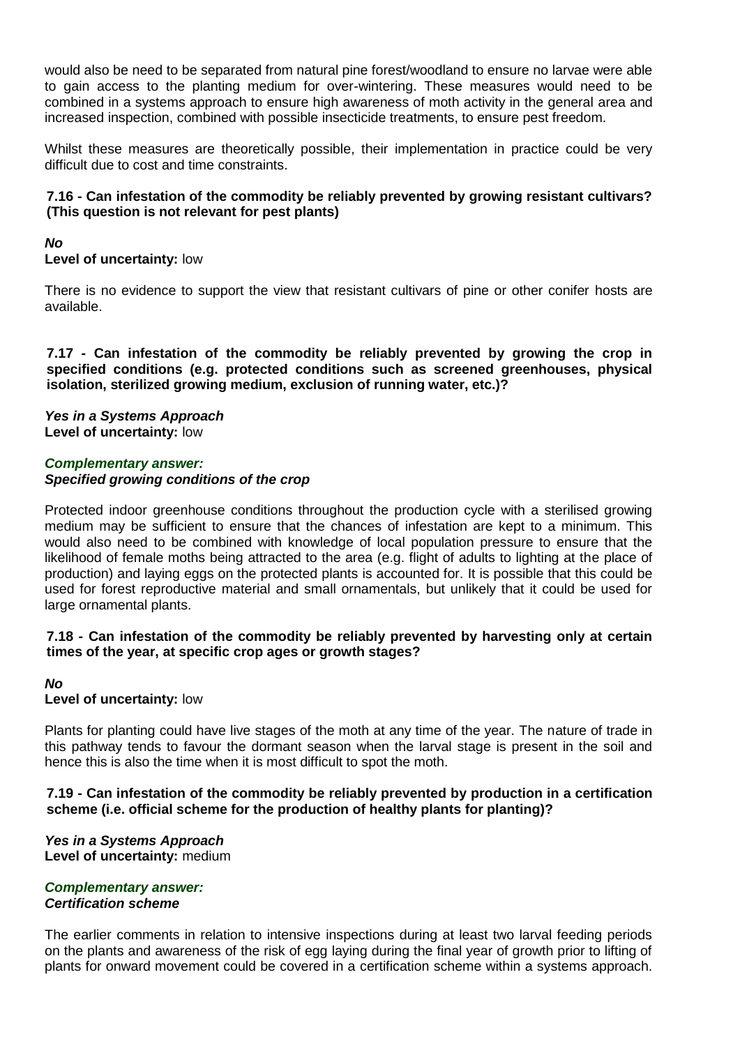would also be need to be separated from natural pine forest/woodland to ensure no larvae were able to gain access to the planting medium for over-wintering. These measures would need to be combined in a systems approach to ensure high awareness of moth activity in the general area and increased inspection, combined with possible insecticide treatments, to ensure pest freedom.

Whilst these measures are theoretically possible, their implementation in practice could be very difficult due to cost and time constraints.

### 7.16 - Can infestation of the commodity be reliably prevented by growing resistant cultivars? (This question is not relevant for pest plants)

***No***
**Level of uncertainty:** low

There is no evidence to support the view that resistant cultivars of pine or other conifer hosts are available.

### 7.17 - Can infestation of the commodity be reliably prevented by growing the crop in specified conditions (e.g. protected conditions such as screened greenhouses, physical isolation, sterilized growing medium, exclusion of running water, etc.)?

***Yes in a Systems Approach***
**Level of uncertainty:** low

***Complementary answer:***
***Specified growing conditions of the crop***

Protected indoor greenhouse conditions throughout the production cycle with a sterilised growing medium may be sufficient to ensure that the chances of infestation are kept to a minimum. This would also need to be combined with knowledge of local population pressure to ensure that the likelihood of female moths being attracted to the area (e.g. flight of adults to lighting at the place of production) and laying eggs on the protected plants is accounted for. It is possible that this could be used for forest reproductive material and small ornamentals, but unlikely that it could be used for large ornamental plants.

### 7.18 - Can infestation of the commodity be reliably prevented by harvesting only at certain times of the year, at specific crop ages or growth stages?

***No***
**Level of uncertainty:** low

Plants for planting could have live stages of the moth at any time of the year. The nature of trade in this pathway tends to favour the dormant season when the larval stage is present in the soil and hence this is also the time when it is most difficult to spot the moth.

### 7.19 - Can infestation of the commodity be reliably prevented by production in a certification scheme (i.e. official scheme for the production of healthy plants for planting)?

***Yes in a Systems Approach***
**Level of uncertainty:** medium

***Complementary answer:***
***Certification scheme***

The earlier comments in relation to intensive inspections during at least two larval feeding periods on the plants and awareness of the risk of egg laying during the final year of growth prior to lifting of plants for onward movement could be covered in a certification scheme within a systems approach.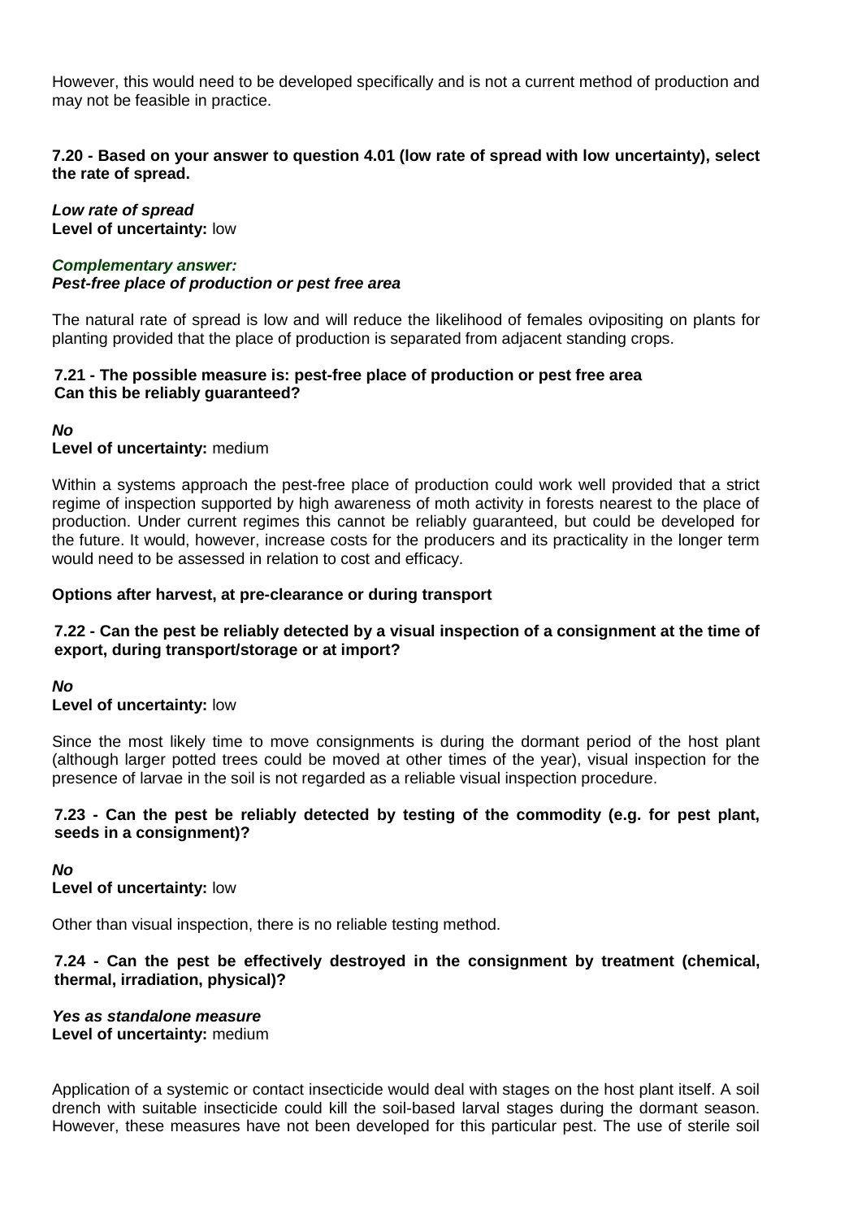However, this would need to be developed specifically and is not a current method of production and may not be feasible in practice.

**7.20 - Based on your answer to question 4.01 (low rate of spread with low uncertainty), select the rate of spread.**

***Low rate of spread***
**Level of uncertainty:** low

***Complementary answer:***
***Pest-free place of production or pest free area***

The natural rate of spread is low and will reduce the likelihood of females ovipositing on plants for planting provided that the place of production is separated from adjacent standing crops.

**7.21 - The possible measure is: pest-free place of production or pest free area**
**Can this be reliably guaranteed?**

***No***
**Level of uncertainty:** medium

Within a systems approach the pest-free place of production could work well provided that a strict regime of inspection supported by high awareness of moth activity in forests nearest to the place of production. Under current regimes this cannot be reliably guaranteed, but could be developed for the future. It would, however, increase costs for the producers and its practicality in the longer term would need to be assessed in relation to cost and efficacy.

**Options after harvest, at pre-clearance or during transport**

**7.22 - Can the pest be reliably detected by a visual inspection of a consignment at the time of export, during transport/storage or at import?**

***No***
**Level of uncertainty:** low

Since the most likely time to move consignments is during the dormant period of the host plant (although larger potted trees could be moved at other times of the year), visual inspection for the presence of larvae in the soil is not regarded as a reliable visual inspection procedure.

**7.23 - Can the pest be reliably detected by testing of the commodity (e.g. for pest plant, seeds in a consignment)?**

***No***
**Level of uncertainty:** low

Other than visual inspection, there is no reliable testing method.

**7.24 - Can the pest be effectively destroyed in the consignment by treatment (chemical, thermal, irradiation, physical)?**

***Yes as standalone measure***
**Level of uncertainty:** medium

Application of a systemic or contact insecticide would deal with stages on the host plant itself. A soil drench with suitable insecticide could kill the soil-based larval stages during the dormant season. However, these measures have not been developed for this particular pest. The use of sterile soil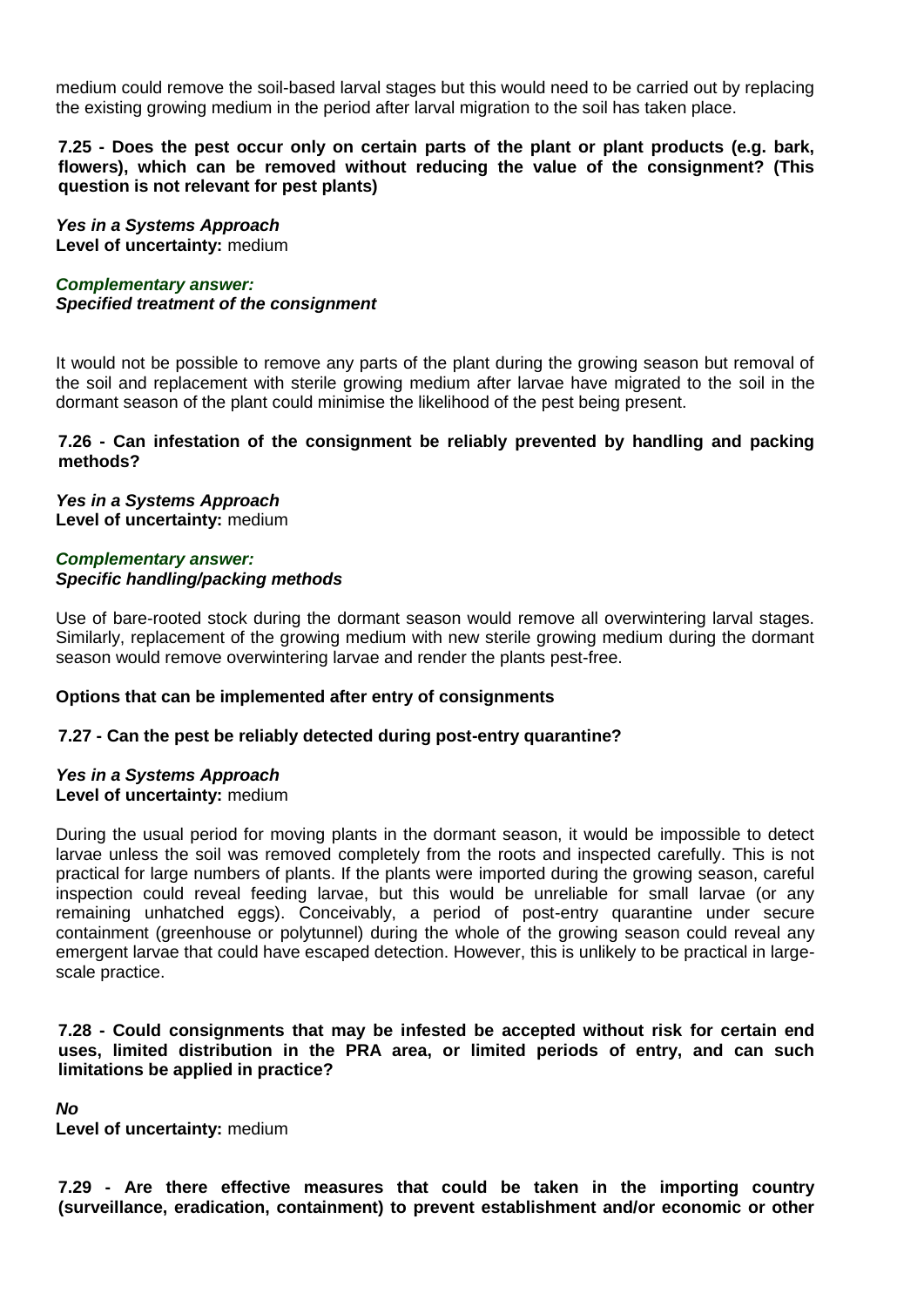medium could remove the soil-based larval stages but this would need to be carried out by replacing the existing growing medium in the period after larval migration to the soil has taken place.

**7.25 - Does the pest occur only on certain parts of the plant or plant products (e.g. bark, flowers), which can be removed without reducing the value of the consignment? (This question is not relevant for pest plants)**

***Yes in a Systems Approach***
**Level of uncertainty:** medium

***Complementary answer:***
***Specified treatment of the consignment***

It would not be possible to remove any parts of the plant during the growing season but removal of the soil and replacement with sterile growing medium after larvae have migrated to the soil in the dormant season of the plant could minimise the likelihood of the pest being present.

**7.26 - Can infestation of the consignment be reliably prevented by handling and packing methods?**

***Yes in a Systems Approach***
**Level of uncertainty:** medium

***Complementary answer:***
***Specific handling/packing methods***

Use of bare-rooted stock during the dormant season would remove all overwintering larval stages. Similarly, replacement of the growing medium with new sterile growing medium during the dormant season would remove overwintering larvae and render the plants pest-free.

**Options that can be implemented after entry of consignments**

**7.27 - Can the pest be reliably detected during post-entry quarantine?**

***Yes in a Systems Approach***
**Level of uncertainty:** medium

During the usual period for moving plants in the dormant season, it would be impossible to detect larvae unless the soil was removed completely from the roots and inspected carefully. This is not practical for large numbers of plants. If the plants were imported during the growing season, careful inspection could reveal feeding larvae, but this would be unreliable for small larvae (or any remaining unhatched eggs). Conceivably, a period of post-entry quarantine under secure containment (greenhouse or polytunnel) during the whole of the growing season could reveal any emergent larvae that could have escaped detection. However, this is unlikely to be practical in large-scale practice.

**7.28 - Could consignments that may be infested be accepted without risk for certain end uses, limited distribution in the PRA area, or limited periods of entry, and can such limitations be applied in practice?**

***No***
**Level of uncertainty:** medium

**7.29 - Are there effective measures that could be taken in the importing country (surveillance, eradication, containment) to prevent establishment and/or economic or other**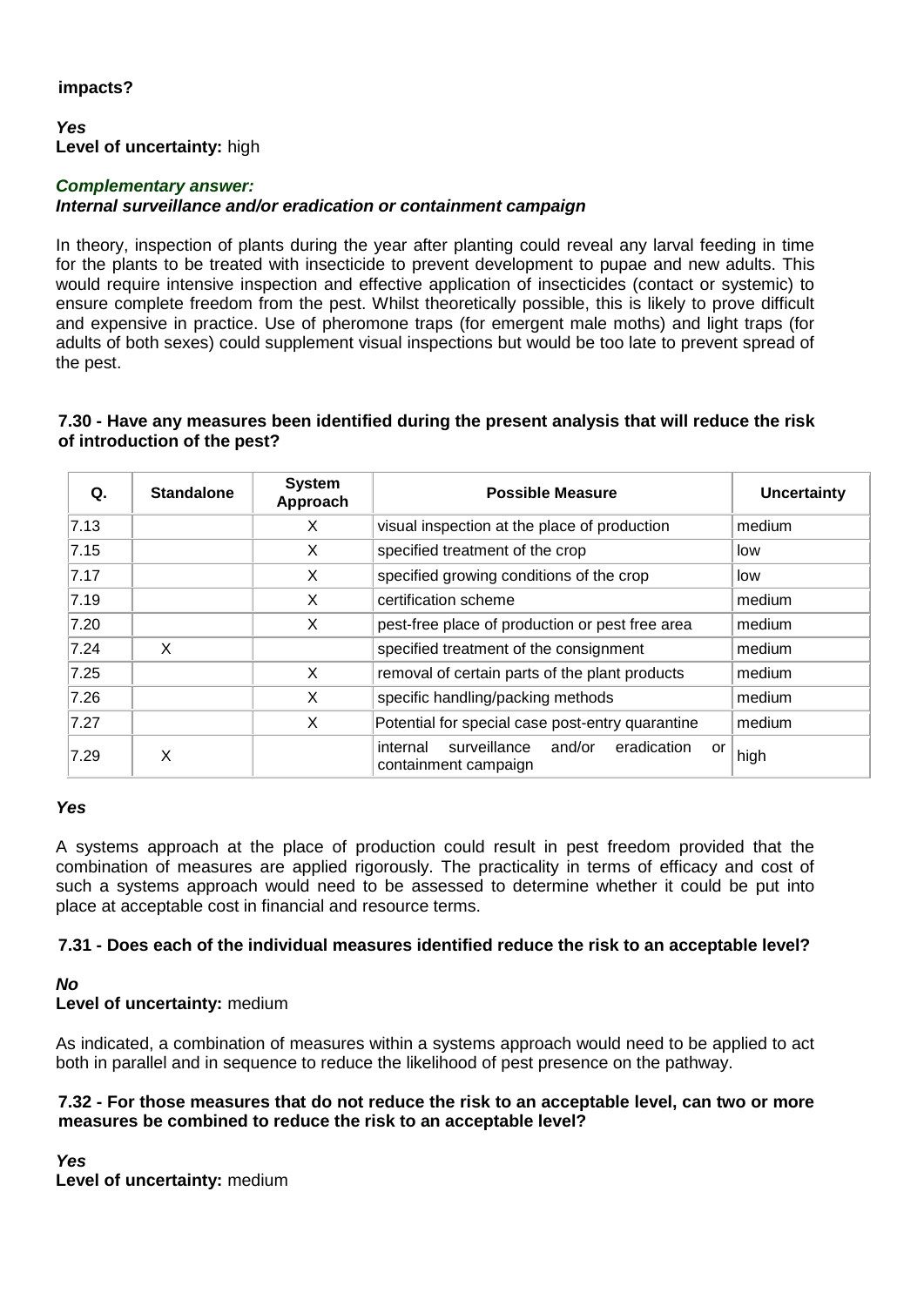**impacts?**

***Yes***
**Level of uncertainty:** high

***Complementary answer:***
***Internal surveillance and/or eradication or containment campaign***

In theory, inspection of plants during the year after planting could reveal any larval feeding in time for the plants to be treated with insecticide to prevent development to pupae and new adults. This would require intensive inspection and effective application of insecticides (contact or systemic) to ensure complete freedom from the pest. Whilst theoretically possible, this is likely to prove difficult and expensive in practice. Use of pheromone traps (for emergent male moths) and light traps (for adults of both sexes) could supplement visual inspections but would be too late to prevent spread of the pest.

**7.30 - Have any measures been identified during the present analysis that will reduce the risk of introduction of the pest?**

| Q. | Standalone | System Approach | Possible Measure | Uncertainty |
|---|---|---|---|---|
| 7.13 | | X | visual inspection at the place of production | medium |
| 7.15 | | X | specified treatment of the crop | low |
| 7.17 | | X | specified growing conditions of the crop | low |
| 7.19 | | X | certification scheme | medium |
| 7.20 | | X | pest-free place of production or pest free area | medium |
| 7.24 | X | | specified treatment of the consignment | medium |
| 7.25 | | X | removal of certain parts of the plant products | medium |
| 7.26 | | X | specific handling/packing methods | medium |
| 7.27 | | X | Potential for special case post-entry quarantine | medium |
| 7.29 | X | | internal surveillance and/or eradication or containment campaign | high |

***Yes***

A systems approach at the place of production could result in pest freedom provided that the combination of measures are applied rigorously. The practicality in terms of efficacy and cost of such a systems approach would need to be assessed to determine whether it could be put into place at acceptable cost in financial and resource terms.

**7.31 - Does each of the individual measures identified reduce the risk to an acceptable level?**

***No***
**Level of uncertainty:** medium

As indicated, a combination of measures within a systems approach would need to be applied to act both in parallel and in sequence to reduce the likelihood of pest presence on the pathway.

**7.32 - For those measures that do not reduce the risk to an acceptable level, can two or more measures be combined to reduce the risk to an acceptable level?**

***Yes***
**Level of uncertainty:** medium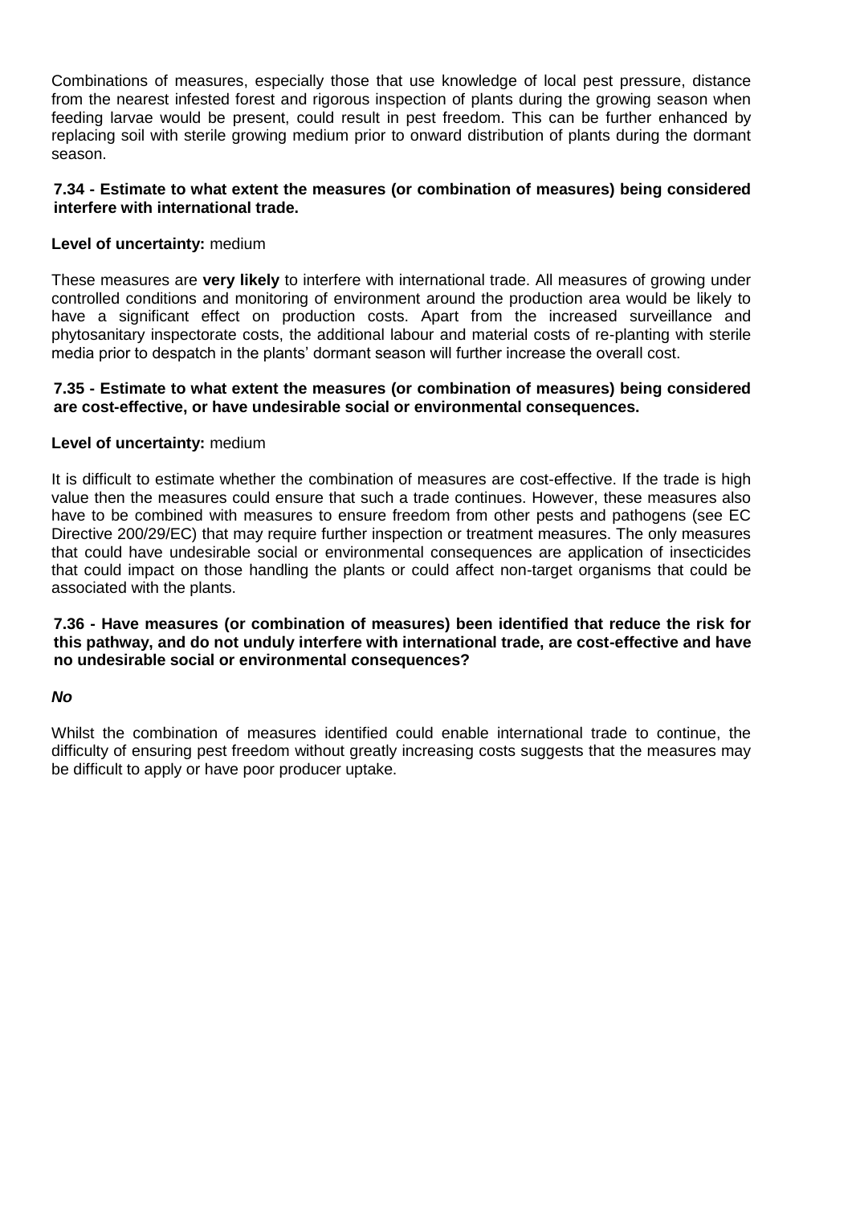Combinations of measures, especially those that use knowledge of local pest pressure, distance from the nearest infested forest and rigorous inspection of plants during the growing season when feeding larvae would be present, could result in pest freedom. This can be further enhanced by replacing soil with sterile growing medium prior to onward distribution of plants during the dormant season.

**7.34 - Estimate to what extent the measures (or combination of measures) being considered interfere with international trade.**

**Level of uncertainty:** medium

These measures are **very likely** to interfere with international trade. All measures of growing under controlled conditions and monitoring of environment around the production area would be likely to have a significant effect on production costs. Apart from the increased surveillance and phytosanitary inspectorate costs, the additional labour and material costs of re-planting with sterile media prior to despatch in the plants' dormant season will further increase the overall cost.

**7.35 - Estimate to what extent the measures (or combination of measures) being considered are cost-effective, or have undesirable social or environmental consequences.**

**Level of uncertainty:** medium

It is difficult to estimate whether the combination of measures are cost-effective. If the trade is high value then the measures could ensure that such a trade continues. However, these measures also have to be combined with measures to ensure freedom from other pests and pathogens (see EC Directive 200/29/EC) that may require further inspection or treatment measures. The only measures that could have undesirable social or environmental consequences are application of insecticides that could impact on those handling the plants or could affect non-target organisms that could be associated with the plants.

**7.36 - Have measures (or combination of measures) been identified that reduce the risk for this pathway, and do not unduly interfere with international trade, are cost-effective and have no undesirable social or environmental consequences?**

***No***

Whilst the combination of measures identified could enable international trade to continue, the difficulty of ensuring pest freedom without greatly increasing costs suggests that the measures may be difficult to apply or have poor producer uptake.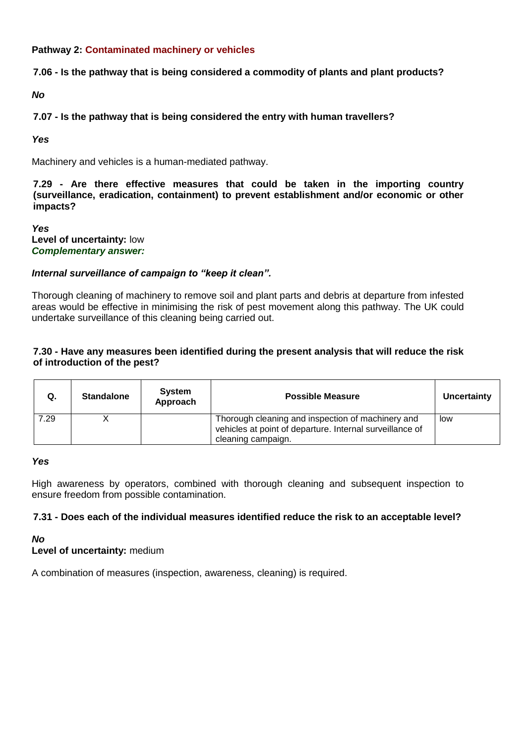**Pathway 2: Contaminated machinery or vehicles**

**7.06 - Is the pathway that is being considered a commodity of plants and plant products?**

***No***

**7.07 - Is the pathway that is being considered the entry with human travellers?**

***Yes***

Machinery and vehicles is a human-mediated pathway.

**7.29 - Are there effective measures that could be taken in the importing country (surveillance, eradication, containment) to prevent establishment and/or economic or other impacts?**

***Yes***
**Level of uncertainty:** low
***Complementary answer:***

***Internal surveillance of campaign to "keep it clean".***

Thorough cleaning of machinery to remove soil and plant parts and debris at departure from infested areas would be effective in minimising the risk of pest movement along this pathway. The UK could undertake surveillance of this cleaning being carried out.

**7.30 - Have any measures been identified during the present analysis that will reduce the risk of introduction of the pest?**

| Q. | Standalone | System Approach | Possible Measure | Uncertainty |
|---|---|---|---|---|
| 7.29 | X | | Thorough cleaning and inspection of machinery and vehicles at point of departure. Internal surveillance of cleaning campaign. | low |

***Yes***

High awareness by operators, combined with thorough cleaning and subsequent inspection to ensure freedom from possible contamination.

**7.31 - Does each of the individual measures identified reduce the risk to an acceptable level?**

***No***
**Level of uncertainty:** medium

A combination of measures (inspection, awareness, cleaning) is required.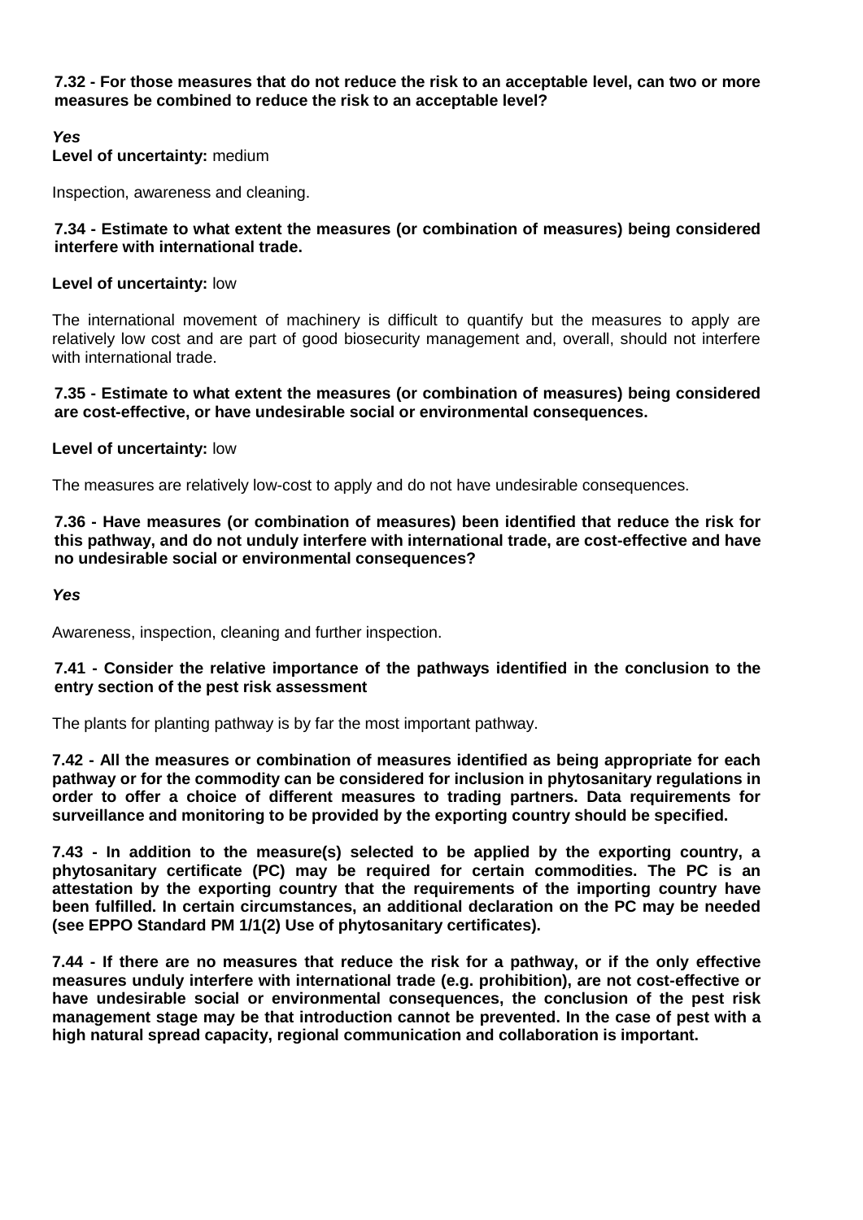**7.32 - For those measures that do not reduce the risk to an acceptable level, can two or more measures be combined to reduce the risk to an acceptable level?**

***Yes***

**Level of uncertainty:** medium

Inspection, awareness and cleaning.

**7.34 - Estimate to what extent the measures (or combination of measures) being considered interfere with international trade.**

**Level of uncertainty:** low

The international movement of machinery is difficult to quantify but the measures to apply are relatively low cost and are part of good biosecurity management and, overall, should not interfere with international trade.

**7.35 - Estimate to what extent the measures (or combination of measures) being considered are cost-effective, or have undesirable social or environmental consequences.**

**Level of uncertainty:** low

The measures are relatively low-cost to apply and do not have undesirable consequences.

**7.36 - Have measures (or combination of measures) been identified that reduce the risk for this pathway, and do not unduly interfere with international trade, are cost-effective and have no undesirable social or environmental consequences?**

***Yes***

Awareness, inspection, cleaning and further inspection.

**7.41 - Consider the relative importance of the pathways identified in the conclusion to the entry section of the pest risk assessment**

The plants for planting pathway is by far the most important pathway.

**7.42 - All the measures or combination of measures identified as being appropriate for each pathway or for the commodity can be considered for inclusion in phytosanitary regulations in order to offer a choice of different measures to trading partners. Data requirements for surveillance and monitoring to be provided by the exporting country should be specified.**

**7.43 - In addition to the measure(s) selected to be applied by the exporting country, a phytosanitary certificate (PC) may be required for certain commodities. The PC is an attestation by the exporting country that the requirements of the importing country have been fulfilled. In certain circumstances, an additional declaration on the PC may be needed (see EPPO Standard PM 1/1(2) Use of phytosanitary certificates).**

**7.44 - If there are no measures that reduce the risk for a pathway, or if the only effective measures unduly interfere with international trade (e.g. prohibition), are not cost-effective or have undesirable social or environmental consequences, the conclusion of the pest risk management stage may be that introduction cannot be prevented. In the case of pest with a high natural spread capacity, regional communication and collaboration is important.**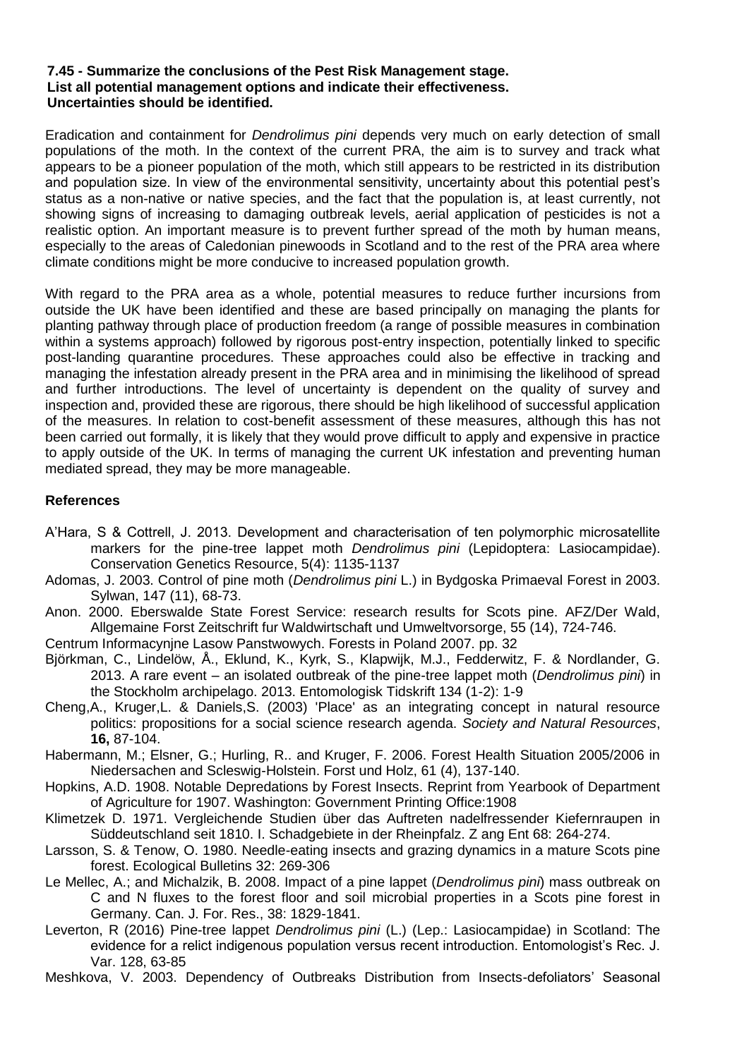**7.45 - Summarize the conclusions of the Pest Risk Management stage. List all potential management options and indicate their effectiveness. Uncertainties should be identified.**

Eradication and containment for *Dendrolimus pini* depends very much on early detection of small populations of the moth. In the context of the current PRA, the aim is to survey and track what appears to be a pioneer population of the moth, which still appears to be restricted in its distribution and population size. In view of the environmental sensitivity, uncertainty about this potential pest's status as a non-native or native species, and the fact that the population is, at least currently, not showing signs of increasing to damaging outbreak levels, aerial application of pesticides is not a realistic option. An important measure is to prevent further spread of the moth by human means, especially to the areas of Caledonian pinewoods in Scotland and to the rest of the PRA area where climate conditions might be more conducive to increased population growth.

With regard to the PRA area as a whole, potential measures to reduce further incursions from outside the UK have been identified and these are based principally on managing the plants for planting pathway through place of production freedom (a range of possible measures in combination within a systems approach) followed by rigorous post-entry inspection, potentially linked to specific post-landing quarantine procedures. These approaches could also be effective in tracking and managing the infestation already present in the PRA area and in minimising the likelihood of spread and further introductions. The level of uncertainty is dependent on the quality of survey and inspection and, provided these are rigorous, there should be high likelihood of successful application of the measures. In relation to cost-benefit assessment of these measures, although this has not been carried out formally, it is likely that they would prove difficult to apply and expensive in practice to apply outside of the UK. In terms of managing the current UK infestation and preventing human mediated spread, they may be more manageable.

## References

A'Hara, S & Cottrell, J. 2013. Development and characterisation of ten polymorphic microsatellite markers for the pine-tree lappet moth *Dendrolimus pini* (Lepidoptera: Lasiocampidae). Conservation Genetics Resource, 5(4): 1135-1137

Adomas, J. 2003. Control of pine moth (*Dendrolimus pini* L.) in Bydgoska Primaeval Forest in 2003. Sylwan, 147 (11), 68-73.

Anon. 2000. Eberswalde State Forest Service: research results for Scots pine. AFZ/Der Wald, Allgemaine Forst Zeitschrift fur Waldwirtschaft und Umweltvorsorge, 55 (14), 724-746.

Centrum Informacynjne Lasow Panstwowych. Forests in Poland 2007. pp. 32

Björkman, C., Lindelöw, Å., Eklund, K., Kyrk, S., Klapwijk, M.J., Fedderwitz, F. & Nordlander, G. 2013. A rare event – an isolated outbreak of the pine-tree lappet moth (*Dendrolimus pini*) in the Stockholm archipelago. 2013. Entomologisk Tidskrift 134 (1-2): 1-9

Cheng,A., Kruger,L. & Daniels,S. (2003) 'Place' as an integrating concept in natural resource politics: propositions for a social science research agenda. *Society and Natural Resources*, **16,** 87-104.

Habermann, M.; Elsner, G.; Hurling, R.. and Kruger, F. 2006. Forest Health Situation 2005/2006 in Niedersachen and Scleswig-Holstein. Forst und Holz, 61 (4), 137-140.

Hopkins, A.D. 1908. Notable Depredations by Forest Insects. Reprint from Yearbook of Department of Agriculture for 1907. Washington: Government Printing Office:1908

Klimetzek D. 1971. Vergleichende Studien über das Auftreten nadelfressender Kiefernraupen in Süddeutschland seit 1810. I. Schadgebiete in der Rheinpfalz. Z ang Ent 68: 264-274.

Larsson, S. & Tenow, O. 1980. Needle-eating insects and grazing dynamics in a mature Scots pine forest. Ecological Bulletins 32: 269-306

Le Mellec, A.; and Michalzik, B. 2008. Impact of a pine lappet (*Dendrolimus pini*) mass outbreak on C and N fluxes to the forest floor and soil microbial properties in a Scots pine forest in Germany. Can. J. For. Res., 38: 1829-1841.

Leverton, R (2016) Pine-tree lappet *Dendrolimus pini* (L.) (Lep.: Lasiocampidae) in Scotland: The evidence for a relict indigenous population versus recent introduction. Entomologist's Rec. J. Var. 128, 63-85

Meshkova, V. 2003. Dependency of Outbreaks Distribution from Insects-defoliators' Seasonal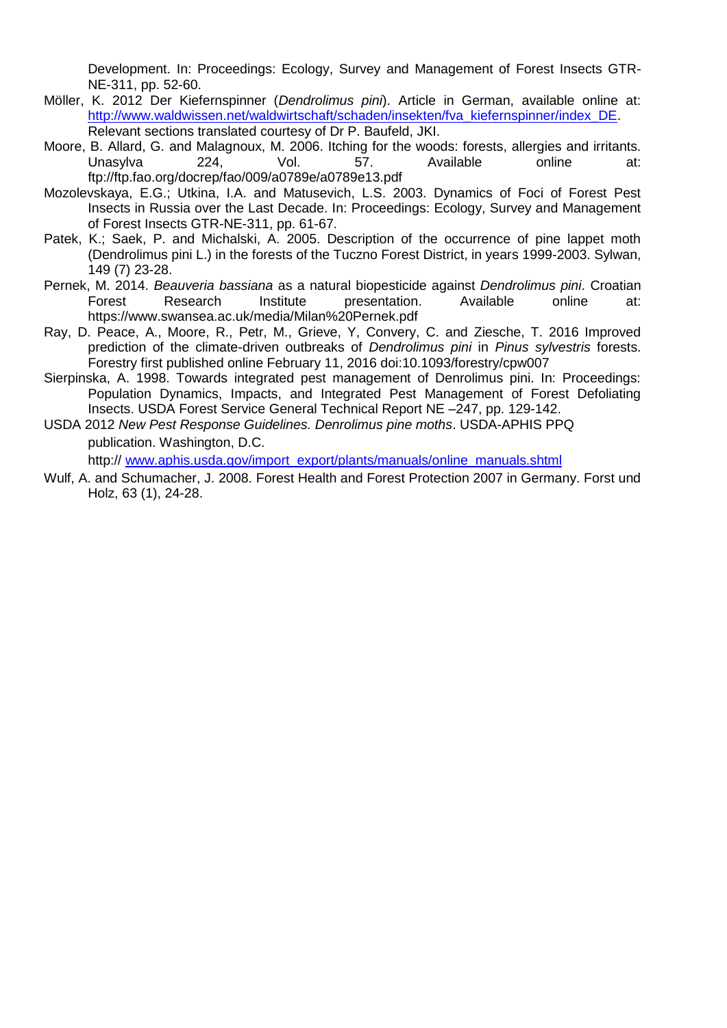Development. In: Proceedings: Ecology, Survey and Management of Forest Insects GTR-NE-311, pp. 52-60.

Möller, K. 2012 Der Kiefernspinner (*Dendrolimus pini*). Article in German, available online at: http://www.waldwissen.net/waldwirtschaft/schaden/insekten/fva_kiefernspinner/index_DE. Relevant sections translated courtesy of Dr P. Baufeld, JKI.

Moore, B. Allard, G. and Malagnoux, M. 2006. Itching for the woods: forests, allergies and irritants. Unasylva 224, Vol. 57. Available online at: ftp://ftp.fao.org/docrep/fao/009/a0789e/a0789e13.pdf

Mozolevskaya, E.G.; Utkina, I.A. and Matusevich, L.S. 2003. Dynamics of Foci of Forest Pest Insects in Russia over the Last Decade. In: Proceedings: Ecology, Survey and Management of Forest Insects GTR-NE-311, pp. 61-67.

Patek, K.; Saek, P. and Michalski, A. 2005. Description of the occurrence of pine lappet moth (Dendrolimus pini L.) in the forests of the Tuczno Forest District, in years 1999-2003. Sylwan, 149 (7) 23-28.

Pernek, M. 2014. *Beauveria bassiana* as a natural biopesticide against *Dendrolimus pini*. Croatian Forest Research Institute presentation. Available online at: https://www.swansea.ac.uk/media/Milan%20Pernek.pdf

Ray, D. Peace, A., Moore, R., Petr, M., Grieve, Y, Convery, C. and Ziesche, T. 2016 Improved prediction of the climate-driven outbreaks of *Dendrolimus pini* in *Pinus sylvestris* forests. Forestry first published online February 11, 2016 doi:10.1093/forestry/cpw007

Sierpinska, A. 1998. Towards integrated pest management of Denrolimus pini. In: Proceedings: Population Dynamics, Impacts, and Integrated Pest Management of Forest Defoliating Insects. USDA Forest Service General Technical Report NE –247, pp. 129-142.

USDA 2012 *New Pest Response Guidelines. Denrolimus pine moths*. USDA-APHIS PPQ publication. Washington, D.C.
http:// www.aphis.usda.gov/import_export/plants/manuals/online_manuals.shtml

Wulf, A. and Schumacher, J. 2008. Forest Health and Forest Protection 2007 in Germany. Forst und Holz, 63 (1), 24-28.